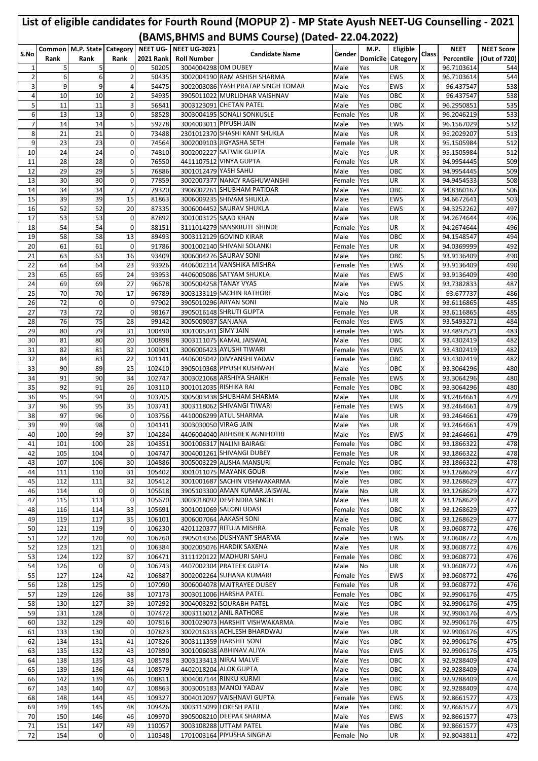# List of eligible candidates for Fourth Round (MOPUP 2) - MP State Ayush NEET-UG Counselling - 2021

## (BAMS,BHMS and BUMS Course) (Dated- 22.04.2022)

| S.No | Common Rank | M.P. State Rank | Category Rank | NEET UG- 2021 Rank | NEET UG-2021 Roll Number | Candidate Name | Gender | M.P. Domicile | Eligible Category | Class | NEET Percentile | NEET Score (Out of 720) |
|---|---|---|---|---|---|---|---|---|---|---|---|---|
| 1 | 5 | 5 | 0 | 50205 | 3004004298 | OM DUBEY | Male | Yes | UR | X | 96.7103614 | 544 |
| 2 | 6 | 6 | 2 | 50435 | 3002004190 | RAM ASHISH SHARMA | Male | Yes | EWS | X | 96.7103614 | 544 |
| 3 | 9 | 9 | 4 | 54475 | 3002003086 | YASH PRATAP SINGH TOMAR | Male | Yes | EWS | X | 96.437547 | 538 |
| 4 | 10 | 10 | 2 | 54935 | 3905011022 | MURLIDHAR VAISHNAV | Male | Yes | OBC | X | 96.437547 | 538 |
| 5 | 11 | 11 | 3 | 56841 | 3003123091 | CHETAN PATEL | Male | Yes | OBC | X | 96.2950851 | 535 |
| 6 | 13 | 13 | 0 | 58528 | 3003004195 | SONALI SONKUSLE | Female | Yes | UR | X | 96.2046219 | 533 |
| 7 | 14 | 14 | 5 | 59278 | 3004003011 | PIYUSH JAIN | Male | Yes | EWS | X | 96.1567029 | 532 |
| 8 | 21 | 21 | 0 | 73488 | 2301012370 | SHASHI KANT SHUKLA | Male | Yes | UR | X | 95.2029207 | 513 |
| 9 | 23 | 23 | 0 | 74564 | 3002009103 | JIGYASHA SETH | Female | Yes | UR | X | 95.1505984 | 512 |
| 10 | 24 | 24 | 0 | 74810 | 3002002227 | SATWIK GUPTA | Male | Yes | UR | X | 95.1505984 | 512 |
| 11 | 28 | 28 | 0 | 76550 | 4411107512 | VINYA GUPTA | Female | Yes | UR | X | 94.9954445 | 509 |
| 12 | 29 | 29 | 5 | 76886 | 3001012479 | YASH SAHU | Male | Yes | OBC | X | 94.9954445 | 509 |
| 13 | 30 | 30 | 0 | 77859 | 3002007377 | NANCY RAGHUWANSHI | Female | Yes | UR | X | 94.9454533 | 508 |
| 14 | 34 | 34 | 7 | 79320 | 3906002261 | SHUBHAM PATIDAR | Male | Yes | OBC | X | 94.8360167 | 506 |
| 15 | 39 | 39 | 15 | 81863 | 3006009235 | SHIVAM SHUKLA | Male | Yes | EWS | X | 94.6672641 | 503 |
| 16 | 52 | 52 | 20 | 87335 | 3006004452 | SAURAV SHUKLA | Male | Yes | EWS | X | 94.3252262 | 497 |
| 17 | 53 | 53 | 0 | 87892 | 3001003125 | SAAD KHAN | Male | Yes | UR | X | 94.2674644 | 496 |
| 18 | 54 | 54 | 0 | 88151 | 3111014279 | SANSKRUTI SHINDE | Female | Yes | UR | X | 94.2674644 | 496 |
| 19 | 58 | 58 | 13 | 89493 | 3003112129 | GOVIND KIRAR | Male | Yes | OBC | X | 94.1548547 | 494 |
| 20 | 61 | 61 | 0 | 91786 | 3001002140 | SHIVANI SOLANKI | Female | Yes | UR | X | 94.0369999 | 492 |
| 21 | 63 | 63 | 16 | 93409 | 3006004276 | SAURAV SONI | Male | Yes | OBC | S | 93.9136409 | 490 |
| 22 | 64 | 64 | 23 | 93926 | 4406002114 | VANSHIKA MISHRA | Female | Yes | EWS | X | 93.9136409 | 490 |
| 23 | 65 | 65 | 24 | 93953 | 4406005586 | SATYAM SHUKLA | Male | Yes | EWS | X | 93.9136409 | 490 |
| 24 | 69 | 69 | 27 | 96678 | 3005004258 | TANAY VYAS | Male | Yes | EWS | X | 93.7382833 | 487 |
| 25 | 70 | 70 | 17 | 96789 | 3003133119 | SACHIN RATHORE | Male | Yes | OBC | X | 93.677737 | 486 |
| 26 | 72 | 0 | 0 | 97902 | 3905010296 | ARYAN SONI | Male | No | UR | X | 93.6116865 | 485 |
| 27 | 73 | 72 | 0 | 98167 | 3905016148 | SHRUTI GUPTA | Female | Yes | UR | X | 93.6116865 | 485 |
| 28 | 76 | 75 | 28 | 99142 | 3005008037 | SANJANA | Female | Yes | EWS | X | 93.5493271 | 484 |
| 29 | 80 | 79 | 31 | 100490 | 3001005341 | SIMY JAIN | Female | Yes | EWS | X | 93.4897521 | 483 |
| 30 | 81 | 80 | 20 | 100898 | 3003111075 | KAMAL JAISWAL | Male | Yes | OBC | X | 93.4302419 | 482 |
| 31 | 82 | 81 | 32 | 100901 | 3006006423 | AYUSHI TIWARI | Female | Yes | EWS | X | 93.4302419 | 482 |
| 32 | 84 | 83 | 22 | 101141 | 4406005042 | DIVYANSHI YADAV | Female | Yes | OBC | X | 93.4302419 | 482 |
| 33 | 90 | 89 | 25 | 102410 | 3905010368 | PIYUSH KUSHWAH | Male | Yes | OBC | X | 93.3064296 | 480 |
| 34 | 91 | 90 | 34 | 102747 | 3003021068 | ARSHIYA SHAIKH | Female | Yes | EWS | X | 93.3064296 | 480 |
| 35 | 92 | 91 | 26 | 103110 | 3001012035 | RISHIKA RAI | Female | Yes | OBC | X | 93.3064296 | 480 |
| 36 | 95 | 94 | 0 | 103705 | 3005003438 | SHUBHAM SHARMA | Male | Yes | UR | X | 93.2464661 | 479 |
| 37 | 96 | 95 | 35 | 103741 | 3003118062 | SHIVANGI TIWARI | Female | Yes | EWS | X | 93.2464661 | 479 |
| 38 | 97 | 96 | 0 | 103756 | 4410006299 | ATUL SHARMA | Male | Yes | UR | X | 93.2464661 | 479 |
| 39 | 99 | 98 | 0 | 104141 | 3003030050 | VIRAG JAIN | Male | Yes | UR | X | 93.2464661 | 479 |
| 40 | 100 | 99 | 37 | 104284 | 4406004040 | ABHISHEK AGNIHOTRI | Male | Yes | EWS | X | 93.2464661 | 479 |
| 41 | 101 | 100 | 28 | 104351 | 3001006317 | NALINI BAIRAGI | Female | Yes | OBC | X | 93.1866322 | 478 |
| 42 | 105 | 104 | 0 | 104747 | 3004001261 | SHIVANGI DUBEY | Female | Yes | UR | X | 93.1866322 | 478 |
| 43 | 107 | 106 | 30 | 104886 | 3005003229 | ALISHA MANSURI | Female | Yes | OBC | X | 93.1866322 | 478 |
| 44 | 111 | 110 | 31 | 105402 | 3001011075 | MAYANK GOUR | Male | Yes | OBC | X | 93.1268629 | 477 |
| 45 | 112 | 111 | 32 | 105412 | 3001001687 | SACHIN VISHWAKARMA | Male | Yes | OBC | X | 93.1268629 | 477 |
| 46 | 114 | 0 | 0 | 105618 | 3905103300 | AMAN KUMAR JAISWAL | Male | No | UR | X | 93.1268629 | 477 |
| 47 | 115 | 113 | 0 | 105670 | 3003018092 | DEVENDRA SINGH | Male | Yes | UR | X | 93.1268629 | 477 |
| 48 | 116 | 114 | 33 | 105691 | 3001001069 | SALONI UDASI | Female | Yes | OBC | X | 93.1268629 | 477 |
| 49 | 119 | 117 | 35 | 106101 | 3006007064 | AAKASH SONI | Male | Yes | OBC | X | 93.1268629 | 477 |
| 50 | 121 | 119 | 0 | 106230 | 4201120377 | RITUJA MISHRA | Female | Yes | UR | X | 93.0608772 | 476 |
| 51 | 122 | 120 | 40 | 106260 | 3905014356 | DUSHYANT SHARMA | Male | Yes | EWS | X | 93.0608772 | 476 |
| 52 | 123 | 121 | 0 | 106384 | 3002005076 | HARDIK SAXENA | Male | Yes | UR | X | 93.0608772 | 476 |
| 53 | 124 | 122 | 37 | 106471 | 3111120122 | MADHURI SAHU | Female | Yes | OBC | X | 93.0608772 | 476 |
| 54 | 126 | 0 | 0 | 106743 | 4407002304 | PRATEEK GUPTA | Male | No | UR | X | 93.0608772 | 476 |
| 55 | 127 | 124 | 42 | 106887 | 3002002264 | SUHANA KUMARI | Female | Yes | EWS | X | 93.0608772 | 476 |
| 56 | 128 | 125 | 0 | 107090 | 3006004078 | MAITRAYEE DUBEY | Female | Yes | UR | X | 93.0608772 | 476 |
| 57 | 129 | 126 | 38 | 107173 | 3003011006 | HARSHA PATEL | Female | Yes | OBC | X | 92.9906176 | 475 |
| 58 | 130 | 127 | 39 | 107292 | 3004003292 | SOURABH PATEL | Male | Yes | OBC | X | 92.9906176 | 475 |
| 59 | 131 | 128 | 0 | 107472 | 3003116012 | ANIL RATHORE | Male | Yes | UR | X | 92.9906176 | 475 |
| 60 | 132 | 129 | 40 | 107816 | 3001029073 | HARSHIT VISHWAKARMA | Male | Yes | OBC | X | 92.9906176 | 475 |
| 61 | 133 | 130 | 0 | 107823 | 3002016333 | ACHLESH BHARDWAJ | Male | Yes | UR | X | 92.9906176 | 475 |
| 62 | 134 | 131 | 41 | 107826 | 3003111359 | HARSHIT SONI | Male | Yes | OBC | X | 92.9906176 | 475 |
| 63 | 135 | 132 | 43 | 107890 | 3001006038 | ABHINAV ALIYA | Male | Yes | EWS | X | 92.9906176 | 475 |
| 64 | 138 | 135 | 43 | 108578 | 3003133413 | NIRAJ MALVE | Male | Yes | OBC | X | 92.9288409 | 474 |
| 65 | 139 | 136 | 44 | 108579 | 4402018204 | ALOK GUPTA | Male | Yes | OBC | X | 92.9288409 | 474 |
| 66 | 142 | 139 | 46 | 108811 | 3004007144 | RINKU KURMI | Male | Yes | OBC | X | 92.9288409 | 474 |
| 67 | 143 | 140 | 47 | 108863 | 3003005183 | MANOJ YADAV | Male | Yes | OBC | X | 92.9288409 | 474 |
| 68 | 148 | 144 | 45 | 109327 | 3004012097 | VAISHNAVI GUPTA | Female | Yes | EWS | X | 92.8661577 | 473 |
| 69 | 149 | 145 | 48 | 109426 | 3003115099 | LOKESH PATIL | Male | Yes | OBC | X | 92.8661577 | 473 |
| 70 | 150 | 146 | 46 | 109970 | 3905008210 | DEEPAK SHARMA | Male | Yes | EWS | X | 92.8661577 | 473 |
| 71 | 151 | 147 | 49 | 110057 | 3003108288 | UTTAM PATEL | Male | Yes | OBC | X | 92.8661577 | 473 |
| 72 | 154 | 0 | 0 | 110348 | 1701003164 | PIYUSHA SINGHAI | Female | No | UR | X | 92.8043811 | 472 |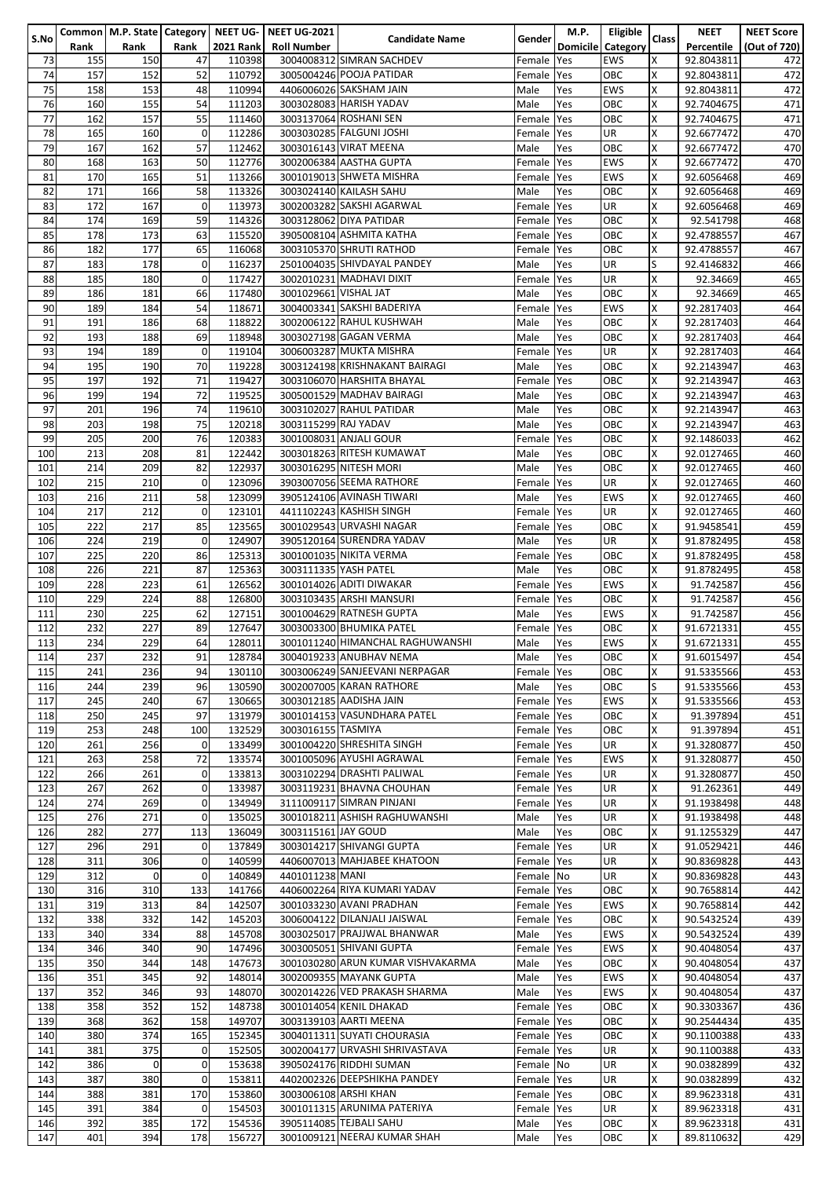| S.No | Common Rank | M.P. State Rank | Category Rank | NEET UG-2021 Rank | NEET UG-2021 Roll Number | Candidate Name | Gender | M.P. Domicile | Eligible Category | Class | NEET Percentile | NEET Score (Out of 720) |
|---|---|---|---|---|---|---|---|---|---|---|---|---|
| 73 | 155 | 150 | 47 | 110398 | 3004008312 | SIMRAN SACHDEV | Female | Yes | EWS | X | 92.8043811 | 472 |
| 74 | 157 | 152 | 52 | 110792 | 3005004246 | POOJA PATIDAR | Female | Yes | OBC | X | 92.8043811 | 472 |
| 75 | 158 | 153 | 48 | 110994 | 4406006206 | SAKSHAM JAIN | Male | Yes | EWS | X | 92.8043811 | 472 |
| 76 | 160 | 155 | 54 | 111203 | 3003028083 | HARISH YADAV | Male | Yes | OBC | X | 92.7404675 | 471 |
| 77 | 162 | 157 | 55 | 111460 | 3003137064 | ROSHANI SEN | Female | Yes | OBC | X | 92.7404675 | 471 |
| 78 | 165 | 160 | 0 | 112286 | 3003030285 | FALGUNI JOSHI | Female | Yes | UR | X | 92.6677472 | 470 |
| 79 | 167 | 162 | 57 | 112462 | 3003016143 | VIRAT MEENA | Male | Yes | OBC | X | 92.6677472 | 470 |
| 80 | 168 | 163 | 50 | 112776 | 3002006384 | AASTHA GUPTA | Female | Yes | EWS | X | 92.6677472 | 470 |
| 81 | 170 | 165 | 51 | 113266 | 3001019013 | SHWETA MISHRA | Female | Yes | EWS | X | 92.6056468 | 469 |
| 82 | 171 | 166 | 58 | 113326 | 3003024140 | KAILASH SAHU | Male | Yes | OBC | X | 92.6056468 | 469 |
| 83 | 172 | 167 | 0 | 113973 | 3002003282 | SAKSHI AGARWAL | Female | Yes | UR | X | 92.6056468 | 469 |
| 84 | 174 | 169 | 59 | 114326 | 3003128062 | DIYA PATIDAR | Female | Yes | OBC | X | 92.541798 | 468 |
| 85 | 178 | 173 | 63 | 115520 | 3905008104 | ASHMITA KATHA | Female | Yes | OBC | X | 92.4788557 | 467 |
| 86 | 182 | 177 | 65 | 116068 | 3003105370 | SHRUTI RATHOD | Female | Yes | OBC | X | 92.4788557 | 467 |
| 87 | 183 | 178 | 0 | 116237 | 2501004035 | SHIVDAYAL PANDEY | Male | Yes | UR | X | 92.4146832 | 466 |
| 88 | 185 | 180 | 0 | 117427 | 3002010231 | MADHAVI DIXIT | Female | Yes | UR | S | 92.34669 | 465 |
| 89 | 186 | 181 | 66 | 117480 | 3001029661 | VISHAL JAT | Male | Yes | OBC | X | 92.34669 | 465 |
| 90 | 189 | 184 | 54 | 118671 | 3004003341 | SAKSHI BADERIYA | Female | Yes | EWS | X | 92.2817403 | 464 |
| 91 | 191 | 186 | 68 | 118822 | 3002006122 | RAHUL KUSHWAH | Male | Yes | OBC | X | 92.2817403 | 464 |
| 92 | 193 | 188 | 69 | 118948 | 3003027198 | GAGAN VERMA | Male | Yes | OBC | X | 92.2817403 | 464 |
| 93 | 194 | 189 | 0 | 119104 | 3006003287 | MUKTA MISHRA | Female | Yes | UR | X | 92.2817403 | 464 |
| 94 | 195 | 190 | 70 | 119228 | 3003124198 | KRISHNAKANT BAIRAGI | Male | Yes | OBC | X | 92.2143947 | 463 |
| 95 | 197 | 192 | 71 | 119427 | 3003106070 | HARSHITA BHAYAL | Female | Yes | OBC | X | 92.2143947 | 463 |
| 96 | 199 | 194 | 72 | 119525 | 3005001529 | MADHAV BAIRAGI | Male | Yes | OBC | X | 92.2143947 | 463 |
| 97 | 201 | 196 | 74 | 119610 | 3003102027 | RAHUL PATIDAR | Male | Yes | OBC | X | 92.2143947 | 463 |
| 98 | 203 | 198 | 75 | 120218 | 3003115299 | RAJ YADAV | Male | Yes | OBC | X | 92.2143947 | 463 |
| 99 | 205 | 200 | 76 | 120383 | 3001008031 | ANJALI GOUR | Female | Yes | OBC | X | 92.1486033 | 462 |
| 100 | 213 | 208 | 81 | 122442 | 3003018263 | RITESH KUMAWAT | Male | Yes | OBC | X | 92.0127465 | 460 |
| 101 | 214 | 209 | 82 | 122937 | 3003016295 | NITESH MORI | Male | Yes | OBC | X | 92.0127465 | 460 |
| 102 | 215 | 210 | 0 | 123096 | 3903007056 | SEEMA RATHORE | Female | Yes | UR | X | 92.0127465 | 460 |
| 103 | 216 | 211 | 58 | 123099 | 3905124106 | AVINASH TIWARI | Male | Yes | EWS | X | 92.0127465 | 460 |
| 104 | 217 | 212 | 0 | 123101 | 4411102243 | KASHISH SINGH | Female | Yes | UR | X | 92.0127465 | 460 |
| 105 | 222 | 217 | 85 | 123565 | 3001029543 | URVASHI NAGAR | Female | Yes | OBC | X | 91.9458541 | 459 |
| 106 | 224 | 219 | 0 | 124907 | 3905120164 | SURENDRA YADAV | Male | Yes | UR | X | 91.8782495 | 458 |
| 107 | 225 | 220 | 86 | 125313 | 3001001035 | NIKITA VERMA | Female | Yes | OBC | X | 91.8782495 | 458 |
| 108 | 226 | 221 | 87 | 125363 | 3003111335 | YASH PATEL | Male | Yes | OBC | X | 91.8782495 | 458 |
| 109 | 228 | 223 | 61 | 126562 | 3001014026 | ADITI DIWAKAR | Female | Yes | EWS | X | 91.742587 | 456 |
| 110 | 229 | 224 | 88 | 126800 | 3003103435 | ARSHI MANSURI | Female | Yes | OBC | X | 91.742587 | 456 |
| 111 | 230 | 225 | 62 | 127151 | 3001004629 | RATNESH GUPTA | Male | Yes | EWS | X | 91.742587 | 456 |
| 112 | 232 | 227 | 89 | 127647 | 3003003300 | BHUMIKA PATEL | Female | Yes | OBC | X | 91.6721331 | 455 |
| 113 | 234 | 229 | 64 | 128011 | 3001011240 | HIMANCHAL RAGHUWANSHI | Male | Yes | EWS | X | 91.6721331 | 455 |
| 114 | 237 | 232 | 91 | 128784 | 3004019233 | ANUBHAV NEMA | Male | Yes | OBC | X | 91.6015497 | 454 |
| 115 | 241 | 236 | 94 | 130110 | 3003006249 | SANJEEVANI NERPAGAR | Female | Yes | OBC | X | 91.5335566 | 453 |
| 116 | 244 | 239 | 96 | 130590 | 3002007005 | KARAN RATHORE | Male | Yes | OBC | S | 91.5335566 | 453 |
| 117 | 245 | 240 | 67 | 130665 | 3003012185 | AADISHA JAIN | Female | Yes | EWS | X | 91.5335566 | 453 |
| 118 | 250 | 245 | 97 | 131979 | 3001014153 | VASUNDHARA PATEL | Female | Yes | OBC | X | 91.397894 | 451 |
| 119 | 253 | 248 | 100 | 132529 | 3003016155 | TASMIYA | Female | Yes | OBC | X | 91.397894 | 451 |
| 120 | 261 | 256 | 0 | 133499 | 3001004220 | SHRESHITA SINGH | Female | Yes | UR | X | 91.3280877 | 450 |
| 121 | 263 | 258 | 72 | 133574 | 3001005096 | AYUSHI AGRAWAL | Female | Yes | EWS | X | 91.3280877 | 450 |
| 122 | 266 | 261 | 0 | 133813 | 3003102294 | DRASHTI PALIWAL | Female | Yes | UR | X | 91.3280877 | 450 |
| 123 | 267 | 262 | 0 | 133987 | 3003119231 | BHAVNA CHOUHAN | Female | Yes | UR | X | 91.262361 | 449 |
| 124 | 274 | 269 | 0 | 134949 | 3111009117 | SIMRAN PINJANI | Female | Yes | UR | X | 91.1938498 | 448 |
| 125 | 276 | 271 | 0 | 135025 | 3001018211 | ASHISH RAGHUWANSHI | Male | Yes | UR | X | 91.1938498 | 448 |
| 126 | 282 | 277 | 113 | 136049 | 3003115161 | JAY GOUD | Male | Yes | OBC | X | 91.1255329 | 447 |
| 127 | 296 | 291 | 0 | 137849 | 3003014217 | SHIVANGI GUPTA | Female | Yes | UR | X | 91.0529421 | 446 |
| 128 | 311 | 306 | 0 | 140599 | 4406007013 | MAHJABEE KHATOON | Female | Yes | UR | X | 90.8369828 | 443 |
| 129 | 312 | 0 | 0 | 140849 | 4401011238 | MANI | Female | No | UR | X | 90.8369828 | 443 |
| 130 | 316 | 310 | 133 | 141766 | 4406002264 | RIYA KUMARI YADAV | Female | Yes | OBC | X | 90.7658814 | 442 |
| 131 | 319 | 313 | 84 | 142507 | 3001033230 | AVANI PRADHAN | Female | Yes | EWS | X | 90.7658814 | 442 |
| 132 | 338 | 332 | 142 | 145203 | 3006004122 | DILANJALI JAISWAL | Female | Yes | OBC | X | 90.5432524 | 439 |
| 133 | 340 | 334 | 88 | 145708 | 3003025017 | PRAJJWAL BHANWAR | Male | Yes | EWS | X | 90.5432524 | 439 |
| 134 | 346 | 340 | 90 | 147496 | 3003005051 | SHIVANI GUPTA | Female | Yes | EWS | X | 90.4048054 | 437 |
| 135 | 350 | 344 | 148 | 147673 | 3001030280 | ARUN KUMAR VISHVAKARMA | Male | Yes | OBC | X | 90.4048054 | 437 |
| 136 | 351 | 345 | 92 | 148014 | 3002009355 | MAYANK GUPTA | Male | Yes | EWS | X | 90.4048054 | 437 |
| 137 | 352 | 346 | 93 | 148070 | 3002014226 | VED PRAKASH SHARMA | Male | Yes | EWS | X | 90.4048054 | 437 |
| 138 | 358 | 352 | 152 | 148738 | 3001014054 | KENIL DHAKAD | Female | Yes | OBC | X | 90.3303367 | 436 |
| 139 | 368 | 362 | 158 | 149707 | 3003139103 | AARTI MEENA | Female | Yes | OBC | X | 90.2544434 | 435 |
| 140 | 380 | 374 | 165 | 152345 | 3004011311 | SUYATI CHOURASIA | Female | Yes | OBC | X | 90.1100388 | 433 |
| 141 | 381 | 375 | 0 | 152505 | 3002004177 | URVASHI SHRIVASTAVA | Female | Yes | UR | X | 90.1100388 | 433 |
| 142 | 386 | 0 | 0 | 153638 | 3905024176 | RIDDHI SUMAN | Female | No | UR | X | 90.0382899 | 432 |
| 143 | 387 | 380 | 0 | 153811 | 4402002326 | DEEPSHIKHA PANDEY | Female | Yes | UR | X | 90.0382899 | 432 |
| 144 | 388 | 381 | 170 | 153860 | 3003006108 | ARSHI KHAN | Female | Yes | OBC | X | 89.9623318 | 431 |
| 145 | 391 | 384 | 0 | 154503 | 3001011315 | ARUNIMA PATERIYA | Female | Yes | UR | X | 89.9623318 | 431 |
| 146 | 392 | 385 | 172 | 154536 | 3905114085 | TEJBALI SAHU | Male | Yes | OBC | X | 89.9623318 | 431 |
| 147 | 401 | 394 | 178 | 156727 | 3001009121 | NEERAJ KUMAR SHAH | Male | Yes | OBC | X | 89.8110632 | 429 |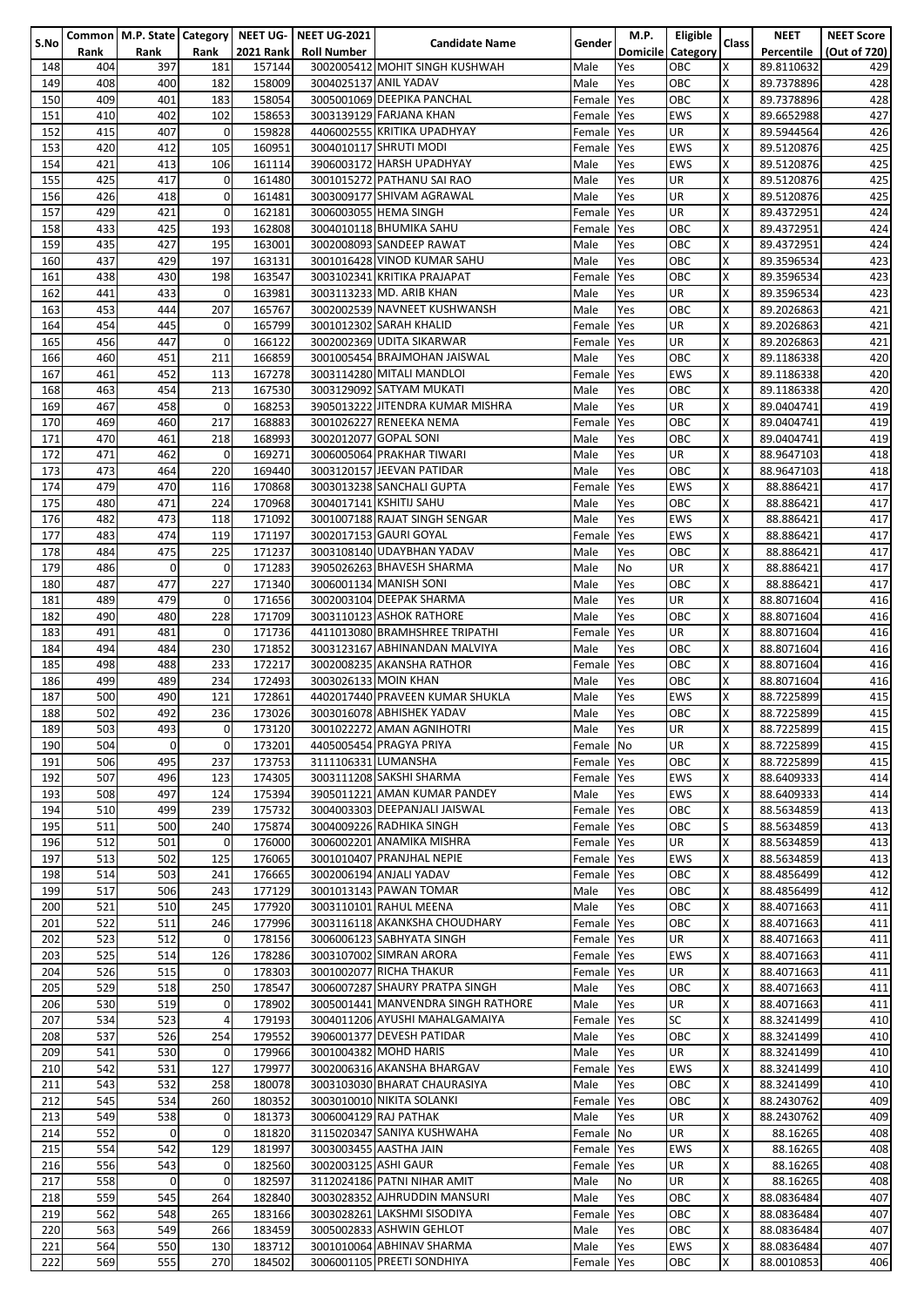| S.No | Common Rank | M.P. State Rank | Category Rank | NEET UG-2021 Rank | NEET UG-2021 Roll Number | Candidate Name | Gender | M.P. Domicile | Eligible Category | Class | NEET Percentile | NEET Score (Out of 720) |
|---|---|---|---|---|---|---|---|---|---|---|---|---|
| 148 | 404 | 397 | 181 | 157144 | 3002005412 | MOHIT SINGH KUSHWAH | Male | Yes | OBC | X | 89.8110632 | 429 |
| 149 | 408 | 400 | 182 | 158009 | 3004025137 | ANIL YADAV | Male | Yes | OBC | X | 89.7378896 | 428 |
| 150 | 409 | 401 | 183 | 158054 | 3005001069 | DEEPIKA PANCHAL | Female | Yes | OBC | X | 89.7378896 | 428 |
| 151 | 410 | 402 | 102 | 158653 | 3003139129 | FARJANA KHAN | Female | Yes | EWS | X | 89.6652988 | 427 |
| 152 | 415 | 407 | 0 | 159828 | 4406002555 | KRITIKA UPADHYAY | Female | Yes | UR | X | 89.5944564 | 426 |
| 153 | 420 | 412 | 105 | 160951 | 3004010117 | SHRUTI MODI | Female | Yes | EWS | X | 89.5120876 | 425 |
| 154 | 421 | 413 | 106 | 161114 | 3906003172 | HARSH UPADHYAY | Male | Yes | EWS | X | 89.5120876 | 425 |
| 155 | 425 | 417 | 0 | 161480 | 3001015272 | PATHANU SAI RAO | Male | Yes | UR | X | 89.5120876 | 425 |
| 156 | 426 | 418 | 0 | 161481 | 3003009177 | SHIVAM AGRAWAL | Male | Yes | UR | X | 89.5120876 | 425 |
| 157 | 429 | 421 | 0 | 162181 | 3006003055 | HEMA SINGH | Female | Yes | UR | X | 89.4372951 | 424 |
| 158 | 433 | 425 | 193 | 162808 | 3004010118 | BHUMIKA SAHU | Female | Yes | OBC | X | 89.4372951 | 424 |
| 159 | 435 | 427 | 195 | 163001 | 3002008093 | SANDEEP RAWAT | Male | Yes | OBC | X | 89.4372951 | 424 |
| 160 | 437 | 429 | 197 | 163131 | 3001016428 | VINOD KUMAR SAHU | Male | Yes | OBC | X | 89.3596534 | 423 |
| 161 | 438 | 430 | 198 | 163547 | 3003102341 | KRITIKA PRAJAPAT | Female | Yes | OBC | X | 89.3596534 | 423 |
| 162 | 441 | 433 | 0 | 163981 | 3003113233 | MD. ARIB KHAN | Male | Yes | UR | X | 89.3596534 | 423 |
| 163 | 453 | 444 | 207 | 165767 | 3002002539 | NAVNEET KUSHWANSH | Male | Yes | OBC | X | 89.2026863 | 421 |
| 164 | 454 | 445 | 0 | 165799 | 3001012302 | SARAH KHALID | Female | Yes | UR | X | 89.2026863 | 421 |
| 165 | 456 | 447 | 0 | 166122 | 3002002369 | UDITA SIKARWAR | Female | Yes | UR | X | 89.2026863 | 421 |
| 166 | 460 | 451 | 211 | 166859 | 3001005454 | BRAJMOHAN JAISWAL | Male | Yes | OBC | X | 89.1186338 | 420 |
| 167 | 461 | 452 | 113 | 167278 | 3003114280 | MITALI MANDLOI | Female | Yes | EWS | X | 89.1186338 | 420 |
| 168 | 463 | 454 | 213 | 167530 | 3003129092 | SATYAM MUKATI | Male | Yes | OBC | X | 89.1186338 | 420 |
| 169 | 467 | 458 | 0 | 168253 | 3905013222 | JITENDRA KUMAR MISHRA | Male | Yes | UR | X | 89.0404741 | 419 |
| 170 | 469 | 460 | 217 | 168883 | 3001026227 | RENEEKA NEMA | Female | Yes | OBC | X | 89.0404741 | 419 |
| 171 | 470 | 461 | 218 | 168993 | 3002012077 | GOPAL SONI | Male | Yes | OBC | X | 89.0404741 | 419 |
| 172 | 471 | 462 | 0 | 169271 | 3006005064 | PRAKHAR TIWARI | Male | Yes | UR | X | 88.9647103 | 418 |
| 173 | 473 | 464 | 220 | 169440 | 3003120157 | JEEVAN PATIDAR | Male | Yes | OBC | X | 88.9647103 | 418 |
| 174 | 479 | 470 | 116 | 170868 | 3003013238 | SANCHALI GUPTA | Female | Yes | EWS | X | 88.886421 | 417 |
| 175 | 480 | 471 | 224 | 170968 | 3004017141 | KSHITIJ SAHU | Male | Yes | OBC | X | 88.886421 | 417 |
| 176 | 482 | 473 | 118 | 171092 | 3001007188 | RAJAT SINGH SENGAR | Male | Yes | EWS | X | 88.886421 | 417 |
| 177 | 483 | 474 | 119 | 171197 | 3002017153 | GAURI GOYAL | Female | Yes | EWS | X | 88.886421 | 417 |
| 178 | 484 | 475 | 225 | 171237 | 3003108140 | UDAYBHAN YADAV | Male | Yes | OBC | X | 88.886421 | 417 |
| 179 | 486 | 0 | 0 | 171283 | 3905026263 | BHAVESH SHARMA | Male | No | UR | X | 88.886421 | 417 |
| 180 | 487 | 477 | 227 | 171340 | 3006001134 | MANISH SONI | Male | Yes | OBC | X | 88.886421 | 417 |
| 181 | 489 | 479 | 0 | 171656 | 3002003104 | DEEPAK SHARMA | Male | Yes | UR | X | 88.8071604 | 416 |
| 182 | 490 | 480 | 228 | 171709 | 3003110123 | ASHOK RATHORE | Male | Yes | OBC | X | 88.8071604 | 416 |
| 183 | 491 | 481 | 0 | 171736 | 4411013080 | BRAMHSHREE TRIPATHI | Female | Yes | UR | X | 88.8071604 | 416 |
| 184 | 494 | 484 | 230 | 171852 | 3003123167 | ABHINANDAN MALVIYA | Male | Yes | OBC | X | 88.8071604 | 416 |
| 185 | 498 | 488 | 233 | 172217 | 3002008235 | AKANSHA RATHOR | Female | Yes | OBC | X | 88.8071604 | 416 |
| 186 | 499 | 489 | 234 | 172493 | 3003026133 | MOIN KHAN | Male | Yes | OBC | X | 88.8071604 | 416 |
| 187 | 500 | 490 | 121 | 172861 | 4402017440 | PRAVEEN KUMAR SHUKLA | Male | Yes | EWS | X | 88.7225899 | 415 |
| 188 | 502 | 492 | 236 | 173026 | 3003016078 | ABHISHEK YADAV | Male | Yes | OBC | X | 88.7225899 | 415 |
| 189 | 503 | 493 | 0 | 173120 | 3001022272 | AMAN AGNIHOTRI | Male | Yes | UR | X | 88.7225899 | 415 |
| 190 | 504 | 0 | 0 | 173201 | 4405005454 | PRAGYA PRIYA | Female | No | UR | X | 88.7225899 | 415 |
| 191 | 506 | 495 | 237 | 173753 | 3111106331 | LUMANSHA | Female | Yes | OBC | X | 88.7225899 | 415 |
| 192 | 507 | 496 | 123 | 174305 | 3003111208 | SAKSHI SHARMA | Female | Yes | EWS | X | 88.6409333 | 414 |
| 193 | 508 | 497 | 124 | 175394 | 3905011221 | AMAN KUMAR PANDEY | Male | Yes | EWS | X | 88.6409333 | 414 |
| 194 | 510 | 499 | 239 | 175732 | 3004003303 | DEEPANJALI JAISWAL | Female | Yes | OBC | X | 88.5634859 | 413 |
| 195 | 511 | 500 | 240 | 175874 | 3004009226 | RADHIKA SINGH | Female | Yes | OBC | S | 88.5634859 | 413 |
| 196 | 512 | 501 | 0 | 176000 | 3006002201 | ANAMIKA MISHRA | Female | Yes | UR | X | 88.5634859 | 413 |
| 197 | 513 | 502 | 125 | 176065 | 3001010407 | PRANJHAL NEPIE | Female | Yes | EWS | X | 88.5634859 | 413 |
| 198 | 514 | 503 | 241 | 176665 | 3002006194 | ANJALI YADAV | Female | Yes | OBC | X | 88.4856499 | 412 |
| 199 | 517 | 506 | 243 | 177129 | 3001013143 | PAWAN TOMAR | Male | Yes | OBC | X | 88.4856499 | 412 |
| 200 | 521 | 510 | 245 | 177920 | 3003110101 | RAHUL MEENA | Male | Yes | OBC | X | 88.4071663 | 411 |
| 201 | 522 | 511 | 246 | 177996 | 3003116118 | AKANKSHA CHOUDHARY | Female | Yes | OBC | X | 88.4071663 | 411 |
| 202 | 523 | 512 | 0 | 178156 | 3006006123 | SABHYATA SINGH | Female | Yes | UR | X | 88.4071663 | 411 |
| 203 | 525 | 514 | 126 | 178286 | 3003107002 | SIMRAN ARORA | Female | Yes | EWS | X | 88.4071663 | 411 |
| 204 | 526 | 515 | 0 | 178303 | 3001002077 | RICHA THAKUR | Female | Yes | UR | X | 88.4071663 | 411 |
| 205 | 529 | 518 | 250 | 178547 | 3006007287 | SHAURY PRATPA SINGH | Male | Yes | OBC | X | 88.4071663 | 411 |
| 206 | 530 | 519 | 0 | 178902 | 3005001441 | MANVENDRA SINGH RATHORE | Male | Yes | UR | X | 88.4071663 | 411 |
| 207 | 534 | 523 | 4 | 179193 | 3004011206 | AYUSHI MAHALGAMAIYA | Female | Yes | SC | X | 88.3241499 | 410 |
| 208 | 537 | 526 | 254 | 179552 | 3906001377 | DEVESH PATIDAR | Male | Yes | OBC | X | 88.3241499 | 410 |
| 209 | 541 | 530 | 0 | 179966 | 3001004382 | MOHD HARIS | Male | Yes | UR | X | 88.3241499 | 410 |
| 210 | 542 | 531 | 127 | 179977 | 3002006316 | AKANSHA BHARGAV | Female | Yes | EWS | X | 88.3241499 | 410 |
| 211 | 543 | 532 | 258 | 180078 | 3003103030 | BHARAT CHAURASIYA | Male | Yes | OBC | X | 88.3241499 | 410 |
| 212 | 545 | 534 | 260 | 180352 | 3003010010 | NIKITA SOLANKI | Female | Yes | OBC | X | 88.2430762 | 409 |
| 213 | 549 | 538 | 0 | 181373 | 3006004129 | RAJ PATHAK | Male | Yes | UR | X | 88.2430762 | 409 |
| 214 | 552 | 0 | 0 | 181820 | 3115020347 | SANIYA KUSHWAHA | Female | No | UR | X | 88.16265 | 408 |
| 215 | 554 | 542 | 129 | 181997 | 3003003455 | AASTHA JAIN | Female | Yes | EWS | X | 88.16265 | 408 |
| 216 | 556 | 543 | 0 | 182560 | 3002003125 | ASHI GAUR | Female | Yes | UR | X | 88.16265 | 408 |
| 217 | 558 | 0 | 0 | 182597 | 3112024186 | PATNI NIHAR AMIT | Male | No | UR | X | 88.16265 | 408 |
| 218 | 559 | 545 | 264 | 182840 | 3003028352 | AJHRUDDIN MANSURI | Male | Yes | OBC | X | 88.0836484 | 407 |
| 219 | 562 | 548 | 265 | 183166 | 3003028261 | LAKSHMI SISODIYA | Female | Yes | OBC | X | 88.0836484 | 407 |
| 220 | 563 | 549 | 266 | 183459 | 3005002833 | ASHWIN GEHLOT | Male | Yes | OBC | X | 88.0836484 | 407 |
| 221 | 564 | 550 | 130 | 183712 | 3001010064 | ABHINAV SHARMA | Male | Yes | EWS | X | 88.0836484 | 407 |
| 222 | 569 | 555 | 270 | 184502 | 3006001105 | PREETI SONDHIYA | Female | Yes | OBC | X | 88.0010853 | 406 |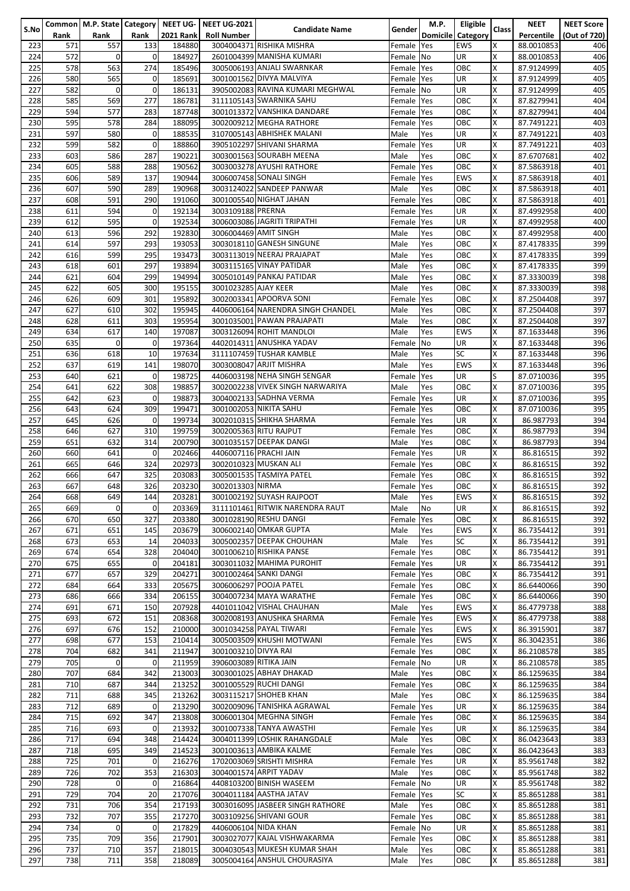| S.No | Common Rank | M.P. State Rank | Category Rank | NEET UG-2021 Rank | NEET UG-2021 Roll Number | Candidate Name | Gender | M.P. Domicile | Eligible Category | Class | NEET Percentile | NEET Score (Out of 720) |
|---|---|---|---|---|---|---|---|---|---|---|---|---|
| 223 | 571 | 557 | 133 | 184880 | 3004004371 | RISHIKA MISHRA | Female | Yes | EWS | X | 88.0010853 | 406 |
| 224 | 572 | 0 | 0 | 184927 | 2601004399 | MANISHA KUMARI | Female | No | UR | X | 88.0010853 | 406 |
| 225 | 578 | 563 | 274 | 185496 | 3005006193 | ANJALI SWARNKAR | Female | Yes | OBC | X | 87.9124999 | 405 |
| 226 | 580 | 565 | 0 | 185691 | 3001001562 | DIVYA MALVIYA | Female | Yes | UR | X | 87.9124999 | 405 |
| 227 | 582 | 0 | 0 | 186131 | 3905002083 | RAVINA KUMARI MEGHWAL | Female | No | UR | X | 87.9124999 | 405 |
| 228 | 585 | 569 | 277 | 186781 | 3111105143 | SWARNIKA SAHU | Female | Yes | OBC | X | 87.8279941 | 404 |
| 229 | 594 | 577 | 283 | 187748 | 3001013372 | VANSHIKA DANDARE | Female | Yes | OBC | X | 87.8279941 | 404 |
| 230 | 595 | 578 | 284 | 188095 | 3002009212 | MEGHA RATHORE | Female | Yes | OBC | X | 87.7491221 | 403 |
| 231 | 597 | 580 | 0 | 188535 | 3107005143 | ABHISHEK MALANI | Male | Yes | UR | X | 87.7491221 | 403 |
| 232 | 599 | 582 | 0 | 188860 | 3905102297 | SHIVANI SHARMA | Female | Yes | UR | X | 87.7491221 | 403 |
| 233 | 603 | 586 | 287 | 190221 | 3003001563 | SOURABH MEENA | Male | Yes | OBC | X | 87.6707681 | 402 |
| 234 | 605 | 588 | 288 | 190562 | 3003003278 | AYUSHI RATHORE | Female | Yes | OBC | X | 87.5863918 | 401 |
| 235 | 606 | 589 | 137 | 190944 | 3006007458 | SONALI SINGH | Female | Yes | EWS | X | 87.5863918 | 401 |
| 236 | 607 | 590 | 289 | 190968 | 3003124022 | SANDEEP PANWAR | Male | Yes | OBC | X | 87.5863918 | 401 |
| 237 | 608 | 591 | 290 | 191060 | 3001005540 | NIGHAT JAHAN | Female | Yes | OBC | X | 87.5863918 | 401 |
| 238 | 611 | 594 | 0 | 192134 | 3003109188 | PRERNA | Female | Yes | UR | X | 87.4992958 | 400 |
| 239 | 612 | 595 | 0 | 192534 | 3006003086 | JAGRITI TRIPATHI | Female | Yes | UR | X | 87.4992958 | 400 |
| 240 | 613 | 596 | 292 | 192830 | 3006004469 | AMIT SINGH | Male | Yes | OBC | X | 87.4992958 | 400 |
| 241 | 614 | 597 | 293 | 193053 | 3003018110 | GANESH SINGUNE | Male | Yes | OBC | X | 87.4178335 | 399 |
| 242 | 616 | 599 | 295 | 193473 | 3003113019 | NEERAJ PRAJAPAT | Male | Yes | OBC | X | 87.4178335 | 399 |
| 243 | 618 | 601 | 297 | 193894 | 3003115165 | VINAY PATIDAR | Male | Yes | OBC | X | 87.4178335 | 399 |
| 244 | 621 | 604 | 299 | 194994 | 3005010149 | PANKAJ PATIDAR | Male | Yes | OBC | X | 87.3330039 | 398 |
| 245 | 622 | 605 | 300 | 195155 | 3001023285 | AJAY KEER | Male | Yes | OBC | X | 87.3330039 | 398 |
| 246 | 626 | 609 | 301 | 195892 | 3002003341 | APOORVA SONI | Female | Yes | OBC | X | 87.2504408 | 397 |
| 247 | 627 | 610 | 302 | 195945 | 4406006164 | NARENDRA SINGH CHANDEL | Male | Yes | OBC | X | 87.2504408 | 397 |
| 248 | 628 | 611 | 303 | 195954 | 3001035001 | PAWAN PRAJAPATI | Male | Yes | OBC | X | 87.2504408 | 397 |
| 249 | 634 | 617 | 140 | 197087 | 3003126094 | ROHIT MANDLOI | Male | Yes | EWS | X | 87.1633448 | 396 |
| 250 | 635 | 0 | 0 | 197364 | 4402014311 | ANUSHKA YADAV | Female | No | UR | X | 87.1633448 | 396 |
| 251 | 636 | 618 | 10 | 197634 | 3111107459 | TUSHAR KAMBLE | Male | Yes | SC | X | 87.1633448 | 396 |
| 252 | 637 | 619 | 141 | 198070 | 3003008047 | ARJIT MISHRA | Male | Yes | EWS | X | 87.1633448 | 396 |
| 253 | 640 | 621 | 0 | 198725 | 4406003198 | NEHA SINGH SENGAR | Female | Yes | UR | S | 87.0710036 | 395 |
| 254 | 641 | 622 | 308 | 198857 | 3002002238 | VIVEK SINGH NARWARIYA | Male | Yes | OBC | X | 87.0710036 | 395 |
| 255 | 642 | 623 | 0 | 198873 | 3004002133 | SADHNA VERMA | Female | Yes | UR | X | 87.0710036 | 395 |
| 256 | 643 | 624 | 309 | 199471 | 3001002053 | NIKITA SAHU | Female | Yes | OBC | X | 87.0710036 | 395 |
| 257 | 645 | 626 | 0 | 199734 | 3002010315 | SHIKHA SHARMA | Female | Yes | UR | X | 86.987793 | 394 |
| 258 | 646 | 627 | 310 | 199759 | 3002005363 | RITU RAJPUT | Female | Yes | OBC | X | 86.987793 | 394 |
| 259 | 651 | 632 | 314 | 200790 | 3001035157 | DEEPAK DANGI | Male | Yes | OBC | X | 86.987793 | 394 |
| 260 | 660 | 641 | 0 | 202466 | 4406007116 | PRACHI JAIN | Female | Yes | UR | X | 86.816515 | 392 |
| 261 | 665 | 646 | 324 | 202973 | 3002010323 | MUSKAN ALI | Female | Yes | OBC | X | 86.816515 | 392 |
| 262 | 666 | 647 | 325 | 203083 | 3005001535 | TASMIYA PATEL | Female | Yes | OBC | X | 86.816515 | 392 |
| 263 | 667 | 648 | 326 | 203230 | 3002013303 | NIRMA | Female | Yes | OBC | X | 86.816515 | 392 |
| 264 | 668 | 649 | 144 | 203281 | 3001002192 | SUYASH RAJPOOT | Male | Yes | EWS | X | 86.816515 | 392 |
| 265 | 669 | 0 | 0 | 203369 | 3111101461 | RITWIK NARENDRA RAUT | Male | No | UR | X | 86.816515 | 392 |
| 266 | 670 | 650 | 327 | 203380 | 3001028190 | RESHU DANGI | Female | Yes | OBC | X | 86.816515 | 392 |
| 267 | 671 | 651 | 145 | 203679 | 3006002140 | OMKAR GUPTA | Male | Yes | EWS | X | 86.7354412 | 391 |
| 268 | 673 | 653 | 14 | 204033 | 3005002357 | DEEPAK CHOUHAN | Male | Yes | SC | X | 86.7354412 | 391 |
| 269 | 674 | 654 | 328 | 204040 | 3001006210 | RISHIKA PANSE | Female | Yes | OBC | X | 86.7354412 | 391 |
| 270 | 675 | 655 | 0 | 204181 | 3003011032 | MAHIMA PUROHIT | Female | Yes | UR | X | 86.7354412 | 391 |
| 271 | 677 | 657 | 329 | 204271 | 3001002464 | SANKI DANGI | Female | Yes | OBC | X | 86.7354412 | 391 |
| 272 | 684 | 664 | 333 | 205675 | 3006006297 | POOJA PATEL | Female | Yes | OBC | X | 86.6440066 | 390 |
| 273 | 686 | 666 | 334 | 206155 | 3004007234 | MAYA WARATHE | Female | Yes | OBC | X | 86.6440066 | 390 |
| 274 | 691 | 671 | 150 | 207928 | 4401011042 | VISHAL CHAUHAN | Male | Yes | EWS | X | 86.4779738 | 388 |
| 275 | 693 | 672 | 151 | 208368 | 3002008193 | ANUSHKA SHARMA | Female | Yes | EWS | X | 86.4779738 | 388 |
| 276 | 697 | 676 | 152 | 210000 | 3001034258 | PAYAL TIWARI | Female | Yes | EWS | X | 86.3915901 | 387 |
| 277 | 698 | 677 | 153 | 210414 | 3005003509 | KHUSHI MOTWANI | Female | Yes | EWS | X | 86.3042351 | 386 |
| 278 | 704 | 682 | 341 | 211947 | 3001003210 | DIVYA RAI | Female | Yes | OBC | X | 86.2108578 | 385 |
| 279 | 705 | 0 | 0 | 211959 | 3906003089 | RITIKA JAIN | Female | No | UR | X | 86.2108578 | 385 |
| 280 | 707 | 684 | 342 | 213003 | 3003001025 | ABHAY DHAKAD | Male | Yes | OBC | X | 86.1259635 | 384 |
| 281 | 710 | 687 | 344 | 213252 | 3001005529 | RUCHI DANGI | Female | Yes | OBC | X | 86.1259635 | 384 |
| 282 | 711 | 688 | 345 | 213262 | 3003115217 | SHOHEB KHAN | Male | Yes | OBC | X | 86.1259635 | 384 |
| 283 | 712 | 689 | 0 | 213290 | 3002009096 | TANISHKA AGRAWAL | Female | Yes | UR | X | 86.1259635 | 384 |
| 284 | 715 | 692 | 347 | 213808 | 3006001304 | MEGHNA SINGH | Female | Yes | OBC | X | 86.1259635 | 384 |
| 285 | 716 | 693 | 0 | 213932 | 3001007338 | TANYA AWASTHI | Female | Yes | UR | X | 86.1259635 | 384 |
| 286 | 717 | 694 | 348 | 214424 | 3004011399 | LOSHIK RAHANGDALE | Male | Yes | OBC | X | 86.0423643 | 383 |
| 287 | 718 | 695 | 349 | 214523 | 3001003613 | AMBIKA KALME | Female | Yes | OBC | X | 86.0423643 | 383 |
| 288 | 725 | 701 | 0 | 216276 | 1702003069 | SRISHTI MISHRA | Female | Yes | UR | X | 85.9561748 | 382 |
| 289 | 726 | 702 | 353 | 216303 | 3004001574 | ARPIT YADAV | Male | Yes | OBC | X | 85.9561748 | 382 |
| 290 | 728 | 0 | 0 | 216864 | 4408103200 | BINISH WASEEM | Female | No | UR | X | 85.9561748 | 382 |
| 291 | 729 | 704 | 20 | 217076 | 3004011184 | AASTHA JATAV | Female | Yes | SC | X | 85.8651288 | 381 |
| 292 | 731 | 706 | 354 | 217193 | 3003016095 | JASBEER SINGH RATHORE | Male | Yes | OBC | X | 85.8651288 | 381 |
| 293 | 732 | 707 | 355 | 217270 | 3003109256 | SHIVANI GOUR | Female | Yes | OBC | X | 85.8651288 | 381 |
| 294 | 734 | 0 | 0 | 217829 | 4406006104 | NIDA KHAN | Female | No | UR | X | 85.8651288 | 381 |
| 295 | 735 | 709 | 356 | 217901 | 3003027077 | KAJAL VISHWAKARMA | Female | Yes | OBC | X | 85.8651288 | 381 |
| 296 | 737 | 710 | 357 | 218015 | 3004030543 | MUKESH KUMAR SHAH | Male | Yes | OBC | X | 85.8651288 | 381 |
| 297 | 738 | 711 | 358 | 218089 | 3005004164 | ANSHUL CHOURASIYA | Male | Yes | OBC | X | 85.8651288 | 381 |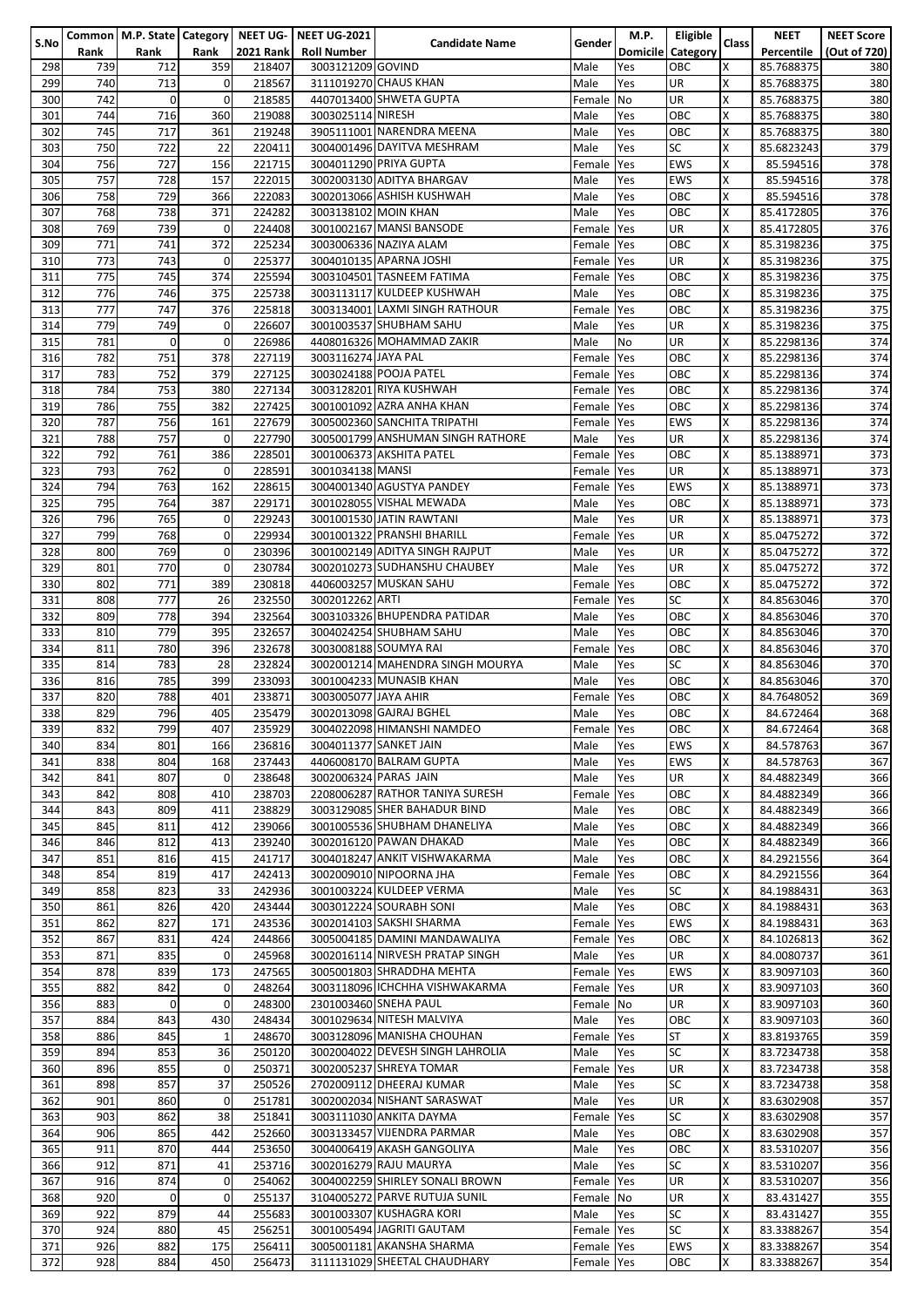| S.No | Common Rank | M.P. State Rank | Category Rank | NEET UG-2021 Rank | NEET UG-2021 Roll Number | Candidate Name | Gender | M.P. Domicile | Eligible Category | Class | NEET Percentile | NEET Score (Out of 720) |
|---|---|---|---|---|---|---|---|---|---|---|---|---|
| 298 | 739 | 712 | 359 | 218407 | 3003121209 | GOVIND | Male | Yes | OBC | X | 85.7688375 | 380 |
| 299 | 740 | 713 | 0 | 218567 | 3111019270 | CHAUS KHAN | Male | Yes | UR | X | 85.7688375 | 380 |
| 300 | 742 | 0 | 0 | 218585 | 4407013400 | SHWETA GUPTA | Female | No | UR | X | 85.7688375 | 380 |
| 301 | 744 | 716 | 360 | 219088 | 3003025114 | NIRESH | Male | Yes | OBC | X | 85.7688375 | 380 |
| 302 | 745 | 717 | 361 | 219248 | 3905111001 | NARENDRA MEENA | Male | Yes | OBC | X | 85.7688375 | 380 |
| 303 | 750 | 722 | 22 | 220411 | 3004001496 | DAYITVA MESHRAM | Male | Yes | SC | X | 85.6823243 | 379 |
| 304 | 756 | 727 | 156 | 221715 | 3004011290 | PRIYA GUPTA | Female | Yes | EWS | X | 85.594516 | 378 |
| 305 | 757 | 728 | 157 | 222015 | 3002003130 | ADITYA BHARGAV | Male | Yes | EWS | X | 85.594516 | 378 |
| 306 | 758 | 729 | 366 | 222083 | 3002013066 | ASHISH KUSHWAH | Male | Yes | OBC | X | 85.594516 | 378 |
| 307 | 768 | 738 | 371 | 224282 | 3003138102 | MOIN KHAN | Male | Yes | OBC | X | 85.4172805 | 376 |
| 308 | 769 | 739 | 0 | 224408 | 3001002167 | MANSI BANSODE | Female | Yes | UR | X | 85.4172805 | 376 |
| 309 | 771 | 741 | 372 | 225234 | 3003006336 | NAZIYA ALAM | Female | Yes | OBC | X | 85.3198236 | 375 |
| 310 | 773 | 743 | 0 | 225377 | 3004010135 | APARNA JOSHI | Female | Yes | UR | X | 85.3198236 | 375 |
| 311 | 775 | 745 | 374 | 225594 | 3003104501 | TASNEEM FATIMA | Female | Yes | OBC | X | 85.3198236 | 375 |
| 312 | 776 | 746 | 375 | 225738 | 3003113117 | KULDEEP KUSHWAH | Male | Yes | OBC | X | 85.3198236 | 375 |
| 313 | 777 | 747 | 376 | 225818 | 3003134001 | LAXMI SINGH RATHOUR | Female | Yes | OBC | X | 85.3198236 | 375 |
| 314 | 779 | 749 | 0 | 226607 | 3001003537 | SHUBHAM SAHU | Male | Yes | UR | X | 85.3198236 | 375 |
| 315 | 781 | 0 | 0 | 226986 | 4408016326 | MOHAMMAD ZAKIR | Male | No | UR | X | 85.2298136 | 374 |
| 316 | 782 | 751 | 378 | 227119 | 3003116274 | JAYA PAL | Female | Yes | OBC | X | 85.2298136 | 374 |
| 317 | 783 | 752 | 379 | 227125 | 3003024188 | POOJA PATEL | Female | Yes | OBC | X | 85.2298136 | 374 |
| 318 | 784 | 753 | 380 | 227134 | 3003128201 | RIYA KUSHWAH | Female | Yes | OBC | X | 85.2298136 | 374 |
| 319 | 786 | 755 | 382 | 227425 | 3001001092 | AZRA ANHA KHAN | Female | Yes | OBC | X | 85.2298136 | 374 |
| 320 | 787 | 756 | 161 | 227679 | 3005002360 | SANCHITA TRIPATHI | Female | Yes | EWS | X | 85.2298136 | 374 |
| 321 | 788 | 757 | 0 | 227790 | 3005001799 | ANSHUMAN SINGH RATHORE | Male | Yes | UR | X | 85.2298136 | 374 |
| 322 | 792 | 761 | 386 | 228501 | 3001006373 | AKSHITA PATEL | Female | Yes | OBC | X | 85.1388971 | 373 |
| 323 | 793 | 762 | 0 | 228591 | 3001034138 | MANSI | Female | Yes | UR | X | 85.1388971 | 373 |
| 324 | 794 | 763 | 162 | 228615 | 3004001340 | AGUSTYA PANDEY | Female | Yes | EWS | X | 85.1388971 | 373 |
| 325 | 795 | 764 | 387 | 229171 | 3001028055 | VISHAL MEWADA | Male | Yes | OBC | X | 85.1388971 | 373 |
| 326 | 796 | 765 | 0 | 229243 | 3001001530 | JATIN RAWTANI | Male | Yes | UR | X | 85.1388971 | 373 |
| 327 | 799 | 768 | 0 | 229934 | 3001001322 | PRANSHI BHARILL | Female | Yes | UR | X | 85.0475272 | 372 |
| 328 | 800 | 769 | 0 | 230396 | 3001002149 | ADITYA SINGH RAJPUT | Male | Yes | UR | X | 85.0475272 | 372 |
| 329 | 801 | 770 | 0 | 230784 | 3002010273 | SUDHANSHU CHAUBEY | Male | Yes | UR | X | 85.0475272 | 372 |
| 330 | 802 | 771 | 389 | 230818 | 4406003257 | MUSKAN SAHU | Female | Yes | OBC | X | 85.0475272 | 372 |
| 331 | 808 | 777 | 26 | 232550 | 3002012262 | ARTI | Female | Yes | SC | X | 84.8563046 | 370 |
| 332 | 809 | 778 | 394 | 232564 | 3003103326 | BHUPENDRA PATIDAR | Male | Yes | OBC | X | 84.8563046 | 370 |
| 333 | 810 | 779 | 395 | 232657 | 3004024254 | SHUBHAM SAHU | Male | Yes | OBC | X | 84.8563046 | 370 |
| 334 | 811 | 780 | 396 | 232678 | 3003008188 | SOUMYA RAI | Female | Yes | OBC | X | 84.8563046 | 370 |
| 335 | 814 | 783 | 28 | 232824 | 3002001214 | MAHENDRA SINGH MOURYA | Male | Yes | SC | X | 84.8563046 | 370 |
| 336 | 816 | 785 | 399 | 233093 | 3001004233 | MUNASIB KHAN | Male | Yes | OBC | X | 84.8563046 | 370 |
| 337 | 820 | 788 | 401 | 233871 | 3003005077 | JAYA AHIR | Female | Yes | OBC | X | 84.7648052 | 369 |
| 338 | 829 | 796 | 405 | 235479 | 3002013098 | GAJRAJ BGHEL | Male | Yes | OBC | X | 84.672464 | 368 |
| 339 | 832 | 799 | 407 | 235929 | 3004022098 | HIMANSHI NAMDEO | Female | Yes | OBC | X | 84.672464 | 368 |
| 340 | 834 | 801 | 166 | 236816 | 3004011377 | SANKET JAIN | Male | Yes | EWS | X | 84.578763 | 367 |
| 341 | 838 | 804 | 168 | 237443 | 4406008170 | BALRAM GUPTA | Male | Yes | EWS | X | 84.578763 | 367 |
| 342 | 841 | 807 | 0 | 238648 | 3002006324 | PARAS JAIN | Male | Yes | UR | X | 84.4882349 | 366 |
| 343 | 842 | 808 | 410 | 238703 | 2208006287 | RATHOR TANIYA SURESH | Female | Yes | OBC | X | 84.4882349 | 366 |
| 344 | 843 | 809 | 411 | 238829 | 3003129085 | SHER BAHADUR BIND | Male | Yes | OBC | X | 84.4882349 | 366 |
| 345 | 845 | 811 | 412 | 239066 | 3001005536 | SHUBHAM DHANELIYA | Male | Yes | OBC | X | 84.4882349 | 366 |
| 346 | 846 | 812 | 413 | 239240 | 3002016120 | PAWAN DHAKAD | Male | Yes | OBC | X | 84.4882349 | 366 |
| 347 | 851 | 816 | 415 | 241717 | 3004018427 | ANKIT VISHWAKARMA | Male | Yes | OBC | X | 84.2921556 | 364 |
| 348 | 854 | 819 | 417 | 242413 | 3002009010 | NIPOORNA JHA | Female | Yes | OBC | X | 84.2921556 | 364 |
| 349 | 858 | 823 | 33 | 242936 | 3001003224 | KULDEEP VERMA | Male | Yes | SC | X | 84.1988431 | 363 |
| 350 | 861 | 826 | 420 | 243444 | 3003012224 | SOURABH SONI | Male | Yes | OBC | X | 84.1988431 | 363 |
| 351 | 862 | 827 | 171 | 243536 | 3002014103 | SAKSHI SHARMA | Female | Yes | EWS | X | 84.1988431 | 363 |
| 352 | 867 | 831 | 424 | 244866 | 3005004185 | DAMINI MANDAWALIYA | Female | Yes | OBC | X | 84.1026813 | 362 |
| 353 | 871 | 835 | 0 | 245968 | 3002016114 | NIRVESH PRATAP SINGH | Male | Yes | UR | X | 84.0080737 | 361 |
| 354 | 878 | 839 | 173 | 247565 | 3005001803 | SHRADDHA MEHTA | Female | Yes | EWS | X | 83.9097103 | 360 |
| 355 | 882 | 842 | 0 | 248264 | 3003118096 | ICHCHHA VISHWAKARMA | Female | Yes | UR | X | 83.9097103 | 360 |
| 356 | 883 | 0 | 0 | 248300 | 2301003460 | SNEHA PAUL | Female | No | UR | X | 83.9097103 | 360 |
| 357 | 884 | 843 | 430 | 248434 | 3001029634 | NITESH MALVIYA | Male | Yes | OBC | X | 83.9097103 | 360 |
| 358 | 886 | 845 | 1 | 248670 | 3003128096 | MANISHA CHOUHAN | Female | Yes | ST | X | 83.8193765 | 359 |
| 359 | 894 | 853 | 36 | 250120 | 3002004022 | DEVESH SINGH LAHROLIA | Male | Yes | SC | X | 83.7234738 | 358 |
| 360 | 896 | 855 | 0 | 250371 | 3002005237 | SHREYA TOMAR | Female | Yes | UR | X | 83.7234738 | 358 |
| 361 | 898 | 857 | 37 | 250526 | 2702009112 | DHEERAJ KUMAR | Male | Yes | SC | X | 83.7234738 | 358 |
| 362 | 901 | 860 | 0 | 251781 | 3002002034 | NISHANT SARASWAT | Male | Yes | UR | X | 83.6302908 | 357 |
| 363 | 903 | 862 | 38 | 251841 | 3003111030 | ANKITA DAYMA | Female | Yes | SC | X | 83.6302908 | 357 |
| 364 | 906 | 865 | 442 | 252660 | 3003133457 | VIJENDRA PARMAR | Male | Yes | OBC | X | 83.6302908 | 357 |
| 365 | 911 | 870 | 444 | 253650 | 3004006419 | AKASH GANGOLIYA | Male | Yes | OBC | X | 83.5310207 | 356 |
| 366 | 912 | 871 | 41 | 253716 | 3002016279 | RAJU MAURYA | Male | Yes | SC | X | 83.5310207 | 356 |
| 367 | 916 | 874 | 0 | 254062 | 3004002259 | SHIRLEY SONALI BROWN | Female | Yes | UR | X | 83.5310207 | 356 |
| 368 | 920 | 0 | 0 | 255137 | 3104005272 | PARVE RUTUJA SUNIL | Female | No | UR | X | 83.431427 | 355 |
| 369 | 922 | 879 | 44 | 255683 | 3001003307 | KUSHAGRA KORI | Male | Yes | SC | X | 83.431427 | 355 |
| 370 | 924 | 880 | 45 | 256251 | 3001005494 | JAGRITI GAUTAM | Female | Yes | SC | X | 83.3388267 | 354 |
| 371 | 926 | 882 | 175 | 256411 | 3005001181 | AKANSHA SHARMA | Female | Yes | EWS | X | 83.3388267 | 354 |
| 372 | 928 | 884 | 450 | 256473 | 3111131029 | SHEETAL CHAUDHARY | Female | Yes | OBC | X | 83.3388267 | 354 |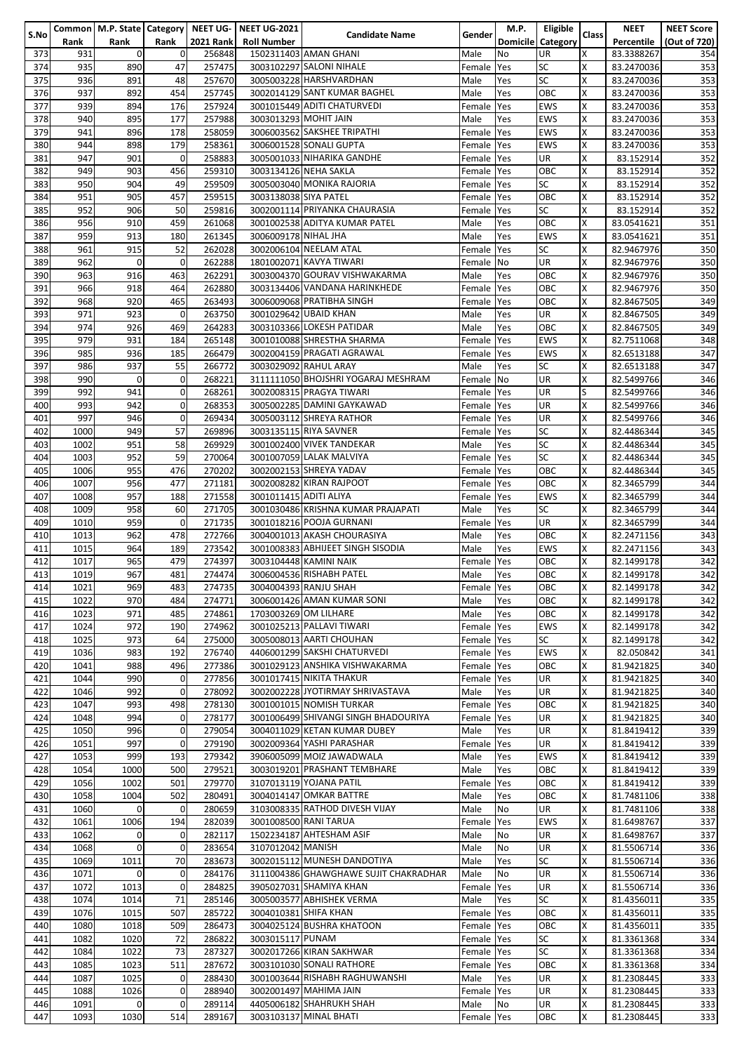| S.No | Common Rank | M.P. State Rank | Category Rank | NEET UG-2021 Rank | NEET UG-2021 Roll Number | Candidate Name | Gender | M.P. Domicile | Eligible Category | Class | NEET Percentile | NEET Score (Out of 720) |
|---|---|---|---|---|---|---|---|---|---|---|---|---|
| 373 | 931 | 0 | 0 | 256848 | 1502311403 | AMAN GHANI | Male | No | UR | X | 83.3388267 | 354 |
| 374 | 935 | 890 | 47 | 257475 | 3003102297 | SALONI NIHALE | Female | Yes | SC | X | 83.2470036 | 353 |
| 375 | 936 | 891 | 48 | 257670 | 3005003228 | HARSHVARDHAN | Male | Yes | SC | X | 83.2470036 | 353 |
| 376 | 937 | 892 | 454 | 257745 | 3002014129 | SANT KUMAR BAGHEL | Male | Yes | OBC | X | 83.2470036 | 353 |
| 377 | 939 | 894 | 176 | 257924 | 3001015449 | ADITI CHATURVEDI | Female | Yes | EWS | X | 83.2470036 | 353 |
| 378 | 940 | 895 | 177 | 257988 | 3003013293 | MOHIT JAIN | Male | Yes | EWS | X | 83.2470036 | 353 |
| 379 | 941 | 896 | 178 | 258059 | 3006003562 | SAKSHEE TRIPATHI | Female | Yes | EWS | X | 83.2470036 | 353 |
| 380 | 944 | 898 | 179 | 258361 | 3006001528 | SONALI GUPTA | Female | Yes | EWS | X | 83.2470036 | 353 |
| 381 | 947 | 901 | 0 | 258883 | 3005001033 | NIHARIKA GANDHE | Female | Yes | UR | X | 83.152914 | 352 |
| 382 | 949 | 903 | 456 | 259310 | 3003134126 | NEHA SAKLA | Female | Yes | OBC | X | 83.152914 | 352 |
| 383 | 950 | 904 | 49 | 259509 | 3005003040 | MONIKA RAJORIA | Female | Yes | SC | X | 83.152914 | 352 |
| 384 | 951 | 905 | 457 | 259515 | 3003138038 | SIYA PATEL | Female | Yes | OBC | X | 83.152914 | 352 |
| 385 | 952 | 906 | 50 | 259816 | 3002001114 | PRIYANKA CHAURASIA | Female | Yes | SC | X | 83.152914 | 352 |
| 386 | 956 | 910 | 459 | 261068 | 3001002538 | ADITYA KUMAR PATEL | Male | Yes | OBC | X | 83.0541621 | 351 |
| 387 | 959 | 913 | 180 | 261345 | 3006009178 | NIHAL JHA | Male | Yes | EWS | X | 83.0541621 | 351 |
| 388 | 961 | 915 | 52 | 262028 | 3002006104 | NEELAM ATAL | Female | Yes | SC | X | 82.9467976 | 350 |
| 389 | 962 | 0 | 0 | 262288 | 1801002071 | KAVYA TIWARI | Female | No | UR | X | 82.9467976 | 350 |
| 390 | 963 | 916 | 463 | 262291 | 3003004370 | GOURAV VISHWAKARMA | Male | Yes | OBC | X | 82.9467976 | 350 |
| 391 | 966 | 918 | 464 | 262880 | 3003134406 | VANDANA HARINKHEDE | Female | Yes | OBC | X | 82.9467976 | 350 |
| 392 | 968 | 920 | 465 | 263493 | 3006009068 | PRATIBHA SINGH | Female | Yes | OBC | X | 82.8467505 | 349 |
| 393 | 971 | 923 | 0 | 263750 | 3001029642 | UBAID KHAN | Male | Yes | UR | X | 82.8467505 | 349 |
| 394 | 974 | 926 | 469 | 264283 | 3003103366 | LOKESH PATIDAR | Male | Yes | OBC | X | 82.8467505 | 349 |
| 395 | 979 | 931 | 184 | 265148 | 3001010088 | SHRESTHA SHARMA | Female | Yes | EWS | X | 82.7511068 | 348 |
| 396 | 985 | 936 | 185 | 266479 | 3002004159 | PRAGATI AGRAWAL | Female | Yes | EWS | X | 82.6513188 | 347 |
| 397 | 986 | 937 | 55 | 266772 | 3003029092 | RAHUL ARAY | Male | Yes | SC | X | 82.6513188 | 347 |
| 398 | 990 | 0 | 0 | 268221 | 3111110250 | BHOJSHRI YOGARAJ MESHRAM | Female | No | UR | X | 82.5499766 | 346 |
| 399 | 992 | 941 | 0 | 268261 | 3002008315 | PRAGYA TIWARI | Female | Yes | UR | S | 82.5499766 | 346 |
| 400 | 993 | 942 | 0 | 268353 | 3005002285 | DAMINI GAYKAWAD | Female | Yes | UR | X | 82.5499766 | 346 |
| 401 | 997 | 946 | 0 | 269434 | 3005003112 | SHREYA RATHOR | Female | Yes | UR | X | 82.5499766 | 346 |
| 402 | 1000 | 949 | 57 | 269896 | 3003135115 | RIYA SAVNER | Female | Yes | SC | X | 82.4486344 | 345 |
| 403 | 1002 | 951 | 58 | 269929 | 3001002400 | VIVEK TANDEKAR | Male | Yes | SC | X | 82.4486344 | 345 |
| 404 | 1003 | 952 | 59 | 270064 | 3001007059 | LALAK MALVIYA | Female | Yes | SC | X | 82.4486344 | 345 |
| 405 | 1006 | 955 | 476 | 270202 | 3002002153 | SHREYA YADAV | Female | Yes | OBC | X | 82.4486344 | 345 |
| 406 | 1007 | 956 | 477 | 271181 | 3002008282 | KIRAN RAJPOOT | Female | Yes | OBC | X | 82.3465799 | 344 |
| 407 | 1008 | 957 | 188 | 271558 | 3001011415 | ADITI ALIYA | Female | Yes | EWS | X | 82.3465799 | 344 |
| 408 | 1009 | 958 | 60 | 271705 | 3001030486 | KRISHNA KUMAR PRAJAPATI | Male | Yes | SC | X | 82.3465799 | 344 |
| 409 | 1010 | 959 | 0 | 271735 | 3001018216 | POOJA GURNANI | Female | Yes | UR | X | 82.3465799 | 344 |
| 410 | 1013 | 962 | 478 | 272766 | 3004001013 | AKASH CHOURASIYA | Male | Yes | OBC | X | 82.2471156 | 343 |
| 411 | 1015 | 964 | 189 | 273542 | 3001008383 | ABHIJEET SINGH SISODIA | Male | Yes | EWS | X | 82.2471156 | 343 |
| 412 | 1017 | 965 | 479 | 274397 | 3003104448 | KAMINI NAIK | Female | Yes | OBC | X | 82.1499178 | 342 |
| 413 | 1019 | 967 | 481 | 274474 | 3006004536 | RISHABH PATEL | Male | Yes | OBC | X | 82.1499178 | 342 |
| 414 | 1021 | 969 | 483 | 274735 | 3004004393 | RANJU SHAH | Female | Yes | OBC | X | 82.1499178 | 342 |
| 415 | 1022 | 970 | 484 | 274771 | 3006001426 | AMAN KUMAR SONI | Male | Yes | OBC | X | 82.1499178 | 342 |
| 416 | 1023 | 971 | 485 | 274861 | 1703003269 | OM LILHARE | Male | Yes | OBC | X | 82.1499178 | 342 |
| 417 | 1024 | 972 | 190 | 274962 | 3001025213 | PALLAVI TIWARI | Female | Yes | EWS | X | 82.1499178 | 342 |
| 418 | 1025 | 973 | 64 | 275000 | 3005008013 | AARTI CHOUHAN | Female | Yes | SC | X | 82.1499178 | 342 |
| 419 | 1036 | 983 | 192 | 276740 | 4406001299 | SAKSHI CHATURVEDI | Female | Yes | EWS | X | 82.050842 | 341 |
| 420 | 1041 | 988 | 496 | 277386 | 3001029123 | ANSHIKA VISHWAKARMA | Female | Yes | OBC | X | 81.9421825 | 340 |
| 421 | 1044 | 990 | 0 | 277856 | 3001017415 | NIKITA THAKUR | Female | Yes | UR | X | 81.9421825 | 340 |
| 422 | 1046 | 992 | 0 | 278092 | 3002002228 | JYOTIRMAY SHRIVASTAVA | Male | Yes | UR | X | 81.9421825 | 340 |
| 423 | 1047 | 993 | 498 | 278130 | 3001001015 | NOMISH TURKAR | Female | Yes | OBC | X | 81.9421825 | 340 |
| 424 | 1048 | 994 | 0 | 278177 | 3001006499 | SHIVANGI SINGH BHADOURIYA | Female | Yes | UR | X | 81.9421825 | 340 |
| 425 | 1050 | 996 | 0 | 279054 | 3004011029 | KETAN KUMAR DUBEY | Male | Yes | UR | X | 81.8419412 | 339 |
| 426 | 1051 | 997 | 0 | 279190 | 3002009364 | YASHI PARASHAR | Female | Yes | UR | X | 81.8419412 | 339 |
| 427 | 1053 | 999 | 193 | 279342 | 3906005099 | MOIZ JAWADWALA | Male | Yes | EWS | X | 81.8419412 | 339 |
| 428 | 1054 | 1000 | 500 | 279521 | 3003019201 | PRASHANT TEMBHARE | Male | Yes | OBC | X | 81.8419412 | 339 |
| 429 | 1056 | 1002 | 501 | 279770 | 3107013119 | YOJANA PATIL | Female | Yes | OBC | X | 81.8419412 | 339 |
| 430 | 1058 | 1004 | 502 | 280491 | 3004014147 | OMKAR BATTRE | Male | Yes | OBC | X | 81.7481106 | 338 |
| 431 | 1060 | 0 | 0 | 280659 | 3103008335 | RATHOD DIVESH VIJAY | Male | No | UR | X | 81.7481106 | 338 |
| 432 | 1061 | 1006 | 194 | 282039 | 3001008500 | RANI TARUA | Female | Yes | EWS | X | 81.6498767 | 337 |
| 433 | 1062 | 0 | 0 | 282117 | 1502234187 | AHTESHAM ASIF | Male | No | UR | X | 81.6498767 | 337 |
| 434 | 1068 | 0 | 0 | 283654 | 3107012042 | MANISH | Male | No | UR | X | 81.5506714 | 336 |
| 435 | 1069 | 1011 | 70 | 283673 | 3002015112 | MUNESH DANDOTIYA | Male | Yes | SC | X | 81.5506714 | 336 |
| 436 | 1071 | 0 | 0 | 284176 | 3111004386 | GHAWGHAWE SUJIT CHAKRADHAR | Male | No | UR | X | 81.5506714 | 336 |
| 437 | 1072 | 1013 | 0 | 284825 | 3905027031 | SHAMIYA KHAN | Female | Yes | UR | X | 81.5506714 | 336 |
| 438 | 1074 | 1014 | 71 | 285146 | 3005003577 | ABHISHEK VERMA | Male | Yes | SC | X | 81.4356011 | 335 |
| 439 | 1076 | 1015 | 507 | 285722 | 3004010381 | SHIFA KHAN | Female | Yes | OBC | X | 81.4356011 | 335 |
| 440 | 1080 | 1018 | 509 | 286473 | 3004025124 | BUSHRA KHATOON | Female | Yes | OBC | X | 81.4356011 | 335 |
| 441 | 1082 | 1020 | 72 | 286822 | 3003015117 | PUNAM | Female | Yes | SC | X | 81.3361368 | 334 |
| 442 | 1084 | 1022 | 73 | 287327 | 3002017266 | KIRAN SAKHWAR | Female | Yes | SC | X | 81.3361368 | 334 |
| 443 | 1085 | 1023 | 511 | 287672 | 3003101030 | SONALI RATHORE | Female | Yes | OBC | X | 81.3361368 | 334 |
| 444 | 1087 | 1025 | 0 | 288430 | 3001003644 | RISHABH RAGHUWANSHI | Male | Yes | UR | X | 81.2308445 | 333 |
| 445 | 1088 | 1026 | 0 | 288940 | 3002001497 | MAHIMA JAIN | Female | Yes | UR | X | 81.2308445 | 333 |
| 446 | 1091 | 0 | 0 | 289114 | 4405006182 | SHAHRUKH SHAH | Male | No | UR | X | 81.2308445 | 333 |
| 447 | 1093 | 1030 | 514 | 289167 | 3003103137 | MINAL BHATI | Female | Yes | OBC | X | 81.2308445 | 333 |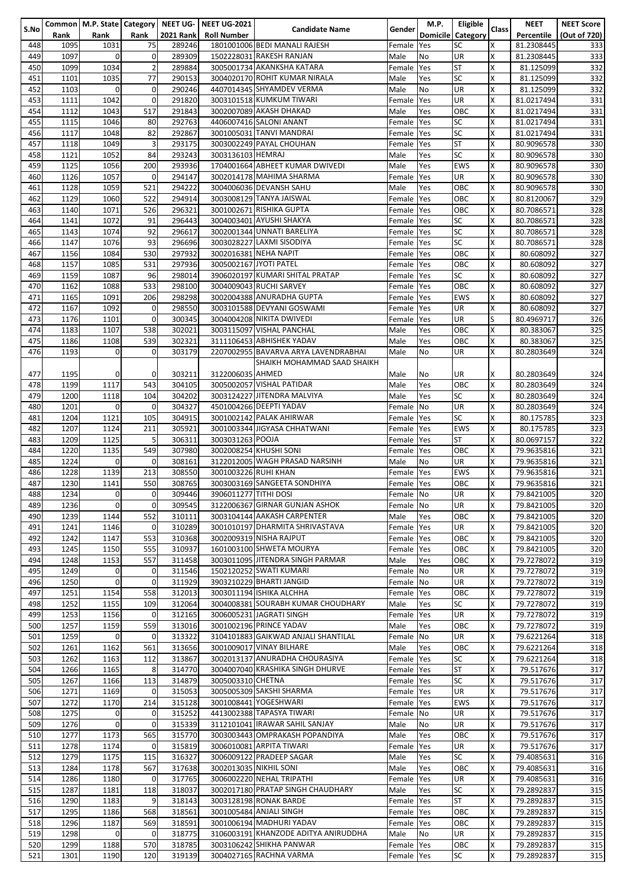| S.No | Common Rank | M.P. State Rank | Category Rank | NEET UG-2021 Rank | NEET UG-2021 Roll Number | Candidate Name | Gender | M.P. Domicile | Eligible Category | Class | NEET Percentile | NEET Score (Out of 720) |
|---|---|---|---|---|---|---|---|---|---|---|---|---|
| 448 | 1095 | 1031 | 75 | 289246 | 1801001006 | BEDI MANALI RAJESH | Female | Yes | SC | X | 81.2308445 | 333 |
| 449 | 1097 | 0 | 0 | 289309 | 1502228031 | RAKESH RANJAN | Male | No | UR | X | 81.2308445 | 333 |
| 450 | 1099 | 1034 | 2 | 289884 | 3005001734 | AKANKSHA KATARA | Female | Yes | ST | X | 81.125099 | 332 |
| 451 | 1101 | 1035 | 77 | 290153 | 3004020170 | ROHIT KUMAR NIRALA | Male | Yes | SC | X | 81.125099 | 332 |
| 452 | 1103 | 0 | 0 | 290246 | 4407014345 | SHYAMDEV VERMA | Male | No | UR | X | 81.125099 | 332 |
| 453 | 1111 | 1042 | 0 | 291820 | 3003101518 | KUMKUM TIWARI | Female | Yes | UR | X | 81.0217494 | 331 |
| 454 | 1112 | 1043 | 517 | 291843 | 3002007089 | AKASH DHAKAD | Male | Yes | OBC | X | 81.0217494 | 331 |
| 455 | 1115 | 1046 | 80 | 292763 | 4406007416 | SALONI ANANT | Female | Yes | SC | X | 81.0217494 | 331 |
| 456 | 1117 | 1048 | 82 | 292867 | 3001005031 | TANVI MANDRAI | Female | Yes | SC | X | 81.0217494 | 331 |
| 457 | 1118 | 1049 | 3 | 293175 | 3003002249 | PAYAL CHOUHAN | Female | Yes | ST | X | 80.9096578 | 330 |
| 458 | 1121 | 1052 | 84 | 293243 | 3003136103 | HEMRAJ | Male | Yes | SC | X | 80.9096578 | 330 |
| 459 | 1125 | 1056 | 200 | 293936 | 1704001664 | ABHEET KUMAR DWIVEDI | Male | Yes | EWS | X | 80.9096578 | 330 |
| 460 | 1126 | 1057 | 0 | 294147 | 3002014178 | MAHIMA SHARMA | Female | Yes | UR | X | 80.9096578 | 330 |
| 461 | 1128 | 1059 | 521 | 294222 | 3004006036 | DEVANSH SAHU | Male | Yes | OBC | X | 80.9096578 | 330 |
| 462 | 1129 | 1060 | 522 | 294914 | 3003008129 | TANYA JAISWAL | Female | Yes | OBC | X | 80.8120067 | 329 |
| 463 | 1140 | 1071 | 526 | 296321 | 3001002671 | RISHIKA GUPTA | Female | Yes | OBC | X | 80.7086571 | 328 |
| 464 | 1141 | 1072 | 91 | 296443 | 3004003401 | AYUSHI SHAKYA | Female | Yes | SC | X | 80.7086571 | 328 |
| 465 | 1143 | 1074 | 92 | 296617 | 3002001344 | UNNATI BARELIYA | Female | Yes | SC | X | 80.7086571 | 328 |
| 466 | 1147 | 1076 | 93 | 296696 | 3003028227 | LAXMI SISODIYA | Female | Yes | SC | X | 80.7086571 | 328 |
| 467 | 1156 | 1084 | 530 | 297932 | 3002016381 | NEHA NAPIT | Female | Yes | OBC | X | 80.608092 | 327 |
| 468 | 1157 | 1085 | 531 | 297936 | 3005002167 | JYOTI PATEL | Female | Yes | OBC | X | 80.608092 | 327 |
| 469 | 1159 | 1087 | 96 | 298014 | 3906020197 | KUMARI SHITAL PRATAP | Female | Yes | SC | X | 80.608092 | 327 |
| 470 | 1162 | 1088 | 533 | 298100 | 3004009043 | RUCHI SARVEY | Female | Yes | OBC | X | 80.608092 | 327 |
| 471 | 1165 | 1091 | 206 | 298298 | 3002004388 | ANURADHA GUPTA | Female | Yes | EWS | X | 80.608092 | 327 |
| 472 | 1167 | 1092 | 0 | 298550 | 3003101588 | DEVYANI GOSWAMI | Female | Yes | UR | X | 80.608092 | 327 |
| 473 | 1176 | 1101 | 0 | 300345 | 3004004208 | NIKITA DWIVEDI | Female | Yes | UR | S | 80.4969717 | 326 |
| 474 | 1183 | 1107 | 538 | 302021 | 3003115097 | VISHAL PANCHAL | Male | Yes | OBC | X | 80.383067 | 325 |
| 475 | 1186 | 1108 | 539 | 302321 | 3111106453 | ABHISHEK YADAV | Male | Yes | OBC | X | 80.383067 | 325 |
| 476 | 1193 | 0 | 0 | 303179 | 2207002955 | BAVARVA ARYA LAVENDRABHAI | Male | No | UR | X | 80.2803649 | 324 |
| 477 | 1195 | 0 | 0 | 303211 | 3122006035 | SHAIKH MOHAMMAD SAAD SHAIKH AHMED | Male | No | UR | X | 80.2803649 | 324 |
| 478 | 1199 | 1117 | 543 | 304105 | 3005002057 | VISHAL PATIDAR | Male | Yes | OBC | X | 80.2803649 | 324 |
| 479 | 1200 | 1118 | 104 | 304202 | 3003124227 | JITENDRA MALVIYA | Male | Yes | SC | X | 80.2803649 | 324 |
| 480 | 1201 | 0 | 0 | 304327 | 4501004266 | DEEPTI YADAV | Female | No | UR | X | 80.2803649 | 324 |
| 481 | 1204 | 1121 | 105 | 304915 | 3001002142 | PALAK AHIRWAR | Female | Yes | SC | X | 80.175785 | 323 |
| 482 | 1207 | 1124 | 211 | 305921 | 3001003344 | JIGYASA CHHATWANI | Female | Yes | EWS | X | 80.175785 | 323 |
| 483 | 1209 | 1125 | 5 | 306311 | 3003031263 | POOJA | Female | Yes | ST | X | 80.0697157 | 322 |
| 484 | 1220 | 1135 | 549 | 307980 | 3002008254 | KHUSHI SONI | Female | Yes | OBC | X | 79.9635816 | 321 |
| 485 | 1224 | 0 | 0 | 308161 | 3122012005 | WAGH PRASAD NARSINH | Male | No | UR | X | 79.9635816 | 321 |
| 486 | 1228 | 1139 | 213 | 308550 | 3001003226 | RUHI KHAN | Female | Yes | EWS | X | 79.9635816 | 321 |
| 487 | 1230 | 1141 | 550 | 308765 | 3003003169 | SANGEETA SONDHIYA | Female | Yes | OBC | X | 79.9635816 | 321 |
| 488 | 1234 | 0 | 0 | 309446 | 3906011277 | TITHI DOSI | Female | No | UR | X | 79.8421005 | 320 |
| 489 | 1236 | 0 | 0 | 309545 | 3122006367 | GIRNAR GUNJAN ASHOK | Female | No | UR | X | 79.8421005 | 320 |
| 490 | 1239 | 1144 | 552 | 310111 | 3003104144 | AAKASH CARPENTER | Male | Yes | OBC | X | 79.8421005 | 320 |
| 491 | 1241 | 1146 | 0 | 310289 | 3001010197 | DHARMITA SHRIVASTAVA | Female | Yes | UR | X | 79.8421005 | 320 |
| 492 | 1242 | 1147 | 553 | 310368 | 3002009319 | NISHA RAJPUT | Female | Yes | OBC | X | 79.8421005 | 320 |
| 493 | 1245 | 1150 | 555 | 310937 | 1601003100 | SHWETA MOURYA | Female | Yes | OBC | X | 79.8421005 | 320 |
| 494 | 1248 | 1153 | 557 | 311458 | 3003011095 | JITENDRA SINGH PARMAR | Male | Yes | OBC | X | 79.7278072 | 319 |
| 495 | 1249 | 0 | 0 | 311546 | 1502120252 | SWATI KUMARI | Female | No | UR | X | 79.7278072 | 319 |
| 496 | 1250 | 0 | 0 | 311929 | 3903210229 | BHARTI JANGID | Female | No | UR | X | 79.7278072 | 319 |
| 497 | 1251 | 1154 | 558 | 312013 | 3003011194 | ISHIKA ALCHHA | Female | Yes | OBC | X | 79.7278072 | 319 |
| 498 | 1252 | 1155 | 109 | 312064 | 3004008381 | SOURABH KUMAR CHOUDHARY | Male | Yes | SC | X | 79.7278072 | 319 |
| 499 | 1253 | 1156 | 0 | 312165 | 3006005231 | JAGRATI SINGH | Female | Yes | UR | X | 79.7278072 | 319 |
| 500 | 1257 | 1159 | 559 | 313016 | 3001002196 | PRINCE YADAV | Male | Yes | OBC | X | 79.7278072 | 319 |
| 501 | 1259 | 0 | 0 | 313322 | 3104101883 | GAIKWAD ANJALI SHANTILAL | Female | No | UR | X | 79.6221264 | 318 |
| 502 | 1261 | 1162 | 561 | 313656 | 3001009017 | VINAY BILHARE | Male | Yes | OBC | X | 79.6221264 | 318 |
| 503 | 1262 | 1163 | 112 | 313867 | 3002013137 | ANURADHA CHOURASIYA | Female | Yes | SC | X | 79.6221264 | 318 |
| 504 | 1266 | 1165 | 8 | 314770 | 3004007040 | KRASHIKA SINGH DHURVE | Female | Yes | ST | X | 79.517676 | 317 |
| 505 | 1267 | 1166 | 113 | 314879 | 3005003310 | CHETNA | Female | Yes | SC | X | 79.517676 | 317 |
| 506 | 1271 | 1169 | 0 | 315053 | 3005005309 | SAKSHI SHARMA | Female | Yes | UR | X | 79.517676 | 317 |
| 507 | 1272 | 1170 | 214 | 315128 | 3001008441 | YOGESHWARI | Female | Yes | EWS | X | 79.517676 | 317 |
| 508 | 1275 | 0 | 0 | 315252 | 4413002388 | TAPASYA TIWARI | Female | No | UR | X | 79.517676 | 317 |
| 509 | 1276 | 0 | 0 | 315339 | 3112101041 | IRAWAR SAHIL SANJAY | Male | No | UR | X | 79.517676 | 317 |
| 510 | 1277 | 1173 | 565 | 315770 | 3003003443 | OMPRAKASH POPANDIYA | Male | Yes | OBC | X | 79.517676 | 317 |
| 511 | 1278 | 1174 | 0 | 315819 | 3006000081 | ARPITA TIWARI | Female | Yes | UR | X | 79.517676 | 317 |
| 512 | 1279 | 1175 | 115 | 316327 | 3006009122 | PRADEEP SAGAR | Male | Yes | SC | X | 79.4085631 | 316 |
| 513 | 1284 | 1178 | 567 | 317638 | 3002013035 | NIKHIL SONI | Male | Yes | OBC | X | 79.4085631 | 316 |
| 514 | 1286 | 1180 | 0 | 317765 | 3006002220 | NEHAL TRIPATHI | Female | Yes | UR | X | 79.4085631 | 316 |
| 515 | 1287 | 1181 | 118 | 318037 | 3002017180 | PRATAP SINGH CHAUDHARY | Male | Yes | SC | X | 79.2892837 | 315 |
| 516 | 1290 | 1183 | 9 | 318143 | 3003128198 | RONAK BARDE | Female | Yes | ST | X | 79.2892837 | 315 |
| 517 | 1295 | 1186 | 568 | 318561 | 3001005484 | ANJALI SINGH | Female | Yes | OBC | X | 79.2892837 | 315 |
| 518 | 1296 | 1187 | 569 | 318591 | 3001006194 | MADHURI YADAV | Female | Yes | OBC | X | 79.2892837 | 315 |
| 519 | 1298 | 0 | 0 | 318775 | 3106003191 | KHANZODE ADITYA ANIRUDDHA | Male | No | UR | X | 79.2892837 | 315 |
| 520 | 1299 | 1188 | 570 | 318785 | 3003106242 | SHIKHA PANWAR | Female | Yes | OBC | X | 79.2892837 | 315 |
| 521 | 1301 | 1190 | 120 | 319139 | 3004027165 | RACHNA VARMA | Female | Yes | SC | X | 79.2892837 | 315 |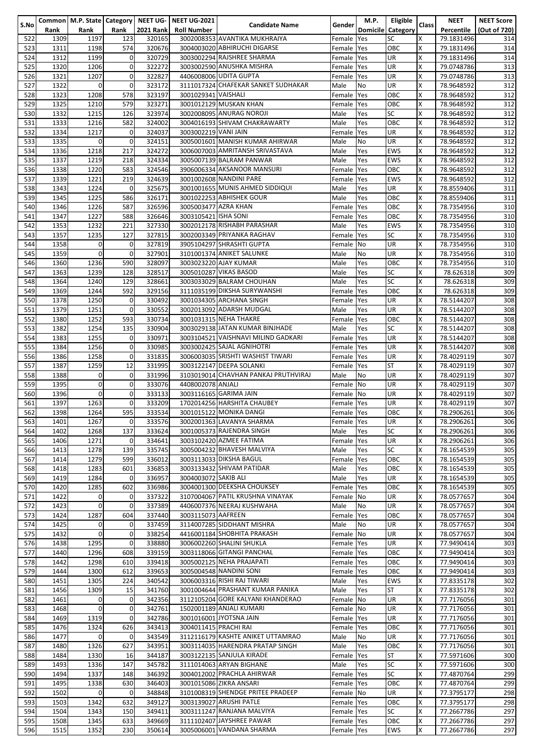| S.No | Common Rank | M.P. State Rank | Category Rank | NEET UG-2021 Rank | NEET UG-2021 Roll Number | Candidate Name | Gender | M.P. Domicile | Eligible Category | Class | NEET Percentile | NEET Score (Out of 720) |
|---|---|---|---|---|---|---|---|---|---|---|---|---|
| 522 | 1309 | 1197 | 123 | 320165 | 3002008353 | AVANTIKA MUKHRAIYA | Female | Yes | SC | X | 79.1831496 | 314 |
| 523 | 1311 | 1198 | 574 | 320676 | 3004003020 | ABHIRUCHI DIGARSE | Female | Yes | OBC | X | 79.1831496 | 314 |
| 524 | 1312 | 1199 | 0 | 320729 | 3003002294 | RAJSHREE SHARMA | Female | Yes | UR | X | 79.1831496 | 314 |
| 525 | 1320 | 1206 | 0 | 322272 | 3003002590 | ANUSHKA MISHRA | Female | Yes | UR | X | 79.0748786 | 313 |
| 526 | 1321 | 1207 | 0 | 322827 | 4406008006 | UDITA GUPTA | Female | Yes | UR | X | 79.0748786 | 313 |
| 527 | 1322 | 0 | 0 | 323172 | 3111017324 | CHAFEKAR SANKET SUDHAKAR | Male | No | UR | X | 78.9648592 | 312 |
| 528 | 1323 | 1208 | 578 | 323197 | 3001029341 | VAISHALI | Female | Yes | OBC | X | 78.9648592 | 312 |
| 529 | 1325 | 1210 | 579 | 323271 | 3001012129 | MUSKAN KHAN | Female | Yes | OBC | X | 78.9648592 | 312 |
| 530 | 1332 | 1215 | 126 | 323974 | 3002008095 | ANURAG NOROJI | Male | Yes | SC | X | 78.9648592 | 312 |
| 531 | 1333 | 1216 | 582 | 324002 | 3004016193 | SHIVAM CHAKRAWARTY | Male | Yes | OBC | X | 78.9648592 | 312 |
| 532 | 1334 | 1217 | 0 | 324037 | 3003002219 | VANI JAIN | Female | Yes | UR | X | 78.9648592 | 312 |
| 533 | 1335 | 0 | 0 | 324151 | 3005001601 | MANISH KUMAR AHIRWAR | Male | No | UR | X | 78.9648592 | 312 |
| 534 | 1336 | 1218 | 217 | 324272 | 3006007003 | AMRITANSH SRIVASTAVA | Male | Yes | EWS | X | 78.9648592 | 312 |
| 535 | 1337 | 1219 | 218 | 324334 | 3005007139 | BALRAM PANWAR | Male | Yes | EWS | X | 78.9648592 | 312 |
| 536 | 1338 | 1220 | 583 | 324546 | 3906006334 | AKSANOOR MANSURI | Female | Yes | OBC | X | 78.9648592 | 312 |
| 537 | 1339 | 1221 | 219 | 324639 | 3001002608 | NANDINI PARE | Female | Yes | EWS | X | 78.9648592 | 312 |
| 538 | 1343 | 1224 | 0 | 325675 | 3001001655 | MUNIS AHMED SIDDIQUI | Male | Yes | UR | X | 78.8559406 | 311 |
| 539 | 1345 | 1225 | 586 | 326171 | 3001022253 | ABHISHEK GOUR | Male | Yes | OBC | X | 78.8559406 | 311 |
| 540 | 1346 | 1226 | 587 | 326596 | 3005003477 | AZRA KHAN | Female | Yes | OBC | X | 78.7354956 | 310 |
| 541 | 1347 | 1227 | 588 | 326646 | 3003105421 | ISHA SONI | Female | Yes | OBC | X | 78.7354956 | 310 |
| 542 | 1353 | 1232 | 221 | 327330 | 3002012178 | RISHABH PARASHAR | Male | Yes | EWS | X | 78.7354956 | 310 |
| 543 | 1357 | 1235 | 127 | 327815 | 3002003349 | PRIYANKA RAGHAV | Female | Yes | SC | X | 78.7354956 | 310 |
| 544 | 1358 | 0 | 0 | 327819 | 3905104297 | SHRASHTI GUPTA | Female | No | UR | X | 78.7354956 | 310 |
| 545 | 1359 | 0 | 0 | 327901 | 3101001374 | ANIKET SALUNKE | Male | No | UR | X | 78.7354956 | 310 |
| 546 | 1360 | 1236 | 590 | 328097 | 3003023220 | AJAY KUMAR | Male | Yes | OBC | X | 78.7354956 | 310 |
| 547 | 1363 | 1239 | 128 | 328517 | 3005010287 | VIKAS BASOD | Male | Yes | SC | X | 78.626318 | 309 |
| 548 | 1364 | 1240 | 129 | 328661 | 3003033029 | BALRAM CHOUHAN | Male | Yes | SC | X | 78.626318 | 309 |
| 549 | 1369 | 1244 | 592 | 329156 | 3111035199 | DIKSHA SURYWANSHI | Female | Yes | OBC | X | 78.626318 | 309 |
| 550 | 1378 | 1250 | 0 | 330492 | 3001034305 | ARCHANA SINGH | Female | Yes | UR | X | 78.5144207 | 308 |
| 551 | 1379 | 1251 | 0 | 330552 | 3002013092 | ADARSH MUDGAL | Male | Yes | UR | X | 78.5144207 | 308 |
| 552 | 1380 | 1252 | 593 | 330734 | 3001031315 | NEHA THAKRE | Female | Yes | OBC | X | 78.5144207 | 308 |
| 553 | 1382 | 1254 | 135 | 330904 | 3003029138 | JATAN KUMAR BINJHADE | Male | Yes | SC | X | 78.5144207 | 308 |
| 554 | 1383 | 1255 | 0 | 330971 | 3003104521 | VAISHNAVI MILIND GADKARI | Female | Yes | UR | X | 78.5144207 | 308 |
| 555 | 1384 | 1256 | 0 | 330985 | 3003002425 | SAJAL AGNIHOTRI | Female | Yes | UR | X | 78.5144207 | 308 |
| 556 | 1386 | 1258 | 0 | 331835 | 3006003035 | SRISHTI WASHIST TIWARI | Female | Yes | UR | X | 78.4029119 | 307 |
| 557 | 1387 | 1259 | 12 | 331995 | 3003122147 | DEEPA SOLANKI | Female | Yes | ST | X | 78.4029119 | 307 |
| 558 | 1388 | 0 | 0 | 331996 | 3103019014 | CHAVHAN PANKAJ PRUTHVIRAJ | Male | No | UR | X | 78.4029119 | 307 |
| 559 | 1395 | 0 | 0 | 333076 | 4408002078 | ANJALI | Female | No | UR | X | 78.4029119 | 307 |
| 560 | 1396 | 0 | 0 | 333133 | 3003116165 | GARIMA JAIN | Female | No | UR | X | 78.4029119 | 307 |
| 561 | 1397 | 1263 | 0 | 333209 | 1702014256 | HARSHITA CHAUBEY | Female | Yes | UR | X | 78.4029119 | 307 |
| 562 | 1398 | 1264 | 595 | 333534 | 3001015122 | MONIKA DANGI | Female | Yes | OBC | X | 78.2906261 | 306 |
| 563 | 1401 | 1267 | 0 | 333576 | 3002001363 | LAVANYA SHARMA | Female | Yes | UR | X | 78.2906261 | 306 |
| 564 | 1402 | 1268 | 137 | 333624 | 3001005373 | RAJENDRA SINGH | Male | Yes | SC | X | 78.2906261 | 306 |
| 565 | 1406 | 1271 | 0 | 334641 | 3003102420 | AZMEE FATIMA | Female | Yes | UR | X | 78.2906261 | 306 |
| 566 | 1413 | 1278 | 139 | 335745 | 3005004232 | BHAVESH MALVIYA | Male | Yes | SC | X | 78.1654539 | 305 |
| 567 | 1414 | 1279 | 599 | 336012 | 3003113033 | DIKSHA BAGUL | Female | Yes | OBC | X | 78.1654539 | 305 |
| 568 | 1418 | 1283 | 601 | 336853 | 3003133432 | SHIVAM PATIDAR | Male | Yes | OBC | X | 78.1654539 | 305 |
| 569 | 1419 | 1284 | 0 | 336957 | 3004003072 | SAKIB ALI | Male | Yes | UR | X | 78.1654539 | 305 |
| 570 | 1420 | 1285 | 602 | 336986 | 3004001300 | DEEKSHA CHOUKSEY | Female | Yes | OBC | X | 78.1654539 | 305 |
| 571 | 1422 | 0 | 0 | 337322 | 3107004067 | PATIL KRUSHNA VINAYAK | Female | No | UR | X | 78.0577657 | 304 |
| 572 | 1423 | 0 | 0 | 337389 | 4406007376 | NEERAJ KUSHWAHA | Male | No | UR | X | 78.0577657 | 304 |
| 573 | 1424 | 1287 | 604 | 337440 | 3003115073 | AAFREEN | Female | Yes | OBC | X | 78.0577657 | 304 |
| 574 | 1425 | 0 | 0 | 337459 | 3114007285 | SIDDHANT MISHRA | Male | No | UR | X | 78.0577657 | 304 |
| 575 | 1432 | 0 | 0 | 338254 | 4416001184 | SHOBHITA PRAKASH | Female | No | UR | X | 78.0577657 | 304 |
| 576 | 1438 | 1295 | 0 | 338880 | 3006002260 | SHALINI SHUKLA | Female | Yes | UR | X | 77.9490414 | 303 |
| 577 | 1440 | 1296 | 608 | 339159 | 3003118066 | GITANGI PANCHAL | Female | Yes | OBC | X | 77.9490414 | 303 |
| 578 | 1442 | 1298 | 610 | 339418 | 3005002125 | NEHA PRAJAPATI | Female | Yes | OBC | X | 77.9490414 | 303 |
| 579 | 1444 | 1300 | 612 | 339653 | 3005004548 | NANDINI SONI | Female | Yes | OBC | X | 77.9490414 | 303 |
| 580 | 1451 | 1305 | 224 | 340542 | 3006003316 | RISHI RAJ TIWARI | Male | Yes | EWS | X | 77.8335178 | 302 |
| 581 | 1456 | 1309 | 15 | 341760 | 3001004644 | PRASHANT KUMAR PANIKA | Male | Yes | ST | X | 77.8335178 | 302 |
| 582 | 1461 | 0 | 0 | 342356 | 3112105204 | GORE KALYANI KHANDERAO | Female | No | UR | X | 77.7176056 | 301 |
| 583 | 1468 | 0 | 0 | 342761 | 1502001189 | ANJALI KUMARI | Female | No | UR | X | 77.7176056 | 301 |
| 584 | 1469 | 1319 | 0 | 342786 | 3001016001 | JYOTSNA JAIN | Female | Yes | UR | X | 77.7176056 | 301 |
| 585 | 1476 | 1324 | 626 | 343413 | 3004011415 | PRACHI RAI | Female | Yes | OBC | X | 77.7176056 | 301 |
| 586 | 1477 | 0 | 0 | 343549 | 3112116179 | KASHTE ANIKET UTTAMRAO | Male | No | UR | X | 77.7176056 | 301 |
| 587 | 1480 | 1326 | 627 | 343951 | 3003114035 | HARENDRA PRATAP SINGH | Male | Yes | OBC | X | 77.7176056 | 301 |
| 588 | 1484 | 1330 | 16 | 344187 | 3003122135 | SANJULA KIRADE | Female | Yes | ST | X | 77.5971606 | 300 |
| 589 | 1493 | 1336 | 147 | 345782 | 3111014063 | ARYAN BIGHANE | Male | Yes | SC | X | 77.5971606 | 300 |
| 590 | 1494 | 1337 | 148 | 346392 | 3004012002 | PRACHLA AHIRWAR | Female | Yes | SC | X | 77.4870764 | 299 |
| 591 | 1495 | 1338 | 630 | 346403 | 3001015086 | ZIKRA ANSARI | Female | Yes | OBC | X | 77.4870764 | 299 |
| 592 | 1502 | 0 | 0 | 348808 | 3101008319 | SHENDGE PRITEE PRADEEP | Female | No | UR | X | 77.3795177 | 298 |
| 593 | 1503 | 1342 | 632 | 349127 | 3003139027 | ARUSHI PATLE | Female | Yes | OBC | X | 77.3795177 | 298 |
| 594 | 1504 | 1343 | 150 | 349411 | 3003111247 | RANJANA MALVIYA | Female | Yes | SC | X | 77.2667786 | 297 |
| 595 | 1508 | 1345 | 633 | 349669 | 3111102407 | JAYSHREE PAWAR | Female | Yes | OBC | X | 77.2667786 | 297 |
| 596 | 1515 | 1352 | 230 | 350614 | 3005006001 | VANDANA SHARMA | Female | Yes | EWS | X | 77.2667786 | 297 |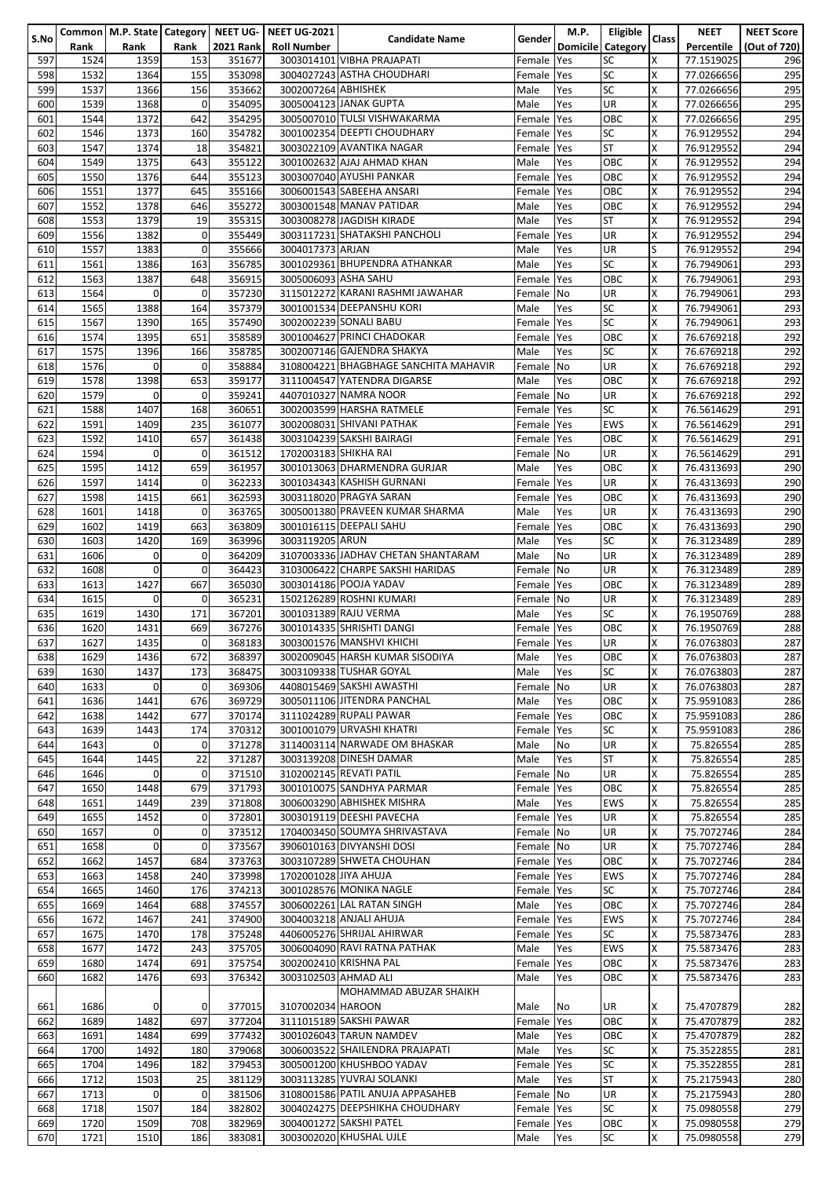| S.No | Common Rank | M.P. State Rank | Category Rank | NEET UG-2021 Rank | NEET UG-2021 Roll Number | Candidate Name | Gender | M.P. Domicile | Eligible Category | Class | NEET Percentile | NEET Score (Out of 720) |
|---|---|---|---|---|---|---|---|---|---|---|---|---|
| 597 | 1524 | 1359 | 153 | 351677 | 3003014101 | VIBHA PRAJAPATI | Female | Yes | SC | X | 77.1519025 | 296 |
| 598 | 1532 | 1364 | 155 | 353098 | 3004027243 | ASTHA CHOUDHARI | Female | Yes | SC | X | 77.0266656 | 295 |
| 599 | 1537 | 1366 | 156 | 353662 | 3002007264 | ABHISHEK | Male | Yes | SC | X | 77.0266656 | 295 |
| 600 | 1539 | 1368 | 0 | 354095 | 3005004123 | JANAK GUPTA | Male | Yes | UR | X | 77.0266656 | 295 |
| 601 | 1544 | 1372 | 642 | 354295 | 3005007010 | TULSI VISHWAKARMA | Female | Yes | OBC | X | 77.0266656 | 295 |
| 602 | 1546 | 1373 | 160 | 354782 | 3001002354 | DEEPTI CHOUDHARY | Female | Yes | SC | X | 76.9129552 | 294 |
| 603 | 1547 | 1374 | 18 | 354821 | 3003022109 | AVANTIKA NAGAR | Female | Yes | ST | X | 76.9129552 | 294 |
| 604 | 1549 | 1375 | 643 | 355122 | 3001002632 | AJAJ AHMAD KHAN | Male | Yes | OBC | X | 76.9129552 | 294 |
| 605 | 1550 | 1376 | 644 | 355123 | 3003007040 | AYUSHI PANKAR | Female | Yes | OBC | X | 76.9129552 | 294 |
| 606 | 1551 | 1377 | 645 | 355166 | 3006001543 | SABEEHA ANSARI | Female | Yes | OBC | X | 76.9129552 | 294 |
| 607 | 1552 | 1378 | 646 | 355272 | 3003001548 | MANAV PATIDAR | Male | Yes | OBC | X | 76.9129552 | 294 |
| 608 | 1553 | 1379 | 19 | 355315 | 3003008278 | JAGDISH KIRADE | Male | Yes | ST | X | 76.9129552 | 294 |
| 609 | 1556 | 1382 | 0 | 355449 | 3003117231 | SHATAKSHI PANCHOLI | Female | Yes | UR | X | 76.9129552 | 294 |
| 610 | 1557 | 1383 | 0 | 355666 | 3004017373 | ARJAN | Male | Yes | UR | S | 76.9129552 | 294 |
| 611 | 1561 | 1386 | 163 | 356785 | 3001029361 | BHUPENDRA ATHANKAR | Male | Yes | SC | X | 76.7949061 | 293 |
| 612 | 1563 | 1387 | 648 | 356915 | 3005006093 | ASHA SAHU | Female | Yes | OBC | X | 76.7949061 | 293 |
| 613 | 1564 | 0 | 0 | 357230 | 3115012272 | KARANI RASHMI JAWAHAR | Female | No | UR | X | 76.7949061 | 293 |
| 614 | 1565 | 1388 | 164 | 357379 | 3001001534 | DEEPANSHU KORI | Male | Yes | SC | X | 76.7949061 | 293 |
| 615 | 1567 | 1390 | 165 | 357490 | 3002002239 | SONALI BABU | Female | Yes | SC | X | 76.7949061 | 293 |
| 616 | 1574 | 1395 | 651 | 358589 | 3001004627 | PRINCI CHADOKAR | Female | Yes | OBC | X | 76.6769218 | 292 |
| 617 | 1575 | 1396 | 166 | 358785 | 3002007146 | GAJENDRA SHAKYA | Male | Yes | SC | X | 76.6769218 | 292 |
| 618 | 1576 | 0 | 0 | 358884 | 3108004221 | BHAGBHAGE SANCHITA MAHAVIR | Female | No | UR | X | 76.6769218 | 292 |
| 619 | 1578 | 1398 | 653 | 359177 | 3111004547 | YATENDRA DIGARSE | Male | Yes | OBC | X | 76.6769218 | 292 |
| 620 | 1579 | 0 | 0 | 359241 | 4407010327 | NAMRA NOOR | Female | No | UR | X | 76.6769218 | 292 |
| 621 | 1588 | 1407 | 168 | 360651 | 3002003599 | HARSHA RATMELE | Female | Yes | SC | X | 76.5614629 | 291 |
| 622 | 1591 | 1409 | 235 | 361077 | 3002008031 | SHIVANI PATHAK | Female | Yes | EWS | X | 76.5614629 | 291 |
| 623 | 1592 | 1410 | 657 | 361438 | 3003104239 | SAKSHI BAIRAGI | Female | Yes | OBC | X | 76.5614629 | 291 |
| 624 | 1594 | 0 | 0 | 361512 | 1702003183 | SHIKHA RAI | Female | No | UR | X | 76.5614629 | 291 |
| 625 | 1595 | 1412 | 659 | 361957 | 3001013063 | DHARMENDRA GURJAR | Male | Yes | OBC | X | 76.4313693 | 290 |
| 626 | 1597 | 1414 | 0 | 362233 | 3001034343 | KASHISH GURNANI | Female | Yes | UR | X | 76.4313693 | 290 |
| 627 | 1598 | 1415 | 661 | 362593 | 3003118020 | PRAGYA SARAN | Female | Yes | OBC | X | 76.4313693 | 290 |
| 628 | 1601 | 1418 | 0 | 363765 | 3005001380 | PRAVEEN KUMAR SHARMA | Male | Yes | UR | X | 76.4313693 | 290 |
| 629 | 1602 | 1419 | 663 | 363809 | 3001016115 | DEEPALI SAHU | Female | Yes | OBC | X | 76.4313693 | 290 |
| 630 | 1603 | 1420 | 169 | 363996 | 3003119205 | ARUN | Male | Yes | SC | X | 76.3123489 | 289 |
| 631 | 1606 | 0 | 0 | 364209 | 3107003336 | JADHAV CHETAN SHANTARAM | Male | No | UR | X | 76.3123489 | 289 |
| 632 | 1608 | 0 | 0 | 364423 | 3103006422 | CHARPE SAKSHI HARIDAS | Female | No | UR | X | 76.3123489 | 289 |
| 633 | 1613 | 1427 | 667 | 365030 | 3003014186 | POOJA YADAV | Female | Yes | OBC | X | 76.3123489 | 289 |
| 634 | 1615 | 0 | 0 | 365231 | 1502126289 | ROSHNI KUMARI | Female | No | UR | X | 76.3123489 | 289 |
| 635 | 1619 | 1430 | 171 | 367201 | 3001031389 | RAJU VERMA | Male | Yes | SC | X | 76.1950769 | 288 |
| 636 | 1620 | 1431 | 669 | 367276 | 3001014335 | SHRISHTI DANGI | Female | Yes | OBC | X | 76.1950769 | 288 |
| 637 | 1627 | 1435 | 0 | 368183 | 3003001576 | MANSHVI KHICHI | Female | Yes | UR | X | 76.0763803 | 287 |
| 638 | 1629 | 1436 | 672 | 368397 | 3002009045 | HARSH KUMAR SISODIYA | Male | Yes | OBC | X | 76.0763803 | 287 |
| 639 | 1630 | 1437 | 173 | 368475 | 3003109338 | TUSHAR GOYAL | Male | Yes | SC | X | 76.0763803 | 287 |
| 640 | 1633 | 0 | 0 | 369306 | 4408015469 | SAKSHI AWASTHI | Female | No | UR | X | 76.0763803 | 287 |
| 641 | 1636 | 1441 | 676 | 369729 | 3005011106 | JITENDRA PANCHAL | Male | Yes | OBC | X | 75.9591083 | 286 |
| 642 | 1638 | 1442 | 677 | 370174 | 3111024289 | RUPALI PAWAR | Female | Yes | OBC | X | 75.9591083 | 286 |
| 643 | 1639 | 1443 | 174 | 370312 | 3001001079 | URVASHI KHATRI | Female | Yes | SC | X | 75.9591083 | 286 |
| 644 | 1643 | 0 | 0 | 371278 | 3114003114 | NARWADE OM BHASKAR | Male | No | UR | X | 75.826554 | 285 |
| 645 | 1644 | 1445 | 22 | 371287 | 3003139208 | DINESH DAMAR | Male | Yes | ST | X | 75.826554 | 285 |
| 646 | 1646 | 0 | 0 | 371510 | 3102002145 | REVATI PATIL | Female | No | UR | X | 75.826554 | 285 |
| 647 | 1650 | 1448 | 679 | 371793 | 3001010075 | SANDHYA PARMAR | Female | Yes | OBC | X | 75.826554 | 285 |
| 648 | 1651 | 1449 | 239 | 371808 | 3006003290 | ABHISHEK MISHRA | Male | Yes | EWS | X | 75.826554 | 285 |
| 649 | 1655 | 1452 | 0 | 372801 | 3003019119 | DEESHI PAVECHA | Female | Yes | UR | X | 75.826554 | 285 |
| 650 | 1657 | 0 | 0 | 373512 | 1704003450 | SOUMYA SHRIVASTAVA | Female | No | UR | X | 75.7072746 | 284 |
| 651 | 1658 | 0 | 0 | 373567 | 3906010163 | DIVYANSHI DOSI | Female | No | UR | X | 75.7072746 | 284 |
| 652 | 1662 | 1457 | 684 | 373763 | 3003107289 | SHWETA CHOUHAN | Female | Yes | OBC | X | 75.7072746 | 284 |
| 653 | 1663 | 1458 | 240 | 373998 | 1702001028 | JIYA AHUJA | Female | Yes | EWS | X | 75.7072746 | 284 |
| 654 | 1665 | 1460 | 176 | 374213 | 3001028576 | MONIKA NAGLE | Female | Yes | SC | X | 75.7072746 | 284 |
| 655 | 1669 | 1464 | 688 | 374557 | 3006002161 | LAL RATAN SINGH | Male | Yes | OBC | X | 75.7072746 | 284 |
| 656 | 1672 | 1467 | 241 | 374900 | 3004003218 | ANJALI AHUJA | Female | Yes | EWS | X | 75.7072746 | 284 |
| 657 | 1675 | 1470 | 178 | 375248 | 4406005276 | SHRIJAL AHIRWAR | Female | Yes | SC | X | 75.5873476 | 283 |
| 658 | 1677 | 1472 | 243 | 375705 | 3006004090 | RAVI RATNA PATHAK | Male | Yes | EWS | X | 75.5873476 | 283 |
| 659 | 1680 | 1474 | 691 | 375754 | 3002002410 | KRISHNA PAL | Female | Yes | OBC | X | 75.5873476 | 283 |
| 660 | 1682 | 1476 | 693 | 376342 | 3003102503 | AHMAD ALI | Male | Yes | OBC | X | 75.5873476 | 283 |
| 661 | 1686 | 0 | 0 | 377015 | 3107002034 | MOHAMMAD ABUZAR SHAIKH HAROON | Male | No | UR | X | 75.4707879 | 282 |
| 662 | 1689 | 1482 | 697 | 377204 | 3111015189 | SAKSHI PAWAR | Female | Yes | OBC | X | 75.4707879 | 282 |
| 663 | 1691 | 1484 | 699 | 377432 | 3001026043 | TARUN NAMDEV | Male | Yes | OBC | X | 75.4707879 | 282 |
| 664 | 1700 | 1492 | 180 | 379068 | 3006003522 | SHAILENDRA PRAJAPATI | Male | Yes | SC | X | 75.3522855 | 281 |
| 665 | 1704 | 1496 | 182 | 379453 | 3005001200 | KHUSHBOO YADAV | Female | Yes | SC | X | 75.3522855 | 281 |
| 666 | 1712 | 1503 | 25 | 381129 | 3003113285 | YUVRAJ SOLANKI | Male | Yes | ST | X | 75.2175943 | 280 |
| 667 | 1713 | 0 | 0 | 381506 | 3108001586 | PATIL ANUJA APPASAHEB | Female | No | UR | X | 75.2175943 | 280 |
| 668 | 1718 | 1507 | 184 | 382802 | 3004024275 | DEEPSHIKHA CHOUDHARY | Female | Yes | SC | X | 75.0980558 | 279 |
| 669 | 1720 | 1509 | 708 | 382969 | 3004001272 | SAKSHI PATEL | Female | Yes | OBC | X | 75.0980558 | 279 |
| 670 | 1721 | 1510 | 186 | 383081 | 3003002020 | KHUSHAL UJLE | Male | Yes | SC | X | 75.0980558 | 279 |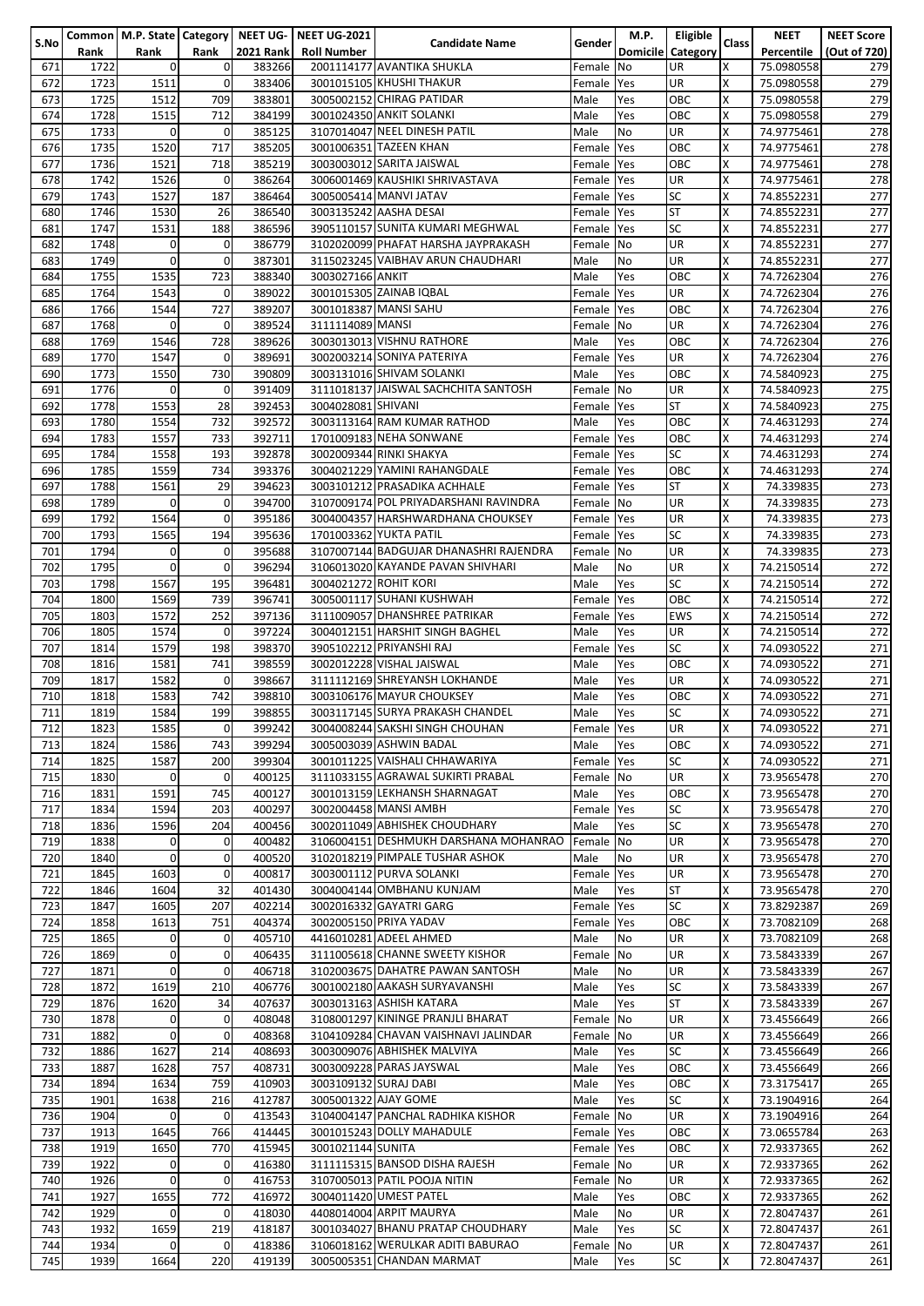| S.No | Common Rank | M.P. State Rank | Category Rank | NEET UG- 2021 Rank | NEET UG-2021 Roll Number | Candidate Name | Gender | M.P. Domicile | Eligible Category | Class | NEET Percentile | NEET Score (Out of 720) |
|---|---|---|---|---|---|---|---|---|---|---|---|---|
| 671 | 1722 | 0 | 0 | 383266 | 2001114177 | AVANTIKA SHUKLA | Female | No | UR | X | 75.0980558 | 279 |
| 672 | 1723 | 1511 | 0 | 383406 | 3001015105 | KHUSHI THAKUR | Female | Yes | UR | X | 75.0980558 | 279 |
| 673 | 1725 | 1512 | 709 | 383801 | 3005002152 | CHIRAG PATIDAR | Male | Yes | OBC | X | 75.0980558 | 279 |
| 674 | 1728 | 1515 | 712 | 384199 | 3001024350 | ANKIT SOLANKI | Male | Yes | OBC | X | 75.0980558 | 279 |
| 675 | 1733 | 0 | 0 | 385125 | 3107014047 | NEEL DINESH PATIL | Male | No | UR | X | 74.9775461 | 278 |
| 676 | 1735 | 1520 | 717 | 385205 | 3001006351 | TAZEEN KHAN | Female | Yes | OBC | X | 74.9775461 | 278 |
| 677 | 1736 | 1521 | 718 | 385219 | 3003003012 | SARITA JAISWAL | Female | Yes | OBC | X | 74.9775461 | 278 |
| 678 | 1742 | 1526 | 0 | 386264 | 3006001469 | KAUSHIKI SHRIVASTAVA | Female | Yes | UR | X | 74.9775461 | 278 |
| 679 | 1743 | 1527 | 187 | 386464 | 3005005414 | MANVI JATAV | Female | Yes | SC | X | 74.8552231 | 277 |
| 680 | 1746 | 1530 | 26 | 386540 | 3003135242 | AASHA DESAI | Female | Yes | ST | X | 74.8552231 | 277 |
| 681 | 1747 | 1531 | 188 | 386596 | 3905110157 | SUNITA KUMARI MEGHWAL | Female | Yes | SC | X | 74.8552231 | 277 |
| 682 | 1748 | 0 | 0 | 386779 | 3102020099 | PHAFAT HARSHA JAYPRAKASH | Female | No | UR | X | 74.8552231 | 277 |
| 683 | 1749 | 0 | 0 | 387301 | 3115023245 | VAIBHAV ARUN CHAUDHARI | Male | No | UR | X | 74.8552231 | 277 |
| 684 | 1755 | 1535 | 723 | 388340 | 3003027166 | ANKIT | Male | Yes | OBC | X | 74.7262304 | 276 |
| 685 | 1764 | 1543 | 0 | 389022 | 3001015305 | ZAINAB IQBAL | Female | Yes | UR | X | 74.7262304 | 276 |
| 686 | 1766 | 1544 | 727 | 389207 | 3001018387 | MANSI SAHU | Female | Yes | OBC | X | 74.7262304 | 276 |
| 687 | 1768 | 0 | 0 | 389524 | 3111114089 | MANSI | Female | No | UR | X | 74.7262304 | 276 |
| 688 | 1769 | 1546 | 728 | 389626 | 3003013013 | VISHNU RATHORE | Male | Yes | OBC | X | 74.7262304 | 276 |
| 689 | 1770 | 1547 | 0 | 389691 | 3002003214 | SONIYA PATERIYA | Female | Yes | UR | X | 74.7262304 | 276 |
| 690 | 1773 | 1550 | 730 | 390809 | 3003131016 | SHIVAM SOLANKI | Male | Yes | OBC | X | 74.5840923 | 275 |
| 691 | 1776 | 0 | 0 | 391409 | 3111018137 | JAISWAL SACHCHITA SANTOSH | Female | No | UR | X | 74.5840923 | 275 |
| 692 | 1778 | 1553 | 28 | 392453 | 3004028081 | SHIVANI | Female | Yes | ST | X | 74.5840923 | 275 |
| 693 | 1780 | 1554 | 732 | 392572 | 3003113164 | RAM KUMAR RATHOD | Male | Yes | OBC | X | 74.4631293 | 274 |
| 694 | 1783 | 1557 | 733 | 392711 | 1701009183 | NEHA SONWANE | Female | Yes | OBC | X | 74.4631293 | 274 |
| 695 | 1784 | 1558 | 193 | 392878 | 3002009344 | RINKI SHAKYA | Female | Yes | SC | X | 74.4631293 | 274 |
| 696 | 1785 | 1559 | 734 | 393376 | 3004021229 | YAMINI RAHANGDALE | Female | Yes | OBC | X | 74.4631293 | 274 |
| 697 | 1788 | 1561 | 29 | 394623 | 3003101212 | PRASADIKA ACHHALE | Female | Yes | ST | X | 74.339835 | 273 |
| 698 | 1789 | 0 | 0 | 394700 | 3107009174 | POL PRIYADARSHANI RAVINDRA | Female | No | UR | X | 74.339835 | 273 |
| 699 | 1792 | 1564 | 0 | 395186 | 3004004357 | HARSHWARDHANA CHOUKSEY | Female | Yes | UR | X | 74.339835 | 273 |
| 700 | 1793 | 1565 | 194 | 395636 | 1701003362 | YUKTA PATIL | Female | Yes | SC | X | 74.339835 | 273 |
| 701 | 1794 | 0 | 0 | 395688 | 3107007144 | BADGUJAR DHANASHRI RAJENDRA | Female | No | UR | X | 74.339835 | 273 |
| 702 | 1795 | 0 | 0 | 396294 | 3106013020 | KAYANDE PAVAN SHIVHARI | Male | No | UR | X | 74.2150514 | 272 |
| 703 | 1798 | 1567 | 195 | 396481 | 3004021272 | ROHIT KORI | Male | Yes | SC | X | 74.2150514 | 272 |
| 704 | 1800 | 1569 | 739 | 396741 | 3005001117 | SUHANI KUSHWAH | Female | Yes | OBC | X | 74.2150514 | 272 |
| 705 | 1803 | 1572 | 252 | 397136 | 3111009057 | DHANSHREE PATRIKAR | Female | Yes | EWS | X | 74.2150514 | 272 |
| 706 | 1805 | 1574 | 0 | 397224 | 3004012151 | HARSHIT SINGH BAGHEL | Male | Yes | UR | X | 74.2150514 | 272 |
| 707 | 1814 | 1579 | 198 | 398370 | 3905102212 | PRIYANSHI RAJ | Female | Yes | SC | X | 74.0930522 | 271 |
| 708 | 1816 | 1581 | 741 | 398559 | 3002012228 | VISHAL JAISWAL | Male | Yes | OBC | X | 74.0930522 | 271 |
| 709 | 1817 | 1582 | 0 | 398667 | 3111112169 | SHREYANSH LOKHANDE | Male | Yes | UR | X | 74.0930522 | 271 |
| 710 | 1818 | 1583 | 742 | 398810 | 3003106176 | MAYUR CHOUKSEY | Male | Yes | OBC | X | 74.0930522 | 271 |
| 711 | 1819 | 1584 | 199 | 398855 | 3003117145 | SURYA PRAKASH CHANDEL | Male | Yes | SC | X | 74.0930522 | 271 |
| 712 | 1823 | 1585 | 0 | 399242 | 3004008244 | SAKSHI SINGH CHOUHAN | Female | Yes | UR | X | 74.0930522 | 271 |
| 713 | 1824 | 1586 | 743 | 399294 | 3005003039 | ASHWIN BADAL | Male | Yes | OBC | X | 74.0930522 | 271 |
| 714 | 1825 | 1587 | 200 | 399304 | 3001011225 | VAISHALI CHHAWARIYA | Female | Yes | SC | X | 74.0930522 | 271 |
| 715 | 1830 | 0 | 0 | 400125 | 3111033155 | AGRAWAL SUKIRTI PRABAL | Female | No | UR | X | 73.9565478 | 270 |
| 716 | 1831 | 1591 | 745 | 400127 | 3001013159 | LEKHANSH SHARNAGAT | Male | Yes | OBC | X | 73.9565478 | 270 |
| 717 | 1834 | 1594 | 203 | 400297 | 3002004458 | MANSI AMBH | Female | Yes | SC | X | 73.9565478 | 270 |
| 718 | 1836 | 1596 | 204 | 400456 | 3002011049 | ABHISHEK CHOUDHARY | Male | Yes | SC | X | 73.9565478 | 270 |
| 719 | 1838 | 0 | 0 | 400482 | 3106004151 | DESHMUKH DARSHANA MOHANRAO | Female | No | UR | X | 73.9565478 | 270 |
| 720 | 1840 | 0 | 0 | 400520 | 3102018219 | PIMPALE TUSHAR ASHOK | Male | No | UR | X | 73.9565478 | 270 |
| 721 | 1845 | 1603 | 0 | 400817 | 3003001112 | PURVA SOLANKI | Female | Yes | UR | X | 73.9565478 | 270 |
| 722 | 1846 | 1604 | 32 | 401430 | 3004004144 | OMBHANU KUNJAM | Male | Yes | ST | X | 73.9565478 | 270 |
| 723 | 1847 | 1605 | 207 | 402214 | 3002016332 | GAYATRI GARG | Female | Yes | SC | X | 73.8292387 | 269 |
| 724 | 1858 | 1613 | 751 | 404374 | 3002005150 | PRIYA YADAV | Female | Yes | OBC | X | 73.7082109 | 268 |
| 725 | 1865 | 0 | 0 | 405710 | 4416010281 | ADEEL AHMED | Male | No | UR | X | 73.7082109 | 268 |
| 726 | 1869 | 0 | 0 | 406435 | 3111005618 | CHANNE SWEETY KISHOR | Female | No | UR | X | 73.5843339 | 267 |
| 727 | 1871 | 0 | 0 | 406718 | 3102003675 | DAHATRE PAWAN SANTOSH | Male | No | UR | X | 73.5843339 | 267 |
| 728 | 1872 | 1619 | 210 | 406776 | 3001002180 | AAKASH SURYAVANSHI | Male | Yes | SC | X | 73.5843339 | 267 |
| 729 | 1876 | 1620 | 34 | 407637 | 3003013163 | ASHISH KATARA | Male | Yes | ST | X | 73.5843339 | 267 |
| 730 | 1878 | 0 | 0 | 408048 | 3108001297 | KININGE PRANJLI BHARAT | Female | No | UR | X | 73.4556649 | 266 |
| 731 | 1882 | 0 | 0 | 408368 | 3104109284 | CHAVAN VAISHNAVI JALINDAR | Female | No | UR | X | 73.4556649 | 266 |
| 732 | 1886 | 1627 | 214 | 408693 | 3003009076 | ABHISHEK MALVIYA | Male | Yes | SC | X | 73.4556649 | 266 |
| 733 | 1887 | 1628 | 757 | 408731 | 3003009228 | PARAS JAYSWAL | Male | Yes | OBC | X | 73.4556649 | 266 |
| 734 | 1894 | 1634 | 759 | 410903 | 3003109132 | SURAJ DABI | Male | Yes | OBC | X | 73.3175417 | 265 |
| 735 | 1901 | 1638 | 216 | 412787 | 3005001322 | AJAY GOME | Male | Yes | SC | X | 73.1904916 | 264 |
| 736 | 1904 | 0 | 0 | 413543 | 3104004147 | PANCHAL RADHIKA KISHOR | Female | No | UR | X | 73.1904916 | 264 |
| 737 | 1913 | 1645 | 766 | 414445 | 3001015243 | DOLLY MAHADULE | Female | Yes | OBC | X | 73.0655784 | 263 |
| 738 | 1919 | 1650 | 770 | 415945 | 3001021144 | SUNITA | Female | Yes | OBC | X | 72.9337365 | 262 |
| 739 | 1922 | 0 | 0 | 416380 | 3111115315 | BANSOD DISHA RAJESH | Female | No | UR | X | 72.9337365 | 262 |
| 740 | 1926 | 0 | 0 | 416753 | 3107005013 | PATIL POOJA NITIN | Female | No | UR | X | 72.9337365 | 262 |
| 741 | 1927 | 1655 | 772 | 416972 | 3004011420 | UMEST PATEL | Male | Yes | OBC | X | 72.9337365 | 262 |
| 742 | 1929 | 0 | 0 | 418030 | 4408014004 | ARPIT MAURYA | Male | No | UR | X | 72.8047437 | 261 |
| 743 | 1932 | 1659 | 219 | 418187 | 3001034027 | BHANU PRATAP CHOUDHARY | Male | Yes | SC | X | 72.8047437 | 261 |
| 744 | 1934 | 0 | 0 | 418386 | 3106018162 | WERULKAR ADITI BABURAO | Female | No | UR | X | 72.8047437 | 261 |
| 745 | 1939 | 1664 | 220 | 419139 | 3005005351 | CHANDAN MARMAT | Male | Yes | SC | X | 72.8047437 | 261 |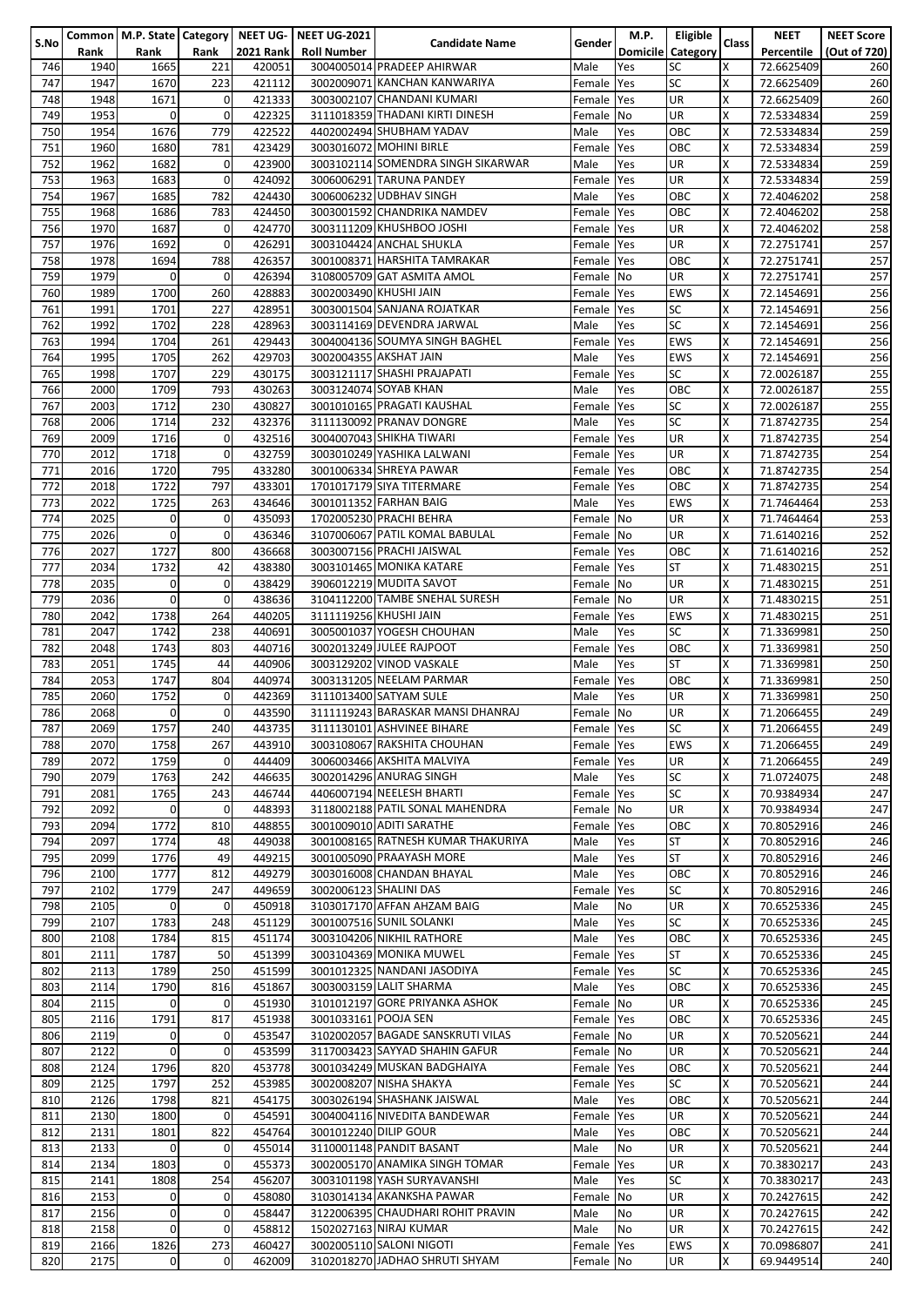| S.No | Common Rank | M.P. State Rank | Category Rank | NEET UG-2021 Rank | NEET UG-2021 Roll Number | Candidate Name | Gender | M.P. Domicile | Eligible Category | Class | NEET Percentile | NEET Score (Out of 720) |
|---|---|---|---|---|---|---|---|---|---|---|---|---|
| 746 | 1940 | 1665 | 221 | 420051 | 3004005014 | PRADEEP AHIRWAR | Male | Yes | SC | X | 72.6625409 | 260 |
| 747 | 1947 | 1670 | 223 | 421112 | 3002009071 | KANCHAN KANWARIYA | Female | Yes | SC | X | 72.6625409 | 260 |
| 748 | 1948 | 1671 | 0 | 421333 | 3003002107 | CHANDANI KUMARI | Female | Yes | UR | X | 72.6625409 | 260 |
| 749 | 1953 | 0 | 0 | 422325 | 3111018359 | THADANI KIRTI DINESH | Female | No | UR | X | 72.5334834 | 259 |
| 750 | 1954 | 1676 | 779 | 422522 | 4402002494 | SHUBHAM YADAV | Male | Yes | OBC | X | 72.5334834 | 259 |
| 751 | 1960 | 1680 | 781 | 423429 | 3003016072 | MOHINI BIRLE | Female | Yes | OBC | X | 72.5334834 | 259 |
| 752 | 1962 | 1682 | 0 | 423900 | 3003102114 | SOMENDRA SINGH SIKARWAR | Male | Yes | UR | X | 72.5334834 | 259 |
| 753 | 1963 | 1683 | 0 | 424092 | 3006006291 | TARUNA PANDEY | Female | Yes | UR | X | 72.5334834 | 259 |
| 754 | 1967 | 1685 | 782 | 424430 | 3006006232 | UDBHAV SINGH | Male | Yes | OBC | X | 72.4046202 | 258 |
| 755 | 1968 | 1686 | 783 | 424450 | 3003001592 | CHANDRIKA NAMDEV | Female | Yes | OBC | X | 72.4046202 | 258 |
| 756 | 1970 | 1687 | 0 | 424770 | 3003111209 | KHUSHBOO JOSHI | Female | Yes | UR | X | 72.4046202 | 258 |
| 757 | 1976 | 1692 | 0 | 426291 | 3003104424 | ANCHAL SHUKLA | Female | Yes | UR | X | 72.2751741 | 257 |
| 758 | 1978 | 1694 | 788 | 426357 | 3001008371 | HARSHITA TAMRAKAR | Female | Yes | OBC | X | 72.2751741 | 257 |
| 759 | 1979 | 0 | 0 | 426394 | 3108005709 | GAT ASMITA AMOL | Female | No | UR | X | 72.2751741 | 257 |
| 760 | 1989 | 1700 | 260 | 428883 | 3002003490 | KHUSHI JAIN | Female | Yes | EWS | X | 72.1454691 | 256 |
| 761 | 1991 | 1701 | 227 | 428951 | 3003001504 | SANJANA ROJATKAR | Female | Yes | SC | X | 72.1454691 | 256 |
| 762 | 1992 | 1702 | 228 | 428963 | 3003114169 | DEVENDRA JARWAL | Male | Yes | SC | X | 72.1454691 | 256 |
| 763 | 1994 | 1704 | 261 | 429443 | 3004004136 | SOUMYA SINGH BAGHEL | Female | Yes | EWS | X | 72.1454691 | 256 |
| 764 | 1995 | 1705 | 262 | 429703 | 3002004355 | AKSHAT JAIN | Male | Yes | EWS | X | 72.1454691 | 256 |
| 765 | 1998 | 1707 | 229 | 430175 | 3003121117 | SHASHI PRAJAPATI | Female | Yes | SC | X | 72.0026187 | 255 |
| 766 | 2000 | 1709 | 793 | 430263 | 3003124074 | SOYAB KHAN | Male | Yes | OBC | X | 72.0026187 | 255 |
| 767 | 2003 | 1712 | 230 | 430827 | 3001010165 | PRAGATI KAUSHAL | Female | Yes | SC | X | 72.0026187 | 255 |
| 768 | 2006 | 1714 | 232 | 432376 | 3111130092 | PRANAV DONGRE | Male | Yes | SC | X | 71.8742735 | 254 |
| 769 | 2009 | 1716 | 0 | 432516 | 3004007043 | SHIKHA TIWARI | Female | Yes | UR | X | 71.8742735 | 254 |
| 770 | 2012 | 1718 | 0 | 432759 | 3003010249 | YASHIKA LALWANI | Female | Yes | UR | X | 71.8742735 | 254 |
| 771 | 2016 | 1720 | 795 | 433280 | 3001006334 | SHREYA PAWAR | Female | Yes | OBC | X | 71.8742735 | 254 |
| 772 | 2018 | 1722 | 797 | 433301 | 1701017179 | SIYA TITERMARE | Female | Yes | OBC | X | 71.8742735 | 254 |
| 773 | 2022 | 1725 | 263 | 434646 | 3001011352 | FARHAN BAIG | Male | Yes | EWS | X | 71.7464464 | 253 |
| 774 | 2025 | 0 | 0 | 435093 | 1702005230 | PRACHI BEHRA | Female | No | UR | X | 71.7464464 | 253 |
| 775 | 2026 | 0 | 0 | 436346 | 3107006067 | PATIL KOMAL BABULAL | Female | No | UR | X | 71.6140216 | 252 |
| 776 | 2027 | 1727 | 800 | 436668 | 3003007156 | PRACHI JAISWAL | Female | Yes | OBC | X | 71.6140216 | 252 |
| 777 | 2034 | 1732 | 42 | 438380 | 3003101465 | MONIKA KATARE | Female | Yes | ST | X | 71.4830215 | 251 |
| 778 | 2035 | 0 | 0 | 438429 | 3906012219 | MUDITA SAVOT | Female | No | UR | X | 71.4830215 | 251 |
| 779 | 2036 | 0 | 0 | 438636 | 3104112200 | TAMBE SNEHAL SURESH | Female | No | UR | X | 71.4830215 | 251 |
| 780 | 2042 | 1738 | 264 | 440205 | 3111119256 | KHUSHI JAIN | Female | Yes | EWS | X | 71.4830215 | 251 |
| 781 | 2047 | 1742 | 238 | 440691 | 3005001037 | YOGESH CHOUHAN | Male | Yes | SC | X | 71.3369981 | 250 |
| 782 | 2048 | 1743 | 803 | 440716 | 3002013249 | JULEE RAJPOOT | Female | Yes | OBC | X | 71.3369981 | 250 |
| 783 | 2051 | 1745 | 44 | 440906 | 3003129202 | VINOD VASKALE | Male | Yes | ST | X | 71.3369981 | 250 |
| 784 | 2053 | 1747 | 804 | 440974 | 3003131205 | NEELAM PARMAR | Female | Yes | OBC | X | 71.3369981 | 250 |
| 785 | 2060 | 1752 | 0 | 442369 | 3111013400 | SATYAM SULE | Male | Yes | UR | X | 71.3369981 | 250 |
| 786 | 2068 | 0 | 0 | 443590 | 3111119243 | BARASKAR MANSI DHANRAJ | Female | No | UR | X | 71.2066455 | 249 |
| 787 | 2069 | 1757 | 240 | 443735 | 3111130101 | ASHVINEE BIHARE | Female | Yes | SC | X | 71.2066455 | 249 |
| 788 | 2070 | 1758 | 267 | 443910 | 3003108067 | RAKSHITA CHOUHAN | Female | Yes | EWS | X | 71.2066455 | 249 |
| 789 | 2072 | 1759 | 0 | 444409 | 3006003466 | AKSHITA MALVIYA | Female | Yes | UR | X | 71.2066455 | 249 |
| 790 | 2079 | 1763 | 242 | 446635 | 3002014296 | ANURAG SINGH | Male | Yes | SC | X | 71.0724075 | 248 |
| 791 | 2081 | 1765 | 243 | 446744 | 4406007194 | NEELESH BHARTI | Female | Yes | SC | X | 70.9384934 | 247 |
| 792 | 2092 | 0 | 0 | 448393 | 3118002188 | PATIL SONAL MAHENDRA | Female | No | UR | X | 70.9384934 | 247 |
| 793 | 2094 | 1772 | 810 | 448855 | 3001009010 | ADITI SARATHE | Female | Yes | OBC | X | 70.8052916 | 246 |
| 794 | 2097 | 1774 | 48 | 449038 | 3001008165 | RATNESH KUMAR THAKURIYA | Male | Yes | ST | X | 70.8052916 | 246 |
| 795 | 2099 | 1776 | 49 | 449215 | 3001005090 | PRAAYASH MORE | Male | Yes | ST | X | 70.8052916 | 246 |
| 796 | 2100 | 1777 | 812 | 449279 | 3003016008 | CHANDAN BHAYAL | Male | Yes | OBC | X | 70.8052916 | 246 |
| 797 | 2102 | 1779 | 247 | 449659 | 3002006123 | SHALINI DAS | Female | Yes | SC | X | 70.8052916 | 246 |
| 798 | 2105 | 0 | 0 | 450918 | 3103017170 | AFFAN AHZAM BAIG | Male | No | UR | X | 70.6525336 | 245 |
| 799 | 2107 | 1783 | 248 | 451129 | 3001007516 | SUNIL SOLANKI | Male | Yes | SC | X | 70.6525336 | 245 |
| 800 | 2108 | 1784 | 815 | 451174 | 3003104206 | NIKHIL RATHORE | Male | Yes | OBC | X | 70.6525336 | 245 |
| 801 | 2111 | 1787 | 50 | 451399 | 3003104369 | MONIKA MUWEL | Female | Yes | ST | X | 70.6525336 | 245 |
| 802 | 2113 | 1789 | 250 | 451599 | 3001012325 | NANDANI JASODIYA | Female | Yes | SC | X | 70.6525336 | 245 |
| 803 | 2114 | 1790 | 816 | 451867 | 3003003159 | LALIT SHARMA | Male | Yes | OBC | X | 70.6525336 | 245 |
| 804 | 2115 | 0 | 0 | 451930 | 3101012197 | GORE PRIYANKA ASHOK | Female | No | UR | X | 70.6525336 | 245 |
| 805 | 2116 | 1791 | 817 | 451938 | 3001033161 | POOJA SEN | Female | Yes | OBC | X | 70.6525336 | 245 |
| 806 | 2119 | 0 | 0 | 453547 | 3102002057 | BAGADE SANSKRUTI VILAS | Female | No | UR | X | 70.5205621 | 244 |
| 807 | 2122 | 0 | 0 | 453599 | 3117003423 | SAYYAD SHAHIN GAFUR | Female | No | UR | X | 70.5205621 | 244 |
| 808 | 2124 | 1796 | 820 | 453778 | 3001034249 | MUSKAN BADGHAIYA | Female | Yes | OBC | X | 70.5205621 | 244 |
| 809 | 2125 | 1797 | 252 | 453985 | 3002008207 | NISHA SHAKYA | Female | Yes | SC | X | 70.5205621 | 244 |
| 810 | 2126 | 1798 | 821 | 454175 | 3003026194 | SHASHANK JAISWAL | Male | Yes | OBC | X | 70.5205621 | 244 |
| 811 | 2130 | 1800 | 0 | 454591 | 3004004116 | NIVEDITA BANDEWAR | Female | Yes | UR | X | 70.5205621 | 244 |
| 812 | 2131 | 1801 | 822 | 454764 | 3001012240 | DILIP GOUR | Male | Yes | OBC | X | 70.5205621 | 244 |
| 813 | 2133 | 0 | 0 | 455014 | 3110001148 | PANDIT BASANT | Male | No | UR | X | 70.5205621 | 244 |
| 814 | 2134 | 1803 | 0 | 455373 | 3002005170 | ANAMIKA SINGH TOMAR | Female | Yes | UR | X | 70.3830217 | 243 |
| 815 | 2141 | 1808 | 254 | 456207 | 3003101198 | YASH SURYAVANSHI | Male | Yes | SC | X | 70.3830217 | 243 |
| 816 | 2153 | 0 | 0 | 458080 | 3103014134 | AKANKSHA PAWAR | Female | No | UR | X | 70.2427615 | 242 |
| 817 | 2156 | 0 | 0 | 458447 | 3122006395 | CHAUDHARI ROHIT PRAVIN | Male | No | UR | X | 70.2427615 | 242 |
| 818 | 2158 | 0 | 0 | 458812 | 1502027163 | NIRAJ KUMAR | Male | No | UR | X | 70.2427615 | 242 |
| 819 | 2166 | 1826 | 273 | 460427 | 3002005110 | SALONI NIGOTI | Female | Yes | EWS | X | 70.0986807 | 241 |
| 820 | 2175 | 0 | 0 | 462009 | 3102018270 | JADHAO SHRUTI SHYAM | Female | No | UR | X | 69.9449514 | 240 |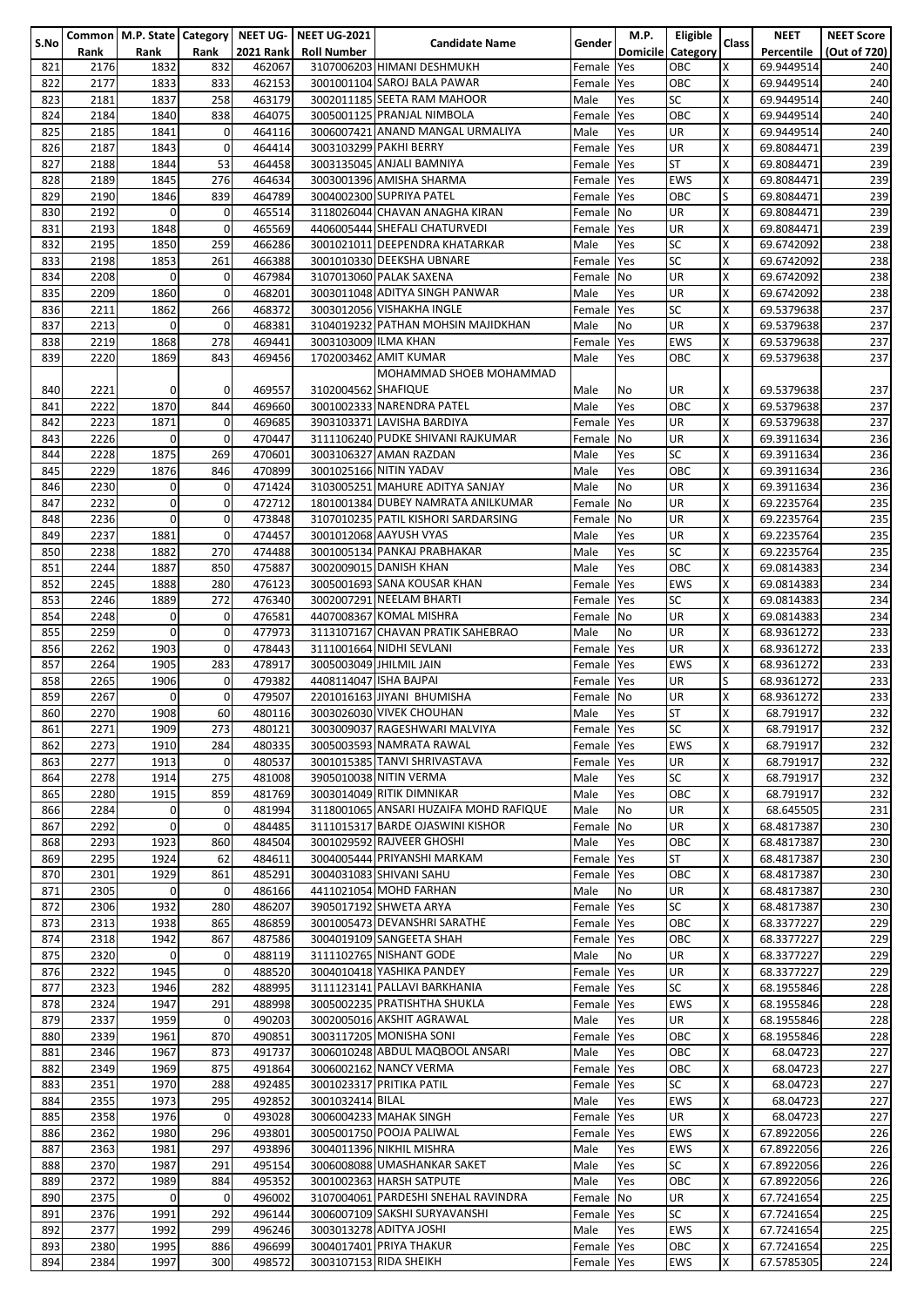| S.No | Common Rank | M.P. State Rank | Category Rank | NEET UG-2021 Rank | NEET UG-2021 Roll Number | Candidate Name | Gender | M.P. Domicile | Eligible Category | Class | NEET Percentile | NEET Score (Out of 720) |
|---|---|---|---|---|---|---|---|---|---|---|---|---|
| 821 | 2176 | 1832 | 832 | 462067 | 3107006203 | HIMANI DESHMUKH | Female | Yes | OBC | X | 69.9449514 | 240 |
| 822 | 2177 | 1833 | 833 | 462153 | 3001001104 | SAROJ BALA PAWAR | Female | Yes | OBC | X | 69.9449514 | 240 |
| 823 | 2181 | 1837 | 258 | 463179 | 3002011185 | SEETA RAM MAHOOR | Male | Yes | SC | X | 69.9449514 | 240 |
| 824 | 2184 | 1840 | 838 | 464075 | 3005001125 | PRANJAL NIMBOLA | Female | Yes | OBC | X | 69.9449514 | 240 |
| 825 | 2185 | 1841 | 0 | 464116 | 3006007421 | ANAND MANGAL URMALIYA | Male | Yes | UR | X | 69.9449514 | 240 |
| 826 | 2187 | 1843 | 0 | 464414 | 3003103299 | PAKHI BERRY | Female | Yes | UR | X | 69.8084471 | 239 |
| 827 | 2188 | 1844 | 53 | 464458 | 3003135045 | ANJALI BAMNIYA | Female | Yes | ST | X | 69.8084471 | 239 |
| 828 | 2189 | 1845 | 276 | 464634 | 3003001396 | AMISHA SHARMA | Female | Yes | EWS | X | 69.8084471 | 239 |
| 829 | 2190 | 1846 | 839 | 464789 | 3004002300 | SUPRIYA PATEL | Female | Yes | OBC | S | 69.8084471 | 239 |
| 830 | 2192 | 0 | 0 | 465514 | 3118026044 | CHAVAN ANAGHA KIRAN | Female | No | UR | X | 69.8084471 | 239 |
| 831 | 2193 | 1848 | 0 | 465569 | 4406005444 | SHEFALI CHATURVEDI | Female | Yes | UR | X | 69.8084471 | 239 |
| 832 | 2195 | 1850 | 259 | 466286 | 3001021011 | DEEPENDRA KHATARKAR | Male | Yes | SC | X | 69.6742092 | 238 |
| 833 | 2198 | 1853 | 261 | 466388 | 3001010330 | DEEKSHA UBNARE | Female | Yes | SC | X | 69.6742092 | 238 |
| 834 | 2208 | 0 | 0 | 467984 | 3107013060 | PALAK SAXENA | Female | No | UR | X | 69.6742092 | 238 |
| 835 | 2209 | 1860 | 0 | 468201 | 3003011048 | ADITYA SINGH PANWAR | Male | Yes | UR | X | 69.6742092 | 238 |
| 836 | 2211 | 1862 | 266 | 468372 | 3003012056 | VISHAKHA INGLE | Female | Yes | SC | X | 69.5379638 | 237 |
| 837 | 2213 | 0 | 0 | 468381 | 3104019232 | PATHAN MOHSIN MAJIDKHAN | Male | No | UR | X | 69.5379638 | 237 |
| 838 | 2219 | 1868 | 278 | 469441 | 3003103009 | ILMA KHAN | Female | Yes | EWS | X | 69.5379638 | 237 |
| 839 | 2220 | 1869 | 843 | 469456 | 1702003462 | AMIT KUMAR | Male | Yes | OBC | X | 69.5379638 | 237 |
| 840 | 2221 | 0 | 0 | 469557 | 3102004562 | MOHAMMAD SHOEB MOHAMMAD SHAFIQUE | Male | No | UR | X | 69.5379638 | 237 |
| 841 | 2222 | 1870 | 844 | 469660 | 3001002333 | NARENDRA PATEL | Male | Yes | OBC | X | 69.5379638 | 237 |
| 842 | 2223 | 1871 | 0 | 469685 | 3903103371 | LAVISHA BARDIYA | Female | Yes | UR | X | 69.5379638 | 237 |
| 843 | 2226 | 0 | 0 | 470447 | 3111106240 | PUDKE SHIVANI RAJKUMAR | Female | No | UR | X | 69.3911634 | 236 |
| 844 | 2228 | 1875 | 269 | 470601 | 3003106327 | AMAN RAZDAN | Male | Yes | SC | X | 69.3911634 | 236 |
| 845 | 2229 | 1876 | 846 | 470899 | 3001025166 | NITIN YADAV | Male | Yes | OBC | X | 69.3911634 | 236 |
| 846 | 2230 | 0 | 0 | 471424 | 3103005251 | MAHURE ADITYA SANJAY | Male | No | UR | X | 69.3911634 | 236 |
| 847 | 2232 | 0 | 0 | 472712 | 1801001384 | DUBEY NAMRATA ANILKUMAR | Female | No | UR | X | 69.2235764 | 235 |
| 848 | 2236 | 0 | 0 | 473848 | 3107010235 | PATIL KISHORI SARDARSING | Female | No | UR | X | 69.2235764 | 235 |
| 849 | 2237 | 1881 | 0 | 474457 | 3001012068 | AAYUSH VYAS | Male | Yes | UR | X | 69.2235764 | 235 |
| 850 | 2238 | 1882 | 270 | 474488 | 3001005134 | PANKAJ PRABHAKAR | Male | Yes | SC | X | 69.2235764 | 235 |
| 851 | 2244 | 1887 | 850 | 475887 | 3002009015 | DANISH KHAN | Male | Yes | OBC | X | 69.0814383 | 234 |
| 852 | 2245 | 1888 | 280 | 476123 | 3005001693 | SANA KOUSAR KHAN | Female | Yes | EWS | X | 69.0814383 | 234 |
| 853 | 2246 | 1889 | 272 | 476340 | 3002007291 | NEELAM BHARTI | Female | Yes | SC | X | 69.0814383 | 234 |
| 854 | 2248 | 0 | 0 | 476581 | 4407008367 | KOMAL MISHRA | Female | No | UR | X | 69.0814383 | 234 |
| 855 | 2259 | 0 | 0 | 477973 | 3113107167 | CHAVAN PRATIK SAHEBRAO | Male | No | UR | X | 68.9361272 | 233 |
| 856 | 2262 | 1903 | 0 | 478443 | 3111001664 | NIDHI SEVLANI | Female | Yes | UR | X | 68.9361272 | 233 |
| 857 | 2264 | 1905 | 283 | 478917 | 3005003049 | JHILMIL JAIN | Female | Yes | EWS | X | 68.9361272 | 233 |
| 858 | 2265 | 1906 | 0 | 479382 | 4408114047 | ISHA BAJPAI | Female | Yes | UR | S | 68.9361272 | 233 |
| 859 | 2267 | 0 | 0 | 479507 | 2201016163 | JIYANI BHUMISHA | Female | No | UR | X | 68.9361272 | 233 |
| 860 | 2270 | 1908 | 60 | 480116 | 3003026030 | VIVEK CHOUHAN | Male | Yes | ST | X | 68.791917 | 232 |
| 861 | 2271 | 1909 | 273 | 480121 | 3003009037 | RAGESHWARI MALVIYA | Female | Yes | SC | X | 68.791917 | 232 |
| 862 | 2273 | 1910 | 284 | 480335 | 3005003593 | NAMRATA RAWAL | Female | Yes | EWS | X | 68.791917 | 232 |
| 863 | 2277 | 1913 | 0 | 480537 | 3001015385 | TANVI SHRIVASTAVA | Female | Yes | UR | X | 68.791917 | 232 |
| 864 | 2278 | 1914 | 275 | 481008 | 3905010038 | NITIN VERMA | Male | Yes | SC | X | 68.791917 | 232 |
| 865 | 2280 | 1915 | 859 | 481769 | 3003014049 | RITIK DIMNIKAR | Male | Yes | OBC | X | 68.791917 | 232 |
| 866 | 2284 | 0 | 0 | 481994 | 3118001065 | ANSARI HUZAIFA MOHD RAFIQUE | Male | No | UR | X | 68.645505 | 231 |
| 867 | 2292 | 0 | 0 | 484485 | 3111015317 | BARDE OJASWINI KISHOR | Female | No | UR | X | 68.4817387 | 230 |
| 868 | 2293 | 1923 | 860 | 484504 | 3001029592 | RAJVEER GHOSHI | Male | Yes | OBC | X | 68.4817387 | 230 |
| 869 | 2295 | 1924 | 62 | 484611 | 3004005444 | PRIYANSHI MARKAM | Female | Yes | ST | X | 68.4817387 | 230 |
| 870 | 2301 | 1929 | 861 | 485291 | 3004031083 | SHIVANI SAHU | Female | Yes | OBC | X | 68.4817387 | 230 |
| 871 | 2305 | 0 | 0 | 486166 | 4411021054 | MOHD FARHAN | Male | No | UR | X | 68.4817387 | 230 |
| 872 | 2306 | 1932 | 280 | 486207 | 3905017192 | SHWETA ARYA | Female | Yes | SC | X | 68.4817387 | 230 |
| 873 | 2313 | 1938 | 865 | 486859 | 3001005473 | DEVANSHRI SARATHE | Female | Yes | OBC | X | 68.3377227 | 229 |
| 874 | 2318 | 1942 | 867 | 487586 | 3004019109 | SANGEETA SHAH | Female | Yes | OBC | X | 68.3377227 | 229 |
| 875 | 2320 | 0 | 0 | 488119 | 3111102765 | NISHANT GODE | Male | No | UR | X | 68.3377227 | 229 |
| 876 | 2322 | 1945 | 0 | 488520 | 3004010418 | YASHIKA PANDEY | Female | Yes | UR | X | 68.3377227 | 229 |
| 877 | 2323 | 1946 | 282 | 488995 | 3111123141 | PALLAVI BARKHANIA | Female | Yes | SC | X | 68.1955846 | 228 |
| 878 | 2324 | 1947 | 291 | 488998 | 3005002235 | PRATISHTHA SHUKLA | Female | Yes | EWS | X | 68.1955846 | 228 |
| 879 | 2337 | 1959 | 0 | 490203 | 3002005016 | AKSHIT AGRAWAL | Male | Yes | UR | X | 68.1955846 | 228 |
| 880 | 2339 | 1961 | 870 | 490851 | 3003117205 | MONISHA SONI | Female | Yes | OBC | X | 68.1955846 | 228 |
| 881 | 2346 | 1967 | 873 | 491737 | 3006010248 | ABDUL MAQBOOL ANSARI | Male | Yes | OBC | X | 68.04723 | 227 |
| 882 | 2349 | 1969 | 875 | 491864 | 3006002162 | NANCY VERMA | Female | Yes | OBC | X | 68.04723 | 227 |
| 883 | 2351 | 1970 | 288 | 492485 | 3001023317 | PRITIKA PATIL | Female | Yes | SC | X | 68.04723 | 227 |
| 884 | 2355 | 1973 | 295 | 492852 | 3001032414 | BILAL | Male | Yes | EWS | X | 68.04723 | 227 |
| 885 | 2358 | 1976 | 0 | 493028 | 3006004233 | MAHAK SINGH | Female | Yes | UR | X | 68.04723 | 227 |
| 886 | 2362 | 1980 | 296 | 493801 | 3005001750 | POOJA PALIWAL | Female | Yes | EWS | X | 67.8922056 | 226 |
| 887 | 2363 | 1981 | 297 | 493896 | 3004011396 | NIKHIL MISHRA | Male | Yes | EWS | X | 67.8922056 | 226 |
| 888 | 2370 | 1987 | 291 | 495154 | 3006008088 | UMASHANKAR SAKET | Male | Yes | SC | X | 67.8922056 | 226 |
| 889 | 2372 | 1989 | 884 | 495352 | 3001002363 | HARSH SATPUTE | Male | Yes | OBC | X | 67.8922056 | 226 |
| 890 | 2375 | 0 | 0 | 496002 | 3107004061 | PARDESHI SNEHAL RAVINDRA | Female | No | UR | X | 67.7241654 | 225 |
| 891 | 2376 | 1991 | 292 | 496144 | 3006007109 | SAKSHI SURYAVANSHI | Female | Yes | SC | X | 67.7241654 | 225 |
| 892 | 2377 | 1992 | 299 | 496246 | 3003013278 | ADITYA JOSHI | Male | Yes | EWS | X | 67.7241654 | 225 |
| 893 | 2380 | 1995 | 886 | 496699 | 3004017401 | PRIYA THAKUR | Female | Yes | OBC | X | 67.7241654 | 225 |
| 894 | 2384 | 1997 | 300 | 498572 | 3003107153 | RIDA SHEIKH | Female | Yes | EWS | X | 67.5785305 | 224 |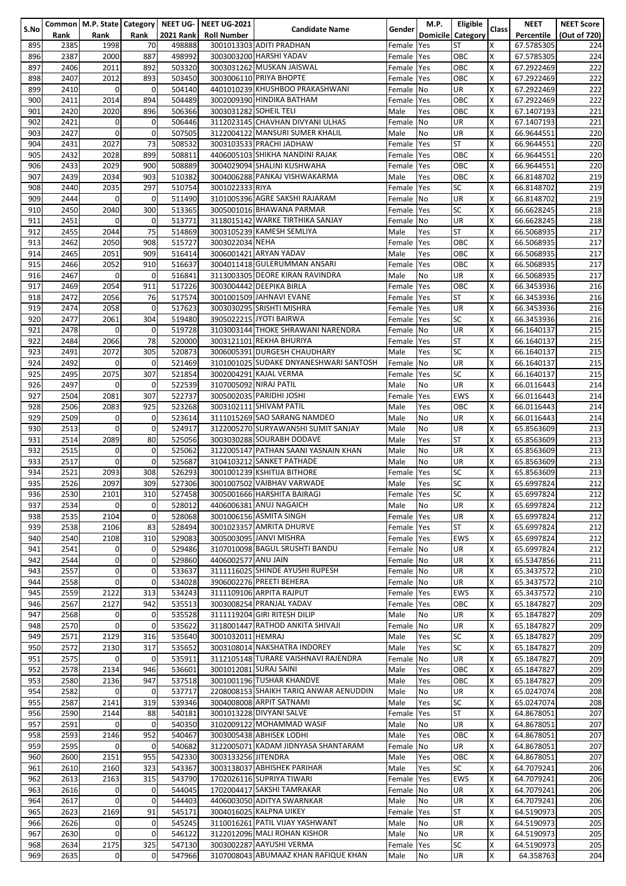| S.No | Common Rank | M.P. State Rank | Category Rank | NEET UG-2021 Rank | NEET UG-2021 Roll Number | Candidate Name | Gender | M.P. Domicile | Eligible Category | Class | NEET Percentile | NEET Score (Out of 720) |
|---|---|---|---|---|---|---|---|---|---|---|---|---|
| 895 | 2385 | 1998 | 70 | 498888 | 3001013303 | ADITI PRADHAN | Female | Yes | ST | X | 67.5785305 | 224 |
| 896 | 2387 | 2000 | 887 | 498992 | 3003003200 | HARSHI YADAV | Female | Yes | OBC | X | 67.5785305 | 224 |
| 897 | 2406 | 2011 | 892 | 503320 | 3003031262 | MUSKAN JAISWAL | Female | Yes | OBC | X | 67.2922469 | 222 |
| 898 | 2407 | 2012 | 893 | 503450 | 3003006110 | PRIYA BHOPTE | Female | Yes | OBC | X | 67.2922469 | 222 |
| 899 | 2410 | 0 | 0 | 504140 | 4401010239 | KHUSHBOO PRAKASHWANI | Female | No | UR | X | 67.2922469 | 222 |
| 900 | 2411 | 2014 | 894 | 504489 | 3002009390 | HINDIKA BATHAM | Female | Yes | OBC | X | 67.2922469 | 222 |
| 901 | 2420 | 2020 | 896 | 506366 | 3003031282 | SOHEIL TELI | Male | Yes | OBC | X | 67.1407193 | 221 |
| 902 | 2421 | 0 | 0 | 506446 | 3112023145 | CHAVHAN DIVYANI ULHAS | Female | No | UR | X | 67.1407193 | 221 |
| 903 | 2427 | 0 | 0 | 507505 | 3122004122 | MANSURI SUMER KHALIL | Male | No | UR | X | 66.9644551 | 220 |
| 904 | 2431 | 2027 | 73 | 508532 | 3003103533 | PRACHI JADHAW | Female | Yes | ST | X | 66.9644551 | 220 |
| 905 | 2432 | 2028 | 899 | 508811 | 4406005103 | SHIKHA NANDINI RAJAK | Female | Yes | OBC | X | 66.9644551 | 220 |
| 906 | 2433 | 2029 | 900 | 508889 | 3004029094 | SHALINI KUSHWAHA | Female | Yes | OBC | X | 66.9644551 | 220 |
| 907 | 2439 | 2034 | 903 | 510382 | 3004006288 | PANKAJ VISHWAKARMA | Male | Yes | OBC | X | 66.8148702 | 219 |
| 908 | 2440 | 2035 | 297 | 510754 | 3001022333 | RIYA | Female | Yes | SC | X | 66.8148702 | 219 |
| 909 | 2444 | 0 | 0 | 511490 | 3101005396 | AGRE SAKSHI RAJARAM | Female | No | UR | X | 66.8148702 | 219 |
| 910 | 2450 | 2040 | 300 | 513365 | 3005001016 | BHAWANA PARMAR | Female | Yes | SC | X | 66.6628245 | 218 |
| 911 | 2451 | 0 | 0 | 513771 | 3118015142 | WARKE TIRTHIKA SANJAY | Female | No | UR | X | 66.6628245 | 218 |
| 912 | 2455 | 2044 | 75 | 514869 | 3003105239 | KAMESH SEMLIYA | Male | Yes | ST | X | 66.5068935 | 217 |
| 913 | 2462 | 2050 | 908 | 515727 | 3003022034 | NEHA | Female | Yes | OBC | X | 66.5068935 | 217 |
| 914 | 2465 | 2051 | 909 | 516414 | 3006001421 | ARYAN YADAV | Male | Yes | OBC | X | 66.5068935 | 217 |
| 915 | 2466 | 2052 | 910 | 516637 | 3004011418 | GULERUMMAN ANSARI | Female | Yes | OBC | X | 66.5068935 | 217 |
| 916 | 2467 | 0 | 0 | 516841 | 3113003305 | DEORE KIRAN RAVINDRA | Male | No | UR | X | 66.5068935 | 217 |
| 917 | 2469 | 2054 | 911 | 517226 | 3003004442 | DEEPIKA BIRLA | Female | Yes | OBC | X | 66.3453936 | 216 |
| 918 | 2472 | 2056 | 76 | 517574 | 3001001509 | JAHNAVI EVANE | Female | Yes | ST | X | 66.3453936 | 216 |
| 919 | 2474 | 2058 | 0 | 517623 | 3003030295 | SRISHTI MISHRA | Female | Yes | UR | X | 66.3453936 | 216 |
| 920 | 2477 | 2061 | 304 | 519480 | 3905022215 | JYOTI BAIRWA | Female | Yes | SC | X | 66.3453936 | 216 |
| 921 | 2478 | 0 | 0 | 519728 | 3103003144 | THOKE SHRAWANI NARENDRA | Female | No | UR | X | 66.1640137 | 215 |
| 922 | 2484 | 2066 | 78 | 520000 | 3003121101 | REKHA BHURIYA | Female | Yes | ST | X | 66.1640137 | 215 |
| 923 | 2491 | 2072 | 305 | 520873 | 3006005391 | DURGESH CHAUDHARY | Male | Yes | SC | X | 66.1640137 | 215 |
| 924 | 2492 | 0 | 0 | 521469 | 3101001025 | SUDAKE DNYANESHWARI SANTOSH | Female | No | UR | X | 66.1640137 | 215 |
| 925 | 2495 | 2075 | 307 | 521854 | 3002004291 | KAJAL VERMA | Female | Yes | SC | X | 66.1640137 | 215 |
| 926 | 2497 | 0 | 0 | 522539 | 3107005092 | NIRAJ PATIL | Male | No | UR | X | 66.0116443 | 214 |
| 927 | 2504 | 2081 | 307 | 522737 | 3005002035 | PARIDHI JOSHI | Female | Yes | EWS | X | 66.0116443 | 214 |
| 928 | 2506 | 2083 | 925 | 523268 | 3003102111 | SHIVAM PATIL | Male | Yes | OBC | X | 66.0116443 | 214 |
| 929 | 2509 | 0 | 0 | 523614 | 3111015269 | SAO SARANG NAMDEO | Male | No | UR | X | 66.0116443 | 214 |
| 930 | 2513 | 0 | 0 | 524917 | 3122005270 | SURYAWANSHI SUMIT SANJAY | Male | No | UR | X | 65.8563609 | 213 |
| 931 | 2514 | 2089 | 80 | 525056 | 3003030288 | SOURABH DODAVE | Male | Yes | ST | X | 65.8563609 | 213 |
| 932 | 2515 | 0 | 0 | 525062 | 3122005147 | PATHAN SAANI YASNAIN KHAN | Male | No | UR | X | 65.8563609 | 213 |
| 933 | 2517 | 0 | 0 | 525687 | 3104103212 | SANKET PATHADE | Male | No | UR | X | 65.8563609 | 213 |
| 934 | 2521 | 2093 | 308 | 526293 | 3001001239 | KSHITIJA BITHORE | Female | Yes | SC | X | 65.8563609 | 213 |
| 935 | 2526 | 2097 | 309 | 527306 | 3001007502 | VAIBHAV VARWADE | Male | Yes | SC | X | 65.6997824 | 212 |
| 936 | 2530 | 2101 | 310 | 527458 | 3005001666 | HARSHITA BAIRAGI | Female | Yes | SC | X | 65.6997824 | 212 |
| 937 | 2534 | 0 | 0 | 528012 | 4406006381 | ANUJ NAGAICH | Male | No | UR | X | 65.6997824 | 212 |
| 938 | 2535 | 2104 | 0 | 528068 | 3001006156 | ASMITA SINGH | Female | Yes | UR | X | 65.6997824 | 212 |
| 939 | 2538 | 2106 | 83 | 528494 | 3001023357 | AMRITA DHURVE | Female | Yes | ST | X | 65.6997824 | 212 |
| 940 | 2540 | 2108 | 310 | 529083 | 3005003095 | JANVI MISHRA | Female | Yes | EWS | X | 65.6997824 | 212 |
| 941 | 2541 | 0 | 0 | 529486 | 3107010098 | BAGUL SRUSHTI BANDU | Female | No | UR | X | 65.6997824 | 212 |
| 942 | 2544 | 0 | 0 | 529860 | 4406002577 | ANU JAIN | Female | No | UR | X | 65.5347856 | 211 |
| 943 | 2557 | 0 | 0 | 533637 | 3111116025 | SHINDE AYUSHI RUPESH | Female | No | UR | X | 65.3437572 | 210 |
| 944 | 2558 | 0 | 0 | 534028 | 3906002276 | PREETI BEHERA | Female | No | UR | X | 65.3437572 | 210 |
| 945 | 2559 | 2122 | 313 | 534243 | 3111109106 | ARPITA RAJPUT | Female | Yes | EWS | X | 65.3437572 | 210 |
| 946 | 2567 | 2127 | 942 | 535513 | 3003008254 | PRANJAL YADAV | Female | Yes | OBC | X | 65.1847827 | 209 |
| 947 | 2568 | 0 | 0 | 535528 | 3111119204 | GIRI RITESH DILIP | Male | No | UR | X | 65.1847827 | 209 |
| 948 | 2570 | 0 | 0 | 535622 | 3118001447 | RATHOD ANKITA SHIVAJI | Female | No | UR | X | 65.1847827 | 209 |
| 949 | 2571 | 2129 | 316 | 535640 | 3001032011 | HEMRAJ | Male | Yes | SC | X | 65.1847827 | 209 |
| 950 | 2572 | 2130 | 317 | 535652 | 3003018014 | NAKSHATRA INDOREY | Male | Yes | SC | X | 65.1847827 | 209 |
| 951 | 2575 | 0 | 0 | 535911 | 3112105148 | TURARE VAISHNAVI RAJENDRA | Female | No | UR | X | 65.1847827 | 209 |
| 952 | 2578 | 2134 | 946 | 536601 | 3001012081 | SURAJ SAINI | Male | Yes | OBC | X | 65.1847827 | 209 |
| 953 | 2580 | 2136 | 947 | 537518 | 3001001196 | TUSHAR KHANDVE | Male | Yes | OBC | X | 65.1847827 | 209 |
| 954 | 2582 | 0 | 0 | 537717 | 2208008153 | SHAIKH TARIQ ANWAR AENUDDIN | Male | No | UR | X | 65.0247074 | 208 |
| 955 | 2587 | 2141 | 319 | 539346 | 3004008008 | ARPIT SATNAMI | Male | Yes | SC | X | 65.0247074 | 208 |
| 956 | 2590 | 2144 | 88 | 540181 | 3001013228 | DIVYANI SALVE | Female | Yes | ST | X | 64.8678051 | 207 |
| 957 | 2591 | 0 | 0 | 540350 | 3102009122 | MOHAMMAD WASIF | Male | No | UR | X | 64.8678051 | 207 |
| 958 | 2593 | 2146 | 952 | 540467 | 3003005438 | ABHISEK LODHI | Male | Yes | OBC | X | 64.8678051 | 207 |
| 959 | 2595 | 0 | 0 | 540682 | 3122005071 | KADAM JIDNYASA SHANTARAM | Female | No | UR | X | 64.8678051 | 207 |
| 960 | 2600 | 2151 | 955 | 542330 | 3003133256 | JITENDRA | Male | Yes | OBC | X | 64.8678051 | 207 |
| 961 | 2610 | 2160 | 323 | 543367 | 3003138037 | ABHISHEK PARIHAR | Male | Yes | SC | X | 64.7079241 | 206 |
| 962 | 2613 | 2163 | 315 | 543790 | 1702026116 | SUPRIYA TIWARI | Female | Yes | EWS | X | 64.7079241 | 206 |
| 963 | 2616 | 0 | 0 | 544045 | 1702004417 | SAKSHI TAMRAKAR | Female | No | UR | X | 64.7079241 | 206 |
| 964 | 2617 | 0 | 0 | 544403 | 4406003050 | ADITYA SWARNKAR | Male | No | UR | X | 64.7079241 | 206 |
| 965 | 2623 | 2169 | 91 | 545171 | 3004016025 | KALPNA UIKEY | Female | Yes | ST | X | 64.5190973 | 205 |
| 966 | 2626 | 0 | 0 | 545245 | 3110016261 | PATIL VIJAY YASHWANT | Male | No | UR | X | 64.5190973 | 205 |
| 967 | 2630 | 0 | 0 | 546122 | 3122012096 | MALI ROHAN KISHOR | Male | No | UR | X | 64.5190973 | 205 |
| 968 | 2634 | 2175 | 325 | 547130 | 3003002287 | AAYUSHI VERMA | Female | Yes | SC | X | 64.5190973 | 205 |
| 969 | 2635 | 0 | 0 | 547966 | 3107008043 | ABUMAAZ KHAN RAFIQUE KHAN | Male | No | UR | X | 64.358763 | 204 |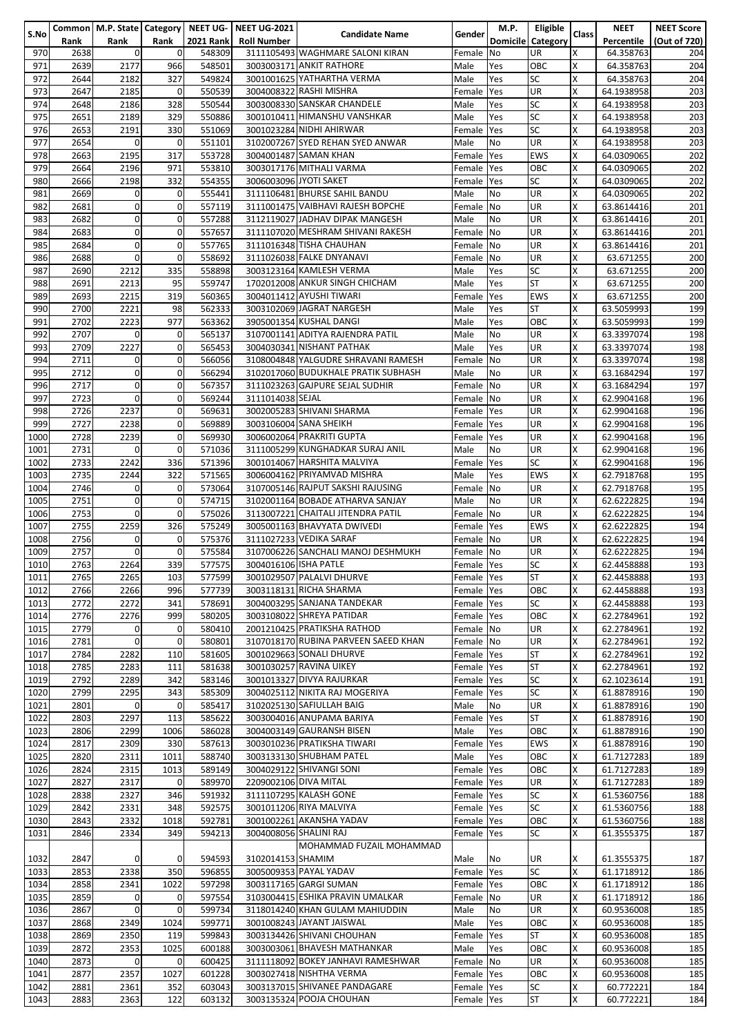| S.No | Common Rank | M.P. State Rank | Category Rank | NEET UG-2021 Rank | NEET UG-2021 Roll Number | Candidate Name | Gender | M.P. Domicile | Eligible Category | Class | NEET Percentile | NEET Score (Out of 720) |
|---|---|---|---|---|---|---|---|---|---|---|---|---|
| 970 | 2638 | 0 | 0 | 548309 | 3111105493 | WAGHMARE SALONI KIRAN | Female | No | UR | X | 64.358763 | 204 |
| 971 | 2639 | 2177 | 966 | 548501 | 3003003171 | ANKIT RATHORE | Male | Yes | OBC | X | 64.358763 | 204 |
| 972 | 2644 | 2182 | 327 | 549824 | 3001001625 | YATHARTHA VERMA | Male | Yes | SC | X | 64.358763 | 204 |
| 973 | 2647 | 2185 | 0 | 550539 | 3004008322 | RASHI MISHRA | Female | Yes | UR | X | 64.1938958 | 203 |
| 974 | 2648 | 2186 | 328 | 550544 | 3003008330 | SANSKAR CHANDELE | Male | Yes | SC | X | 64.1938958 | 203 |
| 975 | 2651 | 2189 | 329 | 550886 | 3001010411 | HIMANSHU VANSHKAR | Male | Yes | SC | X | 64.1938958 | 203 |
| 976 | 2653 | 2191 | 330 | 551069 | 3001023284 | NIDHI AHIRWAR | Female | Yes | SC | X | 64.1938958 | 203 |
| 977 | 2654 | 0 | 0 | 551101 | 3102007267 | SYED REHAN SYED ANWAR | Male | No | UR | X | 64.1938958 | 203 |
| 978 | 2663 | 2195 | 317 | 553728 | 3004001487 | SAMAN KHAN | Female | Yes | EWS | X | 64.0309065 | 202 |
| 979 | 2664 | 2196 | 971 | 553810 | 3003017176 | MITHALI VARMA | Female | Yes | OBC | X | 64.0309065 | 202 |
| 980 | 2666 | 2198 | 332 | 554355 | 3006003096 | JYOTI SAKET | Female | Yes | SC | X | 64.0309065 | 202 |
| 981 | 2669 | 0 | 0 | 555441 | 3111106481 | BHURSE SAHIL BANDU | Male | No | UR | X | 64.0309065 | 202 |
| 982 | 2681 | 0 | 0 | 557119 | 3111001475 | VAIBHAVI RAJESH BOPCHE | Female | No | UR | X | 63.8614416 | 201 |
| 983 | 2682 | 0 | 0 | 557288 | 3112119027 | JADHAV DIPAK MANGESH | Male | No | UR | X | 63.8614416 | 201 |
| 984 | 2683 | 0 | 0 | 557657 | 3111107020 | MESHRAM SHIVANI RAKESH | Female | No | UR | X | 63.8614416 | 201 |
| 985 | 2684 | 0 | 0 | 557765 | 3111016348 | TISHA CHAUHAN | Female | No | UR | X | 63.8614416 | 201 |
| 986 | 2688 | 0 | 0 | 558692 | 3111026038 | FALKE DNYANAVI | Female | No | UR | X | 63.671255 | 200 |
| 987 | 2690 | 2212 | 335 | 558898 | 3003123164 | KAMLESH VERMA | Male | Yes | SC | X | 63.671255 | 200 |
| 988 | 2691 | 2213 | 95 | 559747 | 1702012008 | ANKUR SINGH CHICHAM | Male | Yes | ST | X | 63.671255 | 200 |
| 989 | 2693 | 2215 | 319 | 560365 | 3004011412 | AYUSHI TIWARI | Female | Yes | EWS | X | 63.671255 | 200 |
| 990 | 2700 | 2221 | 98 | 562333 | 3003102069 | JAGRAT NARGESH | Male | Yes | ST | X | 63.5059993 | 199 |
| 991 | 2702 | 2223 | 977 | 563362 | 3905001354 | KUSHAL DANGI | Male | Yes | OBC | X | 63.5059993 | 199 |
| 992 | 2707 | 0 | 0 | 565137 | 3107001141 | ADITYA RAJENDRA PATIL | Male | No | UR | X | 63.3397074 | 198 |
| 993 | 2709 | 2227 | 0 | 565453 | 3004030341 | NISHANT PATHAK | Male | Yes | UR | X | 63.3397074 | 198 |
| 994 | 2711 | 0 | 0 | 566056 | 3108004848 | YALGUDRE SHRAVANI RAMESH | Female | No | UR | X | 63.3397074 | 198 |
| 995 | 2712 | 0 | 0 | 566294 | 3102017060 | BUDUKHALE PRATIK SUBHASH | Male | No | UR | X | 63.1684294 | 197 |
| 996 | 2717 | 0 | 0 | 567357 | 3111023263 | GAJPURE SEJAL SUDHIR | Female | No | UR | X | 63.1684294 | 197 |
| 997 | 2723 | 0 | 0 | 569244 | 3111014038 | SEJAL | Female | No | UR | X | 62.9904168 | 196 |
| 998 | 2726 | 2237 | 0 | 569631 | 3002005283 | SHIVANI SHARMA | Female | Yes | UR | X | 62.9904168 | 196 |
| 999 | 2727 | 2238 | 0 | 569889 | 3003106004 | SANA SHEIKH | Female | Yes | UR | X | 62.9904168 | 196 |
| 1000 | 2728 | 2239 | 0 | 569930 | 3006002064 | PRAKRITI GUPTA | Female | Yes | UR | X | 62.9904168 | 196 |
| 1001 | 2731 | 0 | 0 | 571036 | 3111005299 | KUNGHADKAR SURAJ ANIL | Male | No | UR | X | 62.9904168 | 196 |
| 1002 | 2733 | 2242 | 336 | 571396 | 3001014067 | HARSHITA MALVIYA | Female | Yes | SC | X | 62.9904168 | 196 |
| 1003 | 2735 | 2244 | 322 | 571565 | 3006004162 | PRIYAMVAD MISHRA | Male | Yes | EWS | X | 62.7918768 | 195 |
| 1004 | 2746 | 0 | 0 | 573064 | 3107005146 | RAJPUT SAKSHI RAJUSING | Female | No | UR | X | 62.7918768 | 195 |
| 1005 | 2751 | 0 | 0 | 574715 | 3102001164 | BOBADE ATHARVA SANJAY | Male | No | UR | X | 62.6222825 | 194 |
| 1006 | 2753 | 0 | 0 | 575026 | 3113007221 | CHAITALI JITENDRA PATIL | Female | No | UR | X | 62.6222825 | 194 |
| 1007 | 2755 | 2259 | 326 | 575249 | 3005001163 | BHAVYATA DWIVEDI | Female | Yes | EWS | X | 62.6222825 | 194 |
| 1008 | 2756 | 0 | 0 | 575376 | 3111027233 | VEDIKA SARAF | Female | No | UR | X | 62.6222825 | 194 |
| 1009 | 2757 | 0 | 0 | 575584 | 3107006226 | SANCHALI MANOJ DESHMUKH | Female | No | UR | X | 62.6222825 | 194 |
| 1010 | 2763 | 2264 | 339 | 577575 | 3004016106 | ISHA PATLE | Female | Yes | SC | X | 62.4458888 | 193 |
| 1011 | 2765 | 2265 | 103 | 577599 | 3001029507 | PALALVI DHURVE | Female | Yes | ST | X | 62.4458888 | 193 |
| 1012 | 2766 | 2266 | 996 | 577739 | 3003118131 | RICHA SHARMA | Female | Yes | OBC | X | 62.4458888 | 193 |
| 1013 | 2772 | 2272 | 341 | 578691 | 3004003295 | SANJANA TANDEKAR | Female | Yes | SC | X | 62.4458888 | 193 |
| 1014 | 2776 | 2276 | 999 | 580205 | 3003108022 | SHREYA PATIDAR | Female | Yes | OBC | X | 62.2784961 | 192 |
| 1015 | 2779 | 0 | 0 | 580410 | 2001210425 | PRATIKSHA RATHOD | Female | No | UR | X | 62.2784961 | 192 |
| 1016 | 2781 | 0 | 0 | 580801 | 3107018170 | RUBINA PARVEEN SAEED KHAN | Female | No | UR | X | 62.2784961 | 192 |
| 1017 | 2784 | 2282 | 110 | 581605 | 3001029663 | SONALI DHURVE | Female | Yes | ST | X | 62.2784961 | 192 |
| 1018 | 2785 | 2283 | 111 | 581638 | 3001030257 | RAVINA UIKEY | Female | Yes | ST | X | 62.2784961 | 192 |
| 1019 | 2792 | 2289 | 342 | 583146 | 3001013327 | DIVYA RAJURKAR | Female | Yes | SC | X | 62.1023614 | 191 |
| 1020 | 2799 | 2295 | 343 | 585309 | 3004025112 | NIKITA RAJ MOGERIYA | Female | Yes | SC | X | 61.8878916 | 190 |
| 1021 | 2801 | 0 | 0 | 585417 | 3102025130 | SAFIULLAH BAIG | Male | No | UR | X | 61.8878916 | 190 |
| 1022 | 2803 | 2297 | 113 | 585622 | 3003004016 | ANUPAMA BARIYA | Female | Yes | ST | X | 61.8878916 | 190 |
| 1023 | 2806 | 2299 | 1006 | 586028 | 3004003149 | GAURANSH BISEN | Male | Yes | OBC | X | 61.8878916 | 190 |
| 1024 | 2817 | 2309 | 330 | 587613 | 3003010236 | PRATIKSHA TIWARI | Female | Yes | EWS | X | 61.8878916 | 190 |
| 1025 | 2820 | 2311 | 1011 | 588740 | 3003133130 | SHUBHAM PATEL | Male | Yes | OBC | X | 61.7127283 | 189 |
| 1026 | 2824 | 2315 | 1013 | 589149 | 3004029122 | SHIVANGI SONI | Female | Yes | OBC | X | 61.7127283 | 189 |
| 1027 | 2827 | 2317 | 0 | 589970 | 2209002106 | DIVA MITAL | Female | Yes | UR | X | 61.7127283 | 189 |
| 1028 | 2838 | 2327 | 346 | 591932 | 3111107295 | KALASH GONE | Female | Yes | SC | X | 61.5360756 | 188 |
| 1029 | 2842 | 2331 | 348 | 592575 | 3001011206 | RIYA MALVIYA | Female | Yes | SC | X | 61.5360756 | 188 |
| 1030 | 2843 | 2332 | 1018 | 592781 | 3001002261 | AKANSHA YADAV | Female | Yes | OBC | X | 61.5360756 | 188 |
| 1031 | 2846 | 2334 | 349 | 594213 | 3004008056 | SHALINI RAJ | Female | Yes | SC | X | 61.3555375 | 187 |
| 1032 | 2847 | 0 | 0 | 594593 | 3102014153 | MOHAMMAD FUZAIL MOHAMMAD SHAMIM | Male | No | UR | X | 61.3555375 | 187 |
| 1033 | 2853 | 2338 | 350 | 596855 | 3005009353 | PAYAL YADAV | Female | Yes | SC | X | 61.1718912 | 186 |
| 1034 | 2858 | 2341 | 1022 | 597298 | 3003117165 | GARGI SUMAN | Female | Yes | OBC | X | 61.1718912 | 186 |
| 1035 | 2859 | 0 | 0 | 597554 | 3103004415 | ESHIKA PRAVIN UMALKAR | Female | No | UR | X | 61.1718912 | 186 |
| 1036 | 2867 | 0 | 0 | 599734 | 3118014240 | KHAN GULAM MAHIUDDIN | Male | No | UR | X | 60.9536008 | 185 |
| 1037 | 2868 | 2349 | 1024 | 599771 | 3001008243 | JAYANT JAISWAL | Male | Yes | OBC | X | 60.9536008 | 185 |
| 1038 | 2869 | 2350 | 119 | 599843 | 3003134426 | SHIVANI CHOUHAN | Female | Yes | ST | X | 60.9536008 | 185 |
| 1039 | 2872 | 2353 | 1025 | 600188 | 3003003061 | BHAVESH MATHANKAR | Male | Yes | OBC | X | 60.9536008 | 185 |
| 1040 | 2873 | 0 | 0 | 600425 | 3111118092 | BOKEY JANHAVI RAMESHWAR | Female | No | UR | X | 60.9536008 | 185 |
| 1041 | 2877 | 2357 | 1027 | 601228 | 3003027418 | NISHTHA VERMA | Female | Yes | OBC | X | 60.9536008 | 185 |
| 1042 | 2881 | 2361 | 352 | 603043 | 3003137015 | SHIVANEE PANDAGARE | Female | Yes | SC | X | 60.772221 | 184 |
| 1043 | 2883 | 2363 | 122 | 603132 | 3003135324 | POOJA CHOUHAN | Female | Yes | ST | X | 60.772221 | 184 |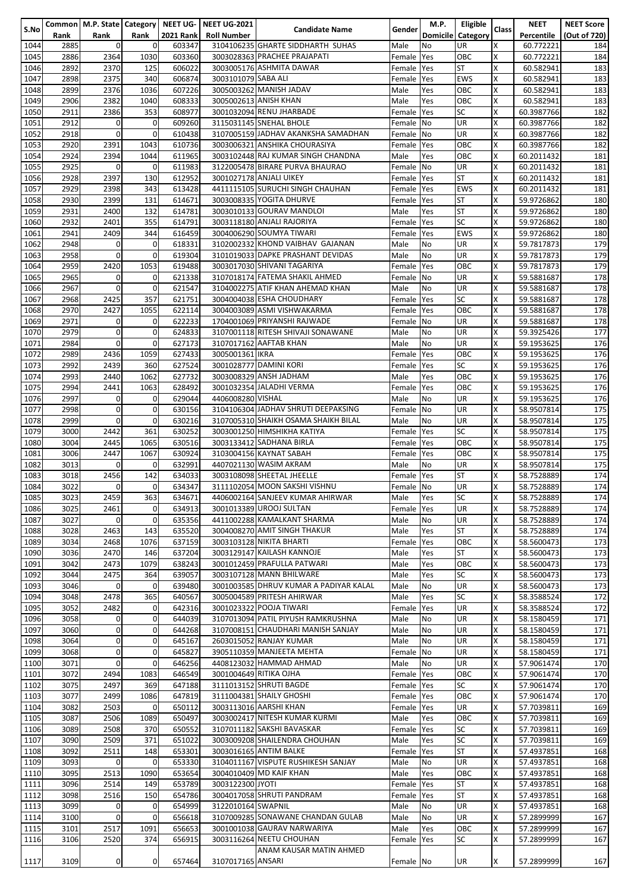| S.No | Common Rank | M.P. State Rank | Category Rank | NEET UG-2021 Rank | NEET UG-2021 Roll Number | Candidate Name | Gender | M.P. Domicile | Eligible Category | Class | NEET Percentile | NEET Score (Out of 720) |
|---|---|---|---|---|---|---|---|---|---|---|---|---|
| 1044 | 2885 | 0 | 0 | 603347 | 3104106235 | GHARTE SIDDHARTH SUHAS | Male | No | UR | X | 60.772221 | 184 |
| 1045 | 2886 | 2364 | 1030 | 603360 | 3003028363 | PRACHEE PRAJAPATI | Female | Yes | OBC | X | 60.772221 | 184 |
| 1046 | 2892 | 2370 | 125 | 606022 | 3003005176 | ASHMITA DAWAR | Female | Yes | ST | X | 60.582941 | 183 |
| 1047 | 2898 | 2375 | 340 | 606874 | 3003101079 | SABA ALI | Female | Yes | EWS | X | 60.582941 | 183 |
| 1048 | 2899 | 2376 | 1036 | 607226 | 3005003262 | MANISH JADAV | Male | Yes | OBC | X | 60.582941 | 183 |
| 1049 | 2906 | 2382 | 1040 | 608333 | 3005002613 | ANISH KHAN | Male | Yes | OBC | X | 60.582941 | 183 |
| 1050 | 2911 | 2386 | 353 | 608977 | 3001032094 | RENU JHARBADE | Female | Yes | SC | X | 60.3987766 | 182 |
| 1051 | 2912 | 0 | 0 | 609260 | 3115031145 | SNEHAL BHOLE | Female | No | UR | X | 60.3987766 | 182 |
| 1052 | 2918 | 0 | 0 | 610438 | 3107005159 | JADHAV AKANKSHA SAMADHAN | Female | No | UR | X | 60.3987766 | 182 |
| 1053 | 2920 | 2391 | 1043 | 610736 | 3003006321 | ANSHIKA CHOURASIYA | Female | Yes | OBC | X | 60.3987766 | 182 |
| 1054 | 2924 | 2394 | 1044 | 611965 | 3003102448 | RAJ KUMAR SINGH CHANDNA | Male | Yes | OBC | X | 60.2011432 | 181 |
| 1055 | 2925 | 0 | 0 | 611983 | 3122005478 | BIRARE PURVA BHAURAO | Female | No | UR | X | 60.2011432 | 181 |
| 1056 | 2928 | 2397 | 130 | 612952 | 3001027178 | ANJALI UIKEY | Female | Yes | ST | X | 60.2011432 | 181 |
| 1057 | 2929 | 2398 | 343 | 613428 | 4411115105 | SURUCHI SINGH CHAUHAN | Female | Yes | EWS | X | 60.2011432 | 181 |
| 1058 | 2930 | 2399 | 131 | 614671 | 3003008335 | YOGITA DHURVE | Female | Yes | ST | X | 59.9726862 | 180 |
| 1059 | 2931 | 2400 | 132 | 614781 | 3003010133 | GOURAV MANDLOI | Male | Yes | ST | X | 59.9726862 | 180 |
| 1060 | 2932 | 2401 | 355 | 614791 | 3003118180 | ANJALI RAJORIYA | Female | Yes | SC | X | 59.9726862 | 180 |
| 1061 | 2941 | 2409 | 344 | 616459 | 3004006290 | SOUMYA TIWARI | Female | Yes | EWS | X | 59.9726862 | 180 |
| 1062 | 2948 | 0 | 0 | 618331 | 3102002332 | KHOND VAIBHAV GAJANAN | Male | No | UR | X | 59.7817873 | 179 |
| 1063 | 2958 | 0 | 0 | 619304 | 3101019033 | DAPKE PRASHANT DEVIDAS | Male | No | UR | X | 59.7817873 | 179 |
| 1064 | 2959 | 2420 | 1053 | 619488 | 3003017030 | SHIVANI TAGARIYA | Female | Yes | OBC | X | 59.7817873 | 179 |
| 1065 | 2965 | 0 | 0 | 621338 | 3107018174 | FATEMA SHAKIL AHMED | Female | No | UR | X | 59.5881687 | 178 |
| 1066 | 2967 | 0 | 0 | 621547 | 3104002275 | ATIF KHAN AHEMAD KHAN | Male | No | UR | X | 59.5881687 | 178 |
| 1067 | 2968 | 2425 | 357 | 621751 | 3004004038 | ESHA CHOUDHARY | Female | Yes | SC | X | 59.5881687 | 178 |
| 1068 | 2970 | 2427 | 1055 | 622114 | 3004003089 | ASMI VISHWAKARMA | Female | Yes | OBC | X | 59.5881687 | 178 |
| 1069 | 2971 | 0 | 0 | 622233 | 1704001069 | PRIYANSHI RAJWADE | Female | No | UR | X | 59.5881687 | 178 |
| 1070 | 2979 | 0 | 0 | 624833 | 3107001118 | RITESH SHIVAJI SONAWANE | Male | No | UR | X | 59.3925426 | 177 |
| 1071 | 2984 | 0 | 0 | 627173 | 3107017162 | AAFTAB KHAN | Male | No | UR | X | 59.1953625 | 176 |
| 1072 | 2989 | 2436 | 1059 | 627433 | 3005001361 | IKRA | Female | Yes | OBC | X | 59.1953625 | 176 |
| 1073 | 2992 | 2439 | 360 | 627524 | 3001028777 | DAMINI KORI | Female | Yes | SC | X | 59.1953625 | 176 |
| 1074 | 2993 | 2440 | 1062 | 627732 | 3003008329 | ANSH JADHAM | Male | Yes | OBC | X | 59.1953625 | 176 |
| 1075 | 2994 | 2441 | 1063 | 628492 | 3001032354 | JALADHI VERMA | Female | Yes | OBC | X | 59.1953625 | 176 |
| 1076 | 2997 | 0 | 0 | 629044 | 4406008280 | VISHAL | Male | No | UR | X | 59.1953625 | 176 |
| 1077 | 2998 | 0 | 0 | 630156 | 3104106304 | JADHAV SHRUTI DEEPAKSING | Female | No | UR | X | 58.9507814 | 175 |
| 1078 | 2999 | 0 | 0 | 630216 | 3107005310 | SHAIKH OSAMA SHAIKH BILAL | Male | No | UR | X | 58.9507814 | 175 |
| 1079 | 3000 | 2442 | 361 | 630252 | 3003001250 | HIMSHIKHA KATIYA | Female | Yes | SC | X | 58.9507814 | 175 |
| 1080 | 3004 | 2445 | 1065 | 630516 | 3003133412 | SADHANA BIRLA | Female | Yes | OBC | X | 58.9507814 | 175 |
| 1081 | 3006 | 2447 | 1067 | 630924 | 3103004156 | KAYNAT SABAH | Female | Yes | OBC | X | 58.9507814 | 175 |
| 1082 | 3013 | 0 | 0 | 632991 | 4407021130 | WASIM AKRAM | Male | No | UR | X | 58.9507814 | 175 |
| 1083 | 3018 | 2456 | 142 | 634033 | 3003108098 | SHEETAL JHEELLE | Female | Yes | ST | X | 58.7528889 | 174 |
| 1084 | 3022 | 0 | 0 | 634347 | 3111102054 | MOON SAKSHI VISHNU | Female | No | UR | X | 58.7528889 | 174 |
| 1085 | 3023 | 2459 | 363 | 634671 | 4406002164 | SANJEEV KUMAR AHIRWAR | Male | Yes | SC | X | 58.7528889 | 174 |
| 1086 | 3025 | 2461 | 0 | 634913 | 3001013389 | UROOJ SULTAN | Female | Yes | UR | X | 58.7528889 | 174 |
| 1087 | 3027 | 0 | 0 | 635356 | 4411002288 | KAMALKANT SHARMA | Male | No | UR | X | 58.7528889 | 174 |
| 1088 | 3028 | 2463 | 143 | 635520 | 3004008270 | AMIT SINGH THAKUR | Male | Yes | ST | X | 58.7528889 | 174 |
| 1089 | 3034 | 2468 | 1076 | 637159 | 3003103128 | NIKITA BHARTI | Female | Yes | OBC | X | 58.5600473 | 173 |
| 1090 | 3036 | 2470 | 146 | 637204 | 3003129147 | KAILASH KANNOJE | Male | Yes | ST | X | 58.5600473 | 173 |
| 1091 | 3042 | 2473 | 1079 | 638243 | 3001012459 | PRAFULLA PATWARI | Male | Yes | OBC | X | 58.5600473 | 173 |
| 1092 | 3044 | 2475 | 364 | 639057 | 3003107128 | MANN BHILWARE | Male | Yes | SC | X | 58.5600473 | 173 |
| 1093 | 3046 | 0 | 0 | 639480 | 3001003585 | DHRUV KUMAR A PADIYAR KALAL | Male | No | UR | X | 58.5600473 | 173 |
| 1094 | 3048 | 2478 | 365 | 640567 | 3005004589 | PRITESH AHIRWAR | Male | Yes | SC | X | 58.3588524 | 172 |
| 1095 | 3052 | 2482 | 0 | 642316 | 3001023322 | POOJA TIWARI | Female | Yes | UR | X | 58.3588524 | 172 |
| 1096 | 3058 | 0 | 0 | 644039 | 3107013094 | PATIL PIYUSH RAMKRUSHNA | Male | No | UR | X | 58.1580459 | 171 |
| 1097 | 3060 | 0 | 0 | 644268 | 3107008151 | CHAUDHARI MANISH SANJAY | Male | No | UR | X | 58.1580459 | 171 |
| 1098 | 3064 | 0 | 0 | 645167 | 2603015052 | RANJAY KUMAR | Male | No | UR | X | 58.1580459 | 171 |
| 1099 | 3068 | 0 | 0 | 645827 | 3905110359 | MANJEETA MEHTA | Female | No | UR | X | 58.1580459 | 171 |
| 1100 | 3071 | 0 | 0 | 646256 | 4408123032 | HAMMAD AHMAD | Male | No | UR | X | 57.9061474 | 170 |
| 1101 | 3072 | 2494 | 1083 | 646549 | 3001004649 | RITIKA OJHA | Female | Yes | OBC | X | 57.9061474 | 170 |
| 1102 | 3075 | 2497 | 369 | 647188 | 3111013152 | SHRUTI BAGDE | Female | Yes | SC | X | 57.9061474 | 170 |
| 1103 | 3077 | 2499 | 1086 | 647819 | 3111004381 | SHAILY GHOSHI | Female | Yes | OBC | X | 57.9061474 | 170 |
| 1104 | 3082 | 2503 | 0 | 650112 | 3003113016 | AARSHI KHAN | Female | Yes | UR | X | 57.7039811 | 169 |
| 1105 | 3087 | 2506 | 1089 | 650497 | 3003002417 | NITESH KUMAR KURMI | Male | Yes | OBC | X | 57.7039811 | 169 |
| 1106 | 3089 | 2508 | 370 | 650552 | 3107011182 | SAKSHI BAVASKAR | Female | Yes | SC | X | 57.7039811 | 169 |
| 1107 | 3090 | 2509 | 371 | 651022 | 3003009208 | SHAILENDRA CHOUHAN | Male | Yes | SC | X | 57.7039811 | 169 |
| 1108 | 3092 | 2511 | 148 | 653301 | 3003016165 | ANTIM BALKE | Female | Yes | ST | X | 57.4937851 | 168 |
| 1109 | 3093 | 0 | 0 | 653330 | 3104011167 | VISPUTE RUSHIKESH SANJAY | Male | No | UR | X | 57.4937851 | 168 |
| 1110 | 3095 | 2513 | 1090 | 653654 | 3004010409 | MD KAIF KHAN | Male | Yes | OBC | X | 57.4937851 | 168 |
| 1111 | 3096 | 2514 | 149 | 653789 | 3003122300 | JYOTI | Female | Yes | ST | X | 57.4937851 | 168 |
| 1112 | 3098 | 2516 | 150 | 654786 | 3004017058 | SHRUTI PANDRAM | Female | Yes | ST | X | 57.4937851 | 168 |
| 1113 | 3099 | 0 | 0 | 654999 | 3122010164 | SWAPNIL | Male | No | UR | X | 57.4937851 | 168 |
| 1114 | 3100 | 0 | 0 | 656618 | 3107009285 | SONAWANE CHANDAN GULAB | Male | No | UR | X | 57.2899999 | 167 |
| 1115 | 3101 | 2517 | 1091 | 656653 | 3001001038 | GAURAV NARWARIYA | Male | Yes | OBC | X | 57.2899999 | 167 |
| 1116 | 3106 | 2520 | 374 | 656915 | 3003116264 | NEETU CHOUHAN | Female | Yes | SC | X | 57.2899999 | 167 |
| 1117 | 3109 | 0 | 0 | 657464 | 3107017165 | ANAM KAUSAR MATIN AHMED ANSARI | Female | No | UR | X | 57.2899999 | 167 |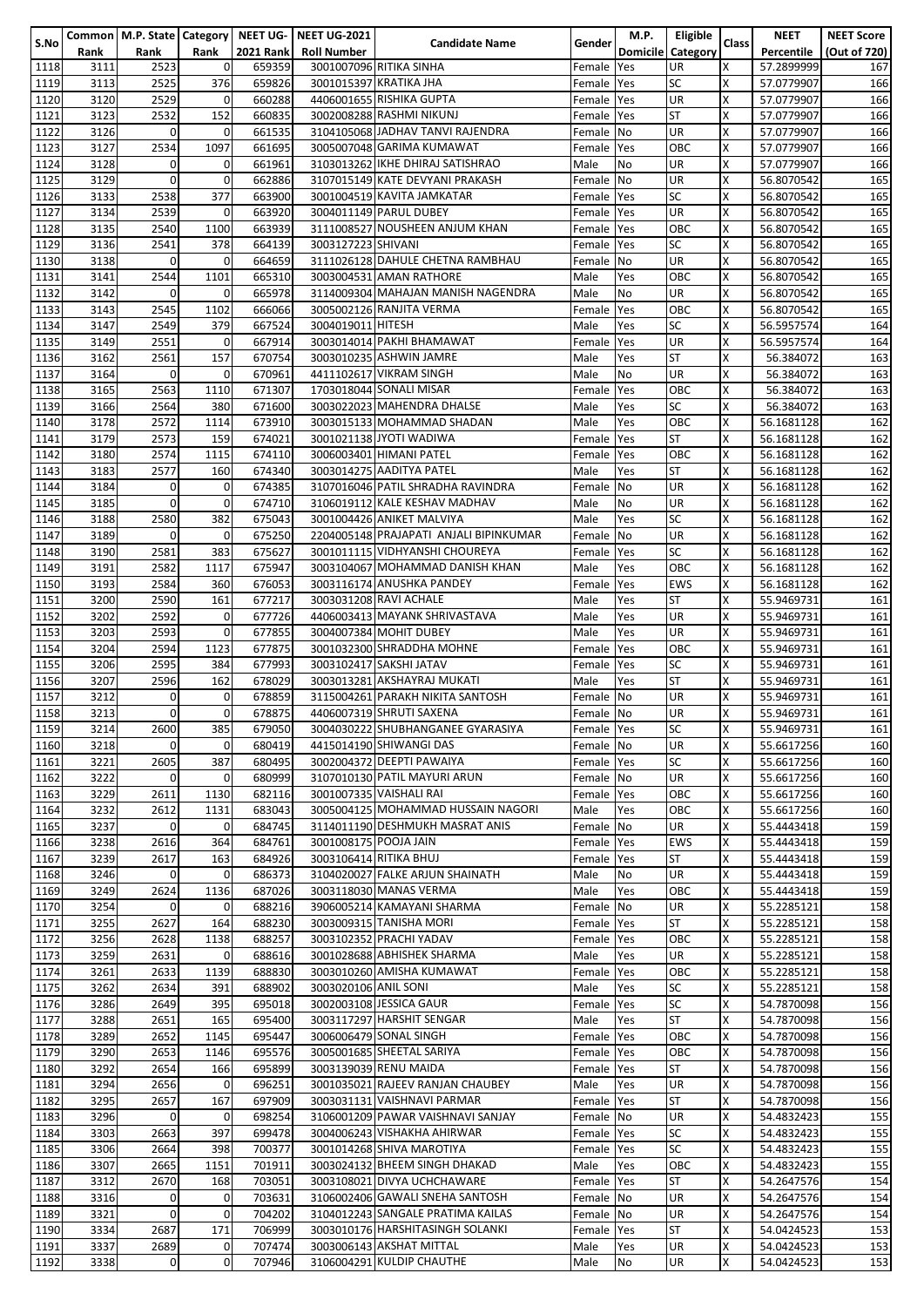| S.No | Common Rank | M.P. State Rank | Category Rank | NEET UG-2021 Rank | NEET UG-2021 Roll Number | Candidate Name | Gender | M.P. Domicile | Eligible Category | Class | NEET Percentile | NEET Score (Out of 720) |
|---|---|---|---|---|---|---|---|---|---|---|---|---|
| 1118 | 3111 | 2523 | 0 | 659359 | 3001007096 | RITIKA SINHA | Female | Yes | UR | X | 57.2899999 | 167 |
| 1119 | 3113 | 2525 | 376 | 659826 | 3001015397 | KRATIKA JHA | Female | Yes | SC | X | 57.0779907 | 166 |
| 1120 | 3120 | 2529 | 0 | 660288 | 4406001655 | RISHIKA GUPTA | Female | Yes | UR | X | 57.0779907 | 166 |
| 1121 | 3123 | 2532 | 152 | 660835 | 3002008288 | RASHMI NIKUNJ | Female | Yes | ST | X | 57.0779907 | 166 |
| 1122 | 3126 | 0 | 0 | 661535 | 3104105068 | JADHAV TANVI RAJENDRA | Female | No | UR | X | 57.0779907 | 166 |
| 1123 | 3127 | 2534 | 1097 | 661695 | 3005007048 | GARIMA KUMAWAT | Female | Yes | OBC | X | 57.0779907 | 166 |
| 1124 | 3128 | 0 | 0 | 661961 | 3103013262 | IKHE DHIRAJ SATISHRAO | Male | No | UR | X | 57.0779907 | 166 |
| 1125 | 3129 | 0 | 0 | 662886 | 3107015149 | KATE DEVYANI PRAKASH | Female | No | UR | X | 56.8070542 | 165 |
| 1126 | 3133 | 2538 | 377 | 663900 | 3001004519 | KAVITA JAMKATAR | Female | Yes | SC | X | 56.8070542 | 165 |
| 1127 | 3134 | 2539 | 0 | 663920 | 3004011149 | PARUL DUBEY | Female | Yes | UR | X | 56.8070542 | 165 |
| 1128 | 3135 | 2540 | 1100 | 663939 | 3111008527 | NOUSHEEN ANJUM KHAN | Female | Yes | OBC | X | 56.8070542 | 165 |
| 1129 | 3136 | 2541 | 378 | 664139 | 3003127223 | SHIVANI | Female | Yes | SC | X | 56.8070542 | 165 |
| 1130 | 3138 | 0 | 0 | 664659 | 3111026128 | DAHULE CHETNA RAMBHAU | Female | No | UR | X | 56.8070542 | 165 |
| 1131 | 3141 | 2544 | 1101 | 665310 | 3003004531 | AMAN RATHORE | Male | Yes | OBC | X | 56.8070542 | 165 |
| 1132 | 3142 | 0 | 0 | 665978 | 3114009304 | MAHAJAN MANISH NAGENDRA | Male | No | UR | X | 56.8070542 | 165 |
| 1133 | 3143 | 2545 | 1102 | 666066 | 3005002126 | RANJITA VERMA | Female | Yes | OBC | X | 56.8070542 | 165 |
| 1134 | 3147 | 2549 | 379 | 667524 | 3004019011 | HITESH | Male | Yes | SC | X | 56.5957574 | 164 |
| 1135 | 3149 | 2551 | 0 | 667914 | 3003014014 | PAKHI BHAMAWAT | Female | Yes | UR | X | 56.5957574 | 164 |
| 1136 | 3162 | 2561 | 157 | 670754 | 3003010235 | ASHWIN JAMRE | Male | Yes | ST | X | 56.384072 | 163 |
| 1137 | 3164 | 0 | 0 | 670961 | 4411102617 | VIKRAM SINGH | Male | No | UR | X | 56.384072 | 163 |
| 1138 | 3165 | 2563 | 1110 | 671307 | 1703018044 | SONALI MISAR | Female | Yes | OBC | X | 56.384072 | 163 |
| 1139 | 3166 | 2564 | 380 | 671600 | 3003022023 | MAHENDRA DHALSE | Male | Yes | SC | X | 56.384072 | 163 |
| 1140 | 3178 | 2572 | 1114 | 673910 | 3003015133 | MOHAMMAD SHADAN | Male | Yes | OBC | X | 56.1681128 | 162 |
| 1141 | 3179 | 2573 | 159 | 674021 | 3001021138 | JYOTI WADIWA | Female | Yes | ST | X | 56.1681128 | 162 |
| 1142 | 3180 | 2574 | 1115 | 674110 | 3006003401 | HIMANI PATEL | Female | Yes | OBC | X | 56.1681128 | 162 |
| 1143 | 3183 | 2577 | 160 | 674340 | 3003014275 | AADITYA PATEL | Male | Yes | ST | X | 56.1681128 | 162 |
| 1144 | 3184 | 0 | 0 | 674385 | 3107016046 | PATIL SHRADHA RAVINDRA | Female | No | UR | X | 56.1681128 | 162 |
| 1145 | 3185 | 0 | 0 | 674710 | 3106019112 | KALE KESHAV MADHAV | Male | No | UR | X | 56.1681128 | 162 |
| 1146 | 3188 | 2580 | 382 | 675043 | 3001004426 | ANIKET MALVIYA | Male | Yes | SC | X | 56.1681128 | 162 |
| 1147 | 3189 | 0 | 0 | 675250 | 2204005148 | PRAJAPATI ANJALI BIPINKUMAR | Female | No | UR | X | 56.1681128 | 162 |
| 1148 | 3190 | 2581 | 383 | 675627 | 3001011115 | VIDHYANSHI CHOUREYA | Female | Yes | SC | X | 56.1681128 | 162 |
| 1149 | 3191 | 2582 | 1117 | 675947 | 3003104067 | MOHAMMAD DANISH KHAN | Male | Yes | OBC | X | 56.1681128 | 162 |
| 1150 | 3193 | 2584 | 360 | 676053 | 3003116174 | ANUSHKA PANDEY | Female | Yes | EWS | X | 56.1681128 | 162 |
| 1151 | 3200 | 2590 | 161 | 677217 | 3003031208 | RAVI ACHALE | Male | Yes | ST | X | 55.9469731 | 161 |
| 1152 | 3202 | 2592 | 0 | 677726 | 4406003413 | MAYANK SHRIVASTAVA | Male | Yes | UR | X | 55.9469731 | 161 |
| 1153 | 3203 | 2593 | 0 | 677855 | 3004007384 | MOHIT DUBEY | Male | Yes | UR | X | 55.9469731 | 161 |
| 1154 | 3204 | 2594 | 1123 | 677875 | 3001032300 | SHRADDHA MOHNE | Female | Yes | OBC | X | 55.9469731 | 161 |
| 1155 | 3206 | 2595 | 384 | 677993 | 3003102417 | SAKSHI JATAV | Female | Yes | SC | X | 55.9469731 | 161 |
| 1156 | 3207 | 2596 | 162 | 678029 | 3003013281 | AKSHAYRAJ MUKATI | Male | Yes | ST | X | 55.9469731 | 161 |
| 1157 | 3212 | 0 | 0 | 678859 | 3115004261 | PARAKH NIKITA SANTOSH | Female | No | UR | X | 55.9469731 | 161 |
| 1158 | 3213 | 0 | 0 | 678875 | 4406007319 | SHRUTI SAXENA | Female | No | UR | X | 55.9469731 | 161 |
| 1159 | 3214 | 2600 | 385 | 679050 | 3004030222 | SHUBHANGANEE GYARASIYA | Female | Yes | SC | X | 55.9469731 | 161 |
| 1160 | 3218 | 0 | 0 | 680419 | 4415014190 | SHIWANGI DAS | Female | No | UR | X | 55.6617256 | 160 |
| 1161 | 3221 | 2605 | 387 | 680495 | 3002004372 | DEEPTI PAWAIYA | Female | Yes | SC | X | 55.6617256 | 160 |
| 1162 | 3222 | 0 | 0 | 680999 | 3107010130 | PATIL MAYURI ARUN | Female | No | UR | X | 55.6617256 | 160 |
| 1163 | 3229 | 2611 | 1130 | 682116 | 3001007335 | VAISHALI RAI | Female | Yes | OBC | X | 55.6617256 | 160 |
| 1164 | 3232 | 2612 | 1131 | 683043 | 3005004125 | MOHAMMAD HUSSAIN NAGORI | Male | Yes | OBC | X | 55.6617256 | 160 |
| 1165 | 3237 | 0 | 0 | 684745 | 3114011190 | DESHMUKH MASRAT ANIS | Female | No | UR | X | 55.4443418 | 159 |
| 1166 | 3238 | 2616 | 364 | 684761 | 3001008175 | POOJA JAIN | Female | Yes | EWS | X | 55.4443418 | 159 |
| 1167 | 3239 | 2617 | 163 | 684926 | 3003106414 | RITIKA BHUJ | Female | Yes | ST | X | 55.4443418 | 159 |
| 1168 | 3246 | 0 | 0 | 686373 | 3104020027 | FALKE ARJUN SHAINATH | Male | No | UR | X | 55.4443418 | 159 |
| 1169 | 3249 | 2624 | 1136 | 687026 | 3003118030 | MANAS VERMA | Male | Yes | OBC | X | 55.4443418 | 159 |
| 1170 | 3254 | 0 | 0 | 688216 | 3906005214 | KAMAYANI SHARMA | Female | No | UR | X | 55.2285121 | 158 |
| 1171 | 3255 | 2627 | 164 | 688230 | 3003009315 | TANISHA MORI | Female | Yes | ST | X | 55.2285121 | 158 |
| 1172 | 3256 | 2628 | 1138 | 688257 | 3003102352 | PRACHI YADAV | Female | Yes | OBC | X | 55.2285121 | 158 |
| 1173 | 3259 | 2631 | 0 | 688616 | 3001028668 | ABHISHEK SHARMA | Male | Yes | UR | X | 55.2285121 | 158 |
| 1174 | 3261 | 2633 | 1139 | 688830 | 3003010260 | AMISHA KUMAWAT | Female | Yes | OBC | X | 55.2285121 | 158 |
| 1175 | 3262 | 2634 | 391 | 688902 | 3003020106 | ANIL SONI | Male | Yes | SC | X | 55.2285121 | 158 |
| 1176 | 3286 | 2649 | 395 | 695018 | 3002003108 | JESSICA GAUR | Female | Yes | SC | X | 54.7870098 | 156 |
| 1177 | 3288 | 2651 | 165 | 695400 | 3003117297 | HARSHIT SENGAR | Male | Yes | ST | X | 54.7870098 | 156 |
| 1178 | 3289 | 2652 | 1145 | 695447 | 3006006479 | SONAL SINGH | Female | Yes | OBC | X | 54.7870098 | 156 |
| 1179 | 3290 | 2653 | 1146 | 695576 | 3005001685 | SHEETAL SARIYA | Female | Yes | OBC | X | 54.7870098 | 156 |
| 1180 | 3292 | 2654 | 166 | 695899 | 3003139039 | RENU MAIDA | Female | Yes | ST | X | 54.7870098 | 156 |
| 1181 | 3294 | 2656 | 0 | 696251 | 3001035021 | RAJEEV RANJAN CHAUBEY | Male | Yes | UR | X | 54.7870098 | 156 |
| 1182 | 3295 | 2657 | 167 | 697909 | 3003031131 | VAISHNAVI PARMAR | Female | Yes | ST | X | 54.7870098 | 156 |
| 1183 | 3296 | 0 | 0 | 698254 | 3106001209 | PAWAR VAISHNAVI SANJAY | Female | No | UR | X | 54.4832423 | 155 |
| 1184 | 3303 | 2663 | 397 | 699478 | 3004006243 | VISHAKHA AHIRWAR | Female | Yes | SC | X | 54.4832423 | 155 |
| 1185 | 3306 | 2664 | 398 | 700377 | 3001014268 | SHIVA MAROTIYA | Female | Yes | SC | X | 54.4832423 | 155 |
| 1186 | 3307 | 2665 | 1151 | 701911 | 3003024132 | BHEEM SINGH DHAKAD | Male | Yes | OBC | X | 54.4832423 | 155 |
| 1187 | 3312 | 2670 | 168 | 703051 | 3003108021 | DIVYA UCHCHAWARE | Female | Yes | ST | X | 54.2647576 | 154 |
| 1188 | 3316 | 0 | 0 | 703631 | 3106002406 | GAWALI SNEHA SANTOSH | Female | No | UR | X | 54.2647576 | 154 |
| 1189 | 3321 | 0 | 0 | 704202 | 3104012243 | SANGALE PRATIMA KAILAS | Female | No | UR | X | 54.2647576 | 154 |
| 1190 | 3334 | 2687 | 171 | 706999 | 3003010176 | HARSHITASINGH SOLANKI | Female | Yes | ST | X | 54.0424523 | 153 |
| 1191 | 3337 | 2689 | 0 | 707474 | 3003006143 | AKSHAT MITTAL | Male | Yes | UR | X | 54.0424523 | 153 |
| 1192 | 3338 | 0 | 0 | 707946 | 3106004291 | KULDIP CHAUTHE | Male | No | UR | X | 54.0424523 | 153 |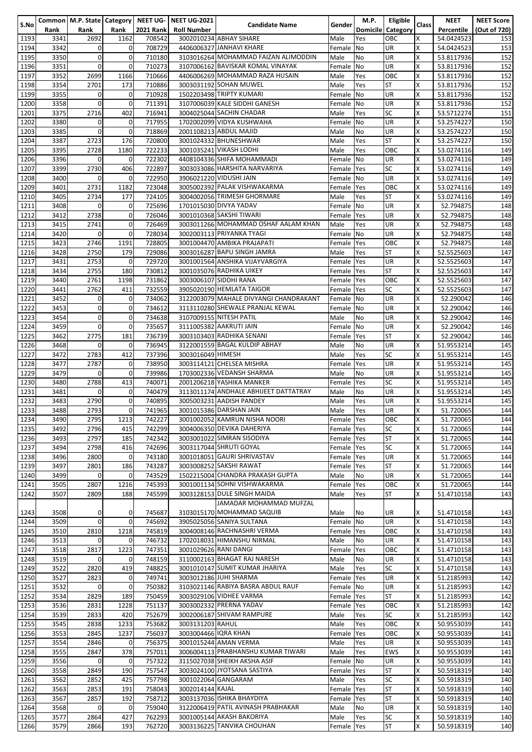| S.No | Common Rank | M.P. State Rank | Category Rank | NEET UG-2021 Rank | NEET UG-2021 Roll Number | Candidate Name | Gender | M.P. Domicile | Eligible Category | Class | NEET Percentile | NEET Score (Out of 720) |
|---|---|---|---|---|---|---|---|---|---|---|---|---|
| 1193 | 3341 | 2692 | 1162 | 708542 | 3002010234 | ABHAY SIHARE | Male | Yes | OBC | X | 54.0424523 | 153 |
| 1194 | 3342 | 0 | 0 | 708729 | 4406006327 | JANHAVI KHARE | Female | No | UR | X | 54.0424523 | 153 |
| 1195 | 3350 | 0 | 0 | 710180 | 3103016264 | MOHAMMAD FAIZAN ALIMODDIN | Male | No | UR | X | 53.8117936 | 152 |
| 1196 | 3351 | 0 | 0 | 710273 | 3107006162 | BAVISKAR KOMAL VINAYAK | Female | No | UR | X | 53.8117936 | 152 |
| 1197 | 3352 | 2699 | 1166 | 710666 | 4406006269 | MOHAMMAD RAZA HUSAIN | Male | Yes | OBC | X | 53.8117936 | 152 |
| 1198 | 3354 | 2701 | 173 | 710886 | 3003031192 | SOHAN MUWEL | Male | Yes | ST | X | 53.8117936 | 152 |
| 1199 | 3355 | 0 | 0 | 710928 | 1502203498 | TRIPTY KUMARI | Female | No | UR | X | 53.8117936 | 152 |
| 1200 | 3358 | 0 | 0 | 711391 | 3107006039 | KALE SIDDHI GANESH | Female | No | UR | X | 53.8117936 | 152 |
| 1201 | 3375 | 2716 | 402 | 716941 | 3004025044 | SACHIN CHADAR | Male | Yes | SC | X | 53.5712274 | 151 |
| 1202 | 3380 | 0 | 0 | 717955 | 1702002099 | VIDYA KUSHWAHA | Female | No | UR | X | 53.2574227 | 150 |
| 1203 | 3385 | 0 | 0 | 718869 | 2001108213 | ABDUL MAJID | Male | No | UR | X | 53.2574227 | 150 |
| 1204 | 3387 | 2723 | 176 | 720800 | 3001024332 | BHUNESHWAR | Male | Yes | ST | X | 53.2574227 | 150 |
| 1205 | 3395 | 2728 | 1180 | 722233 | 3001035241 | VIKASH LODHI | Male | Yes | OBC | X | 53.0274116 | 149 |
| 1206 | 3396 | 0 | 0 | 722302 | 4408104336 | SHIFA MOHAMMADI | Female | No | UR | X | 53.0274116 | 149 |
| 1207 | 3399 | 2730 | 406 | 722897 | 3003033086 | HARSHITA NARVARIYA | Female | Yes | SC | X | 53.0274116 | 149 |
| 1208 | 3400 | 0 | 0 | 722950 | 3906021220 | VIDUSHI JAIN | Female | No | UR | X | 53.0274116 | 149 |
| 1209 | 3401 | 2731 | 1182 | 723048 | 3005002392 | PALAK VISHWAKARMA | Female | Yes | OBC | X | 53.0274116 | 149 |
| 1210 | 3405 | 2734 | 177 | 724105 | 3004002056 | TRIMESH GHORMARE | Male | Yes | ST | X | 53.0274116 | 149 |
| 1211 | 3408 | 0 | 0 | 725696 | 1701015030 | DIVYA YADAV | Female | No | UR | X | 52.794875 | 148 |
| 1212 | 3412 | 2738 | 0 | 726046 | 3001010368 | SAKSHI TIWARI | Female | Yes | UR | X | 52.794875 | 148 |
| 1213 | 3415 | 2741 | 0 | 726469 | 3003011266 | MOHAMMAD OSHAF AALAM KHAN | Male | Yes | UR | X | 52.794875 | 148 |
| 1214 | 3420 | 0 | 0 | 728034 | 3002003113 | PRIYANKA TYAGI | Female | No | UR | X | 52.794875 | 148 |
| 1215 | 3423 | 2746 | 1191 | 728805 | 3001004470 | AMBIKA PRAJAPATI | Female | Yes | OBC | X | 52.794875 | 148 |
| 1216 | 3428 | 2750 | 179 | 729086 | 3003016287 | BAPU SINGH JAMRA | Male | Yes | ST | X | 52.5525603 | 147 |
| 1217 | 3431 | 2753 | 0 | 729720 | 3001001564 | ANSHIKA VIJAYVARGIYA | Female | Yes | UR | X | 52.5525603 | 147 |
| 1218 | 3434 | 2755 | 180 | 730812 | 3001035076 | RADHIKA UIKEY | Female | Yes | ST | X | 52.5525603 | 147 |
| 1219 | 3440 | 2761 | 1198 | 731862 | 3003006107 | SIDDHI RANA | Female | Yes | OBC | X | 52.5525603 | 147 |
| 1220 | 3441 | 2762 | 411 | 732559 | 3905020190 | HEMLATA TAIGOR | Female | Yes | SC | X | 52.5525603 | 147 |
| 1221 | 3452 | 0 | 0 | 734062 | 3122003079 | MAHALE DIVYANGI CHANDRAKANT | Female | No | UR | X | 52.290042 | 146 |
| 1222 | 3453 | 0 | 0 | 734612 | 3113110280 | SHEWALE PRANJAL KEWAL | Female | No | UR | X | 52.290042 | 146 |
| 1223 | 3454 | 0 | 0 | 734638 | 3107009155 | NITESH PATIL | Male | No | UR | X | 52.290042 | 146 |
| 1224 | 3459 | 0 | 0 | 735657 | 3111005382 | AAKRUTI JAIN | Female | No | UR | X | 52.290042 | 146 |
| 1225 | 3462 | 2775 | 181 | 736739 | 3003103403 | RADHIKA SENANI | Female | Yes | ST | X | 52.290042 | 146 |
| 1226 | 3468 | 0 | 0 | 736945 | 3122001559 | BAGAL KULDIP ABHAY | Male | No | UR | X | 51.9553214 | 145 |
| 1227 | 3472 | 2783 | 412 | 737396 | 3003016049 | HIMESH | Male | Yes | SC | X | 51.9553214 | 145 |
| 1228 | 3477 | 2787 | 0 | 738950 | 3003114121 | CHELSEA MISHRA | Female | Yes | UR | X | 51.9553214 | 145 |
| 1229 | 3479 | 0 | 0 | 739986 | 1703002336 | VEDANSH SHARMA | Male | No | UR | X | 51.9553214 | 145 |
| 1230 | 3480 | 2788 | 413 | 740071 | 2001206218 | YASHIKA MANKER | Female | Yes | SC | X | 51.9553214 | 145 |
| 1231 | 3481 | 0 | 0 | 740479 | 3113011174 | ANDHALE ABHIJEET DATTATRAY | Male | No | UR | X | 51.9553214 | 145 |
| 1232 | 3483 | 2790 | 0 | 740895 | 3005003231 | AADISH PANDEY | Male | Yes | UR | X | 51.9553214 | 145 |
| 1233 | 3488 | 2793 | 0 | 741965 | 3001015386 | DARSHAN JAIN | Male | Yes | UR | X | 51.720065 | 144 |
| 1234 | 3490 | 2795 | 1213 | 742227 | 3001002052 | KAMRUN NISHA NOORI | Female | Yes | OBC | X | 51.720065 | 144 |
| 1235 | 3492 | 2796 | 415 | 742299 | 3004006350 | DEVIKA DAHERIYA | Female | Yes | SC | X | 51.720065 | 144 |
| 1236 | 3493 | 2797 | 185 | 742342 | 3003001022 | SIMRAN SISODIYA | Female | Yes | ST | X | 51.720065 | 144 |
| 1237 | 3494 | 2798 | 416 | 742696 | 3003117044 | SHRUTI GOYAL | Female | Yes | SC | X | 51.720065 | 144 |
| 1238 | 3496 | 2800 | 0 | 743180 | 3001018051 | GAURI SHRIVASTAV | Female | Yes | UR | X | 51.720065 | 144 |
| 1239 | 3497 | 2801 | 186 | 743287 | 3003008252 | SAKSHI RAWAT | Female | Yes | ST | X | 51.720065 | 144 |
| 1240 | 3499 | 0 | 0 | 743529 | 1502215004 | CHANDRA PRAKASH GUPTA | Male | No | UR | X | 51.720065 | 144 |
| 1241 | 3505 | 2807 | 1216 | 745393 | 3001001134 | SOHNI VISHWAKARMA | Female | Yes | OBC | X | 51.720065 | 144 |
| 1242 | 3507 | 2809 | 188 | 745599 | 3003128153 | DULE SINGH MAIDA | Male | Yes | ST | X | 51.4710158 | 143 |
| 1243 | 3508 | 0 | 0 | 745687 | 3103015170 | JAMADAR MOHAMMAD MUFZAL MOHAMMAD SAQUIB | Male | No | UR | X | 51.4710158 | 143 |
| 1244 | 3509 | 0 | 0 | 745692 | 3905025056 | SANIYA SULTANA | Female | No | UR | X | 51.4710158 | 143 |
| 1245 | 3510 | 2810 | 1218 | 745819 | 3004008146 | RACHNASHRI VERMA | Female | Yes | OBC | X | 51.4710158 | 143 |
| 1246 | 3513 | 0 | 0 | 746732 | 1702018031 | HIMANSHU NIRMAL | Male | No | UR | X | 51.4710158 | 143 |
| 1247 | 3518 | 2817 | 1223 | 747351 | 3001029626 | RANI DANGI | Female | Yes | OBC | X | 51.4710158 | 143 |
| 1248 | 3519 | 0 | 0 | 748159 | 3110002163 | BHAGAT RAJ NARESH | Male | No | UR | X | 51.4710158 | 143 |
| 1249 | 3522 | 2820 | 419 | 748825 | 3001010147 | SUMIT KUMAR JHARIYA | Male | Yes | SC | X | 51.4710158 | 143 |
| 1250 | 3527 | 2823 | 0 | 749741 | 3003012186 | JUHI SHARMA | Female | Yes | UR | X | 51.2185993 | 142 |
| 1251 | 3532 | 0 | 0 | 750382 | 3103021146 | RABIYA BASRA ABDUL RAUF | Female | No | UR | X | 51.2185993 | 142 |
| 1252 | 3534 | 2829 | 189 | 750459 | 3003029106 | VIDHEE VARMA | Female | Yes | ST | X | 51.2185993 | 142 |
| 1253 | 3536 | 2831 | 1228 | 751137 | 3003002332 | PRERNA YADAV | Female | Yes | OBC | X | 51.2185993 | 142 |
| 1254 | 3539 | 2833 | 420 | 752679 | 3002006187 | SHIVAM RAMPURE | Male | Yes | SC | X | 51.2185993 | 142 |
| 1255 | 3545 | 2838 | 1233 | 753682 | 3003131203 | RAHUL | Male | Yes | OBC | X | 50.9553039 | 141 |
| 1256 | 3553 | 2845 | 1237 | 756037 | 3003004466 | IQRA KHAN | Female | Yes | OBC | X | 50.9553039 | 141 |
| 1257 | 3554 | 2846 | 0 | 756375 | 3001015244 | AMAN VERMA | Male | Yes | UR | X | 50.9553039 | 141 |
| 1258 | 3555 | 2847 | 378 | 757011 | 3006004113 | PRABHANSHU KUMAR TIWARI | Male | Yes | EWS | X | 50.9553039 | 141 |
| 1259 | 3556 | 0 | 0 | 757322 | 3115027038 | SHEIKH AKSHA ASIF | Female | No | UR | X | 50.9553039 | 141 |
| 1260 | 3558 | 2849 | 190 | 757547 | 3003024100 | JYOTSANA SASTIYA | Female | Yes | ST | X | 50.5918319 | 140 |
| 1261 | 3562 | 2852 | 425 | 757798 | 3001022064 | GANGARAM | Male | Yes | SC | X | 50.5918319 | 140 |
| 1262 | 3563 | 2853 | 191 | 758043 | 3002014144 | KAJAL | Female | Yes | ST | X | 50.5918319 | 140 |
| 1263 | 3567 | 2857 | 192 | 758712 | 3003137036 | ISHIKA BHAYDIYA | Female | Yes | ST | X | 50.5918319 | 140 |
| 1264 | 3568 | 0 | 0 | 759040 | 3122006419 | PATIL AVINASH PRABHAKAR | Male | No | UR | X | 50.5918319 | 140 |
| 1265 | 3577 | 2864 | 427 | 762293 | 3001005144 | AKASH BAKORIYA | Male | Yes | SC | X | 50.5918319 | 140 |
| 1266 | 3579 | 2866 | 193 | 762720 | 3003136225 | TANVIKA CHOUHAN | Female | Yes | ST | X | 50.5918319 | 140 |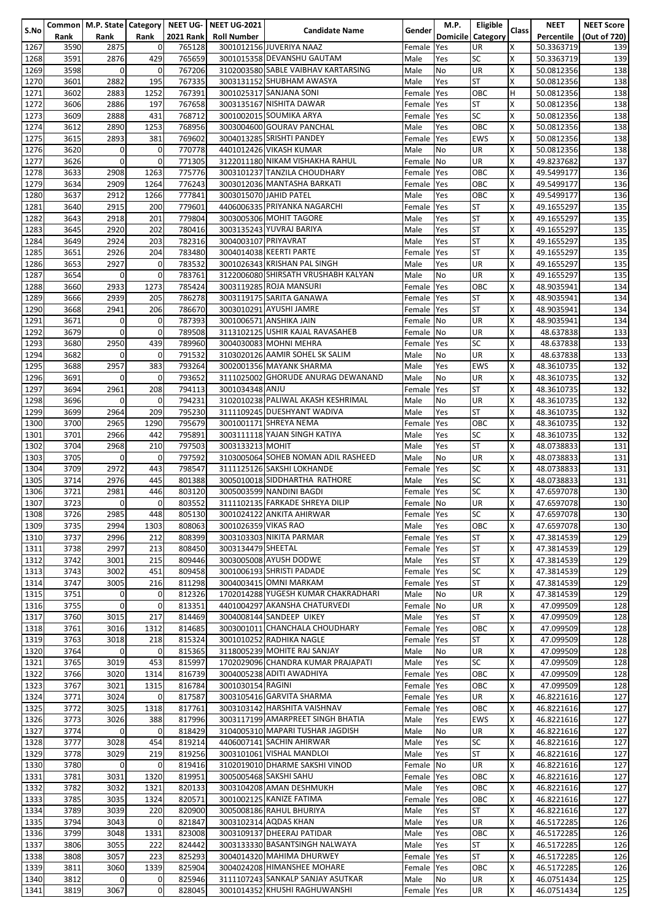| S.No | Common Rank | M.P. State Rank | Category Rank | NEET UG-2021 Rank | NEET UG-2021 Roll Number | Candidate Name | Gender | M.P. Domicile | Eligible Category | Class | NEET Percentile | NEET Score (Out of 720) |
|---|---|---|---|---|---|---|---|---|---|---|---|---|
| 1267 | 3590 | 2875 | 0 | 765128 | 3001012156 | JUVERIYA NAAZ | Female | Yes | UR | X | 50.3363719 | 139 |
| 1268 | 3591 | 2876 | 429 | 765659 | 3001015358 | DEVANSHU GAUTAM | Male | Yes | SC | X | 50.3363719 | 139 |
| 1269 | 3598 | 0 | 0 | 767206 | 3102003580 | SABLE VAIBHAV KARTARSING | Male | No | UR | X | 50.0812356 | 138 |
| 1270 | 3601 | 2882 | 195 | 767335 | 3003131152 | SHUBHAM AWASYA | Male | Yes | ST | X | 50.0812356 | 138 |
| 1271 | 3602 | 2883 | 1252 | 767391 | 3001025317 | SANJANA SONI | Female | Yes | OBC | H | 50.0812356 | 138 |
| 1272 | 3606 | 2886 | 197 | 767658 | 3003135167 | NISHITA DAWAR | Female | Yes | ST | X | 50.0812356 | 138 |
| 1273 | 3609 | 2888 | 431 | 768712 | 3001002015 | SOUMIKA ARYA | Female | Yes | SC | X | 50.0812356 | 138 |
| 1274 | 3612 | 2890 | 1253 | 768956 | 3003004600 | GOURAV PANCHAL | Male | Yes | OBC | X | 50.0812356 | 138 |
| 1275 | 3615 | 2893 | 381 | 769602 | 3004013285 | SRISHTI PANDEY | Female | Yes | EWS | X | 50.0812356 | 138 |
| 1276 | 3620 | 0 | 0 | 770778 | 4401012426 | VIKASH KUMAR | Male | No | UR | X | 50.0812356 | 138 |
| 1277 | 3626 | 0 | 0 | 771305 | 3122011180 | NIKAM VISHAKHA RAHUL | Female | No | UR | X | 49.8237682 | 137 |
| 1278 | 3633 | 2908 | 1263 | 775776 | 3003101237 | TANZILA CHOUDHARY | Female | Yes | OBC | X | 49.5499177 | 136 |
| 1279 | 3634 | 2909 | 1264 | 776243 | 3003012036 | MANTASHA BARKATI | Female | Yes | OBC | X | 49.5499177 | 136 |
| 1280 | 3637 | 2912 | 1266 | 777841 | 3003015070 | JAHID PATEL | Male | Yes | OBC | X | 49.5499177 | 136 |
| 1281 | 3640 | 2915 | 200 | 779601 | 4406006335 | PRIYANKA NAGARCHI | Female | Yes | ST | X | 49.1655297 | 135 |
| 1282 | 3643 | 2918 | 201 | 779804 | 3003005306 | MOHIT TAGORE | Male | Yes | ST | X | 49.1655297 | 135 |
| 1283 | 3645 | 2920 | 202 | 780416 | 3003135243 | YUVRAJ BARIYA | Male | Yes | ST | X | 49.1655297 | 135 |
| 1284 | 3649 | 2924 | 203 | 782316 | 3004003107 | PRIYAVRAT | Male | Yes | ST | X | 49.1655297 | 135 |
| 1285 | 3651 | 2926 | 204 | 783480 | 3004014038 | KEERTI PARTE | Female | Yes | ST | X | 49.1655297 | 135 |
| 1286 | 3653 | 2927 | 0 | 783532 | 3001026343 | KRISHAN PAL SINGH | Male | Yes | UR | X | 49.1655297 | 135 |
| 1287 | 3654 | 0 | 0 | 783761 | 3122006080 | SHIRSATH VRUSHABH KALYAN | Male | No | UR | X | 49.1655297 | 135 |
| 1288 | 3660 | 2933 | 1273 | 785424 | 3003119285 | ROJA MANSURI | Female | Yes | OBC | X | 48.9035941 | 134 |
| 1289 | 3666 | 2939 | 205 | 786278 | 3003119175 | SARITA GANAWA | Female | Yes | ST | X | 48.9035941 | 134 |
| 1290 | 3668 | 2941 | 206 | 786670 | 3003010291 | AYUSHI JAMRE | Female | Yes | ST | X | 48.9035941 | 134 |
| 1291 | 3671 | 0 | 0 | 787393 | 3001006571 | ANSHIKA JAIN | Female | No | UR | X | 48.9035941 | 134 |
| 1292 | 3679 | 0 | 0 | 789508 | 3113102125 | USHIR KAJAL RAVASAHEB | Female | No | UR | X | 48.637838 | 133 |
| 1293 | 3680 | 2950 | 439 | 789960 | 3004030083 | MOHNI MEHRA | Female | Yes | SC | X | 48.637838 | 133 |
| 1294 | 3682 | 0 | 0 | 791532 | 3103020126 | AAMIR SOHEL SK SALIM | Male | No | UR | X | 48.637838 | 133 |
| 1295 | 3688 | 2957 | 383 | 793264 | 3002001356 | MAYANK SHARMA | Male | Yes | EWS | X | 48.3610735 | 132 |
| 1296 | 3691 | 0 | 0 | 793652 | 3111025002 | GHORUDE ANURAG DEWANAND | Male | No | UR | X | 48.3610735 | 132 |
| 1297 | 3694 | 2961 | 208 | 794113 | 3001034348 | ANJU | Female | Yes | ST | X | 48.3610735 | 132 |
| 1298 | 3696 | 0 | 0 | 794231 | 3102010238 | PALIWAL AKASH KESHRIMAL | Male | No | UR | X | 48.3610735 | 132 |
| 1299 | 3699 | 2964 | 209 | 795230 | 3111109245 | DUESHYANT WADIVA | Male | Yes | ST | X | 48.3610735 | 132 |
| 1300 | 3700 | 2965 | 1290 | 795679 | 3001001171 | SHREYA NEMA | Female | Yes | OBC | X | 48.3610735 | 132 |
| 1301 | 3701 | 2966 | 442 | 795891 | 3003111118 | YAJAN SINGH KATIYA | Male | Yes | SC | X | 48.3610735 | 132 |
| 1302 | 3704 | 2968 | 210 | 797503 | 3003133213 | MOHIT | Male | Yes | ST | X | 48.0738833 | 131 |
| 1303 | 3705 | 0 | 0 | 797592 | 3103005064 | SOHEB NOMAN ADIL RASHEED | Male | No | UR | X | 48.0738833 | 131 |
| 1304 | 3709 | 2972 | 443 | 798547 | 3111125166 | SAKSHI LOKHANDE | Female | Yes | SC | X | 48.0738833 | 131 |
| 1305 | 3714 | 2976 | 445 | 801388 | 3005010018 | SIDDHARTHA RATHORE | Male | Yes | SC | X | 48.0738833 | 131 |
| 1306 | 3721 | 2981 | 446 | 803120 | 3005003599 | NANDINI BAGDI | Female | Yes | SC | X | 47.6597078 | 130 |
| 1307 | 3723 | 0 | 0 | 803552 | 3111102135 | FARKADE SHREYA DILIP | Female | No | UR | X | 47.6597078 | 130 |
| 1308 | 3726 | 2985 | 448 | 805130 | 3001024122 | ANKITA AHIRWAR | Female | Yes | SC | X | 47.6597078 | 130 |
| 1309 | 3735 | 2994 | 1303 | 808063 | 3001026359 | VIKAS RAO | Male | Yes | OBC | X | 47.6597078 | 130 |
| 1310 | 3737 | 2996 | 212 | 808399 | 3003103303 | NIKITA PARMAR | Female | Yes | ST | X | 47.3814539 | 129 |
| 1311 | 3738 | 2997 | 213 | 808450 | 3003134479 | SHEETAL | Female | Yes | ST | X | 47.3814539 | 129 |
| 1312 | 3742 | 3001 | 215 | 809446 | 3003005008 | AYUSH DODWE | Male | Yes | ST | X | 47.3814539 | 129 |
| 1313 | 3743 | 3002 | 451 | 809458 | 3001006193 | SHRISTI PADADE | Female | Yes | SC | X | 47.3814539 | 129 |
| 1314 | 3747 | 3005 | 216 | 811298 | 3004003415 | OMNI MARKAM | Female | Yes | ST | X | 47.3814539 | 129 |
| 1315 | 3751 | 0 | 0 | 812326 | 1702014288 | YUGESH KUMAR CHAKRADHARI | Male | No | UR | X | 47.3814539 | 129 |
| 1316 | 3755 | 0 | 0 | 813351 | 4401004297 | AKANSHA CHATURVEDI | Female | No | UR | X | 47.099509 | 128 |
| 1317 | 3760 | 3015 | 217 | 814469 | 3004008144 | SANDEEP UIKEY | Male | Yes | ST | X | 47.099509 | 128 |
| 1318 | 3761 | 3016 | 1312 | 814685 | 3003001011 | CHANCHALA CHOUDHARY | Female | Yes | OBC | X | 47.099509 | 128 |
| 1319 | 3763 | 3018 | 218 | 815324 | 3001010252 | RADHIKA NAGLE | Female | Yes | ST | X | 47.099509 | 128 |
| 1320 | 3764 | 0 | 0 | 815365 | 3118005239 | MOHITE RAJ SANJAY | Male | No | UR | X | 47.099509 | 128 |
| 1321 | 3765 | 3019 | 453 | 815997 | 1702029096 | CHANDRA KUMAR PRAJAPATI | Male | Yes | SC | X | 47.099509 | 128 |
| 1322 | 3766 | 3020 | 1314 | 816739 | 3004005238 | ADITI AWADHIYA | Female | Yes | OBC | X | 47.099509 | 128 |
| 1323 | 3767 | 3021 | 1315 | 816784 | 3001030154 | RAGINI | Female | Yes | OBC | X | 47.099509 | 128 |
| 1324 | 3771 | 3024 | 0 | 817587 | 3003105416 | GARVITA SHARMA | Female | Yes | UR | X | 46.8221616 | 127 |
| 1325 | 3772 | 3025 | 1318 | 817761 | 3003103142 | HARSHITA VAISHNAV | Female | Yes | OBC | X | 46.8221616 | 127 |
| 1326 | 3773 | 3026 | 388 | 817996 | 3003117199 | AMARPREET SINGH BHATIA | Male | Yes | EWS | X | 46.8221616 | 127 |
| 1327 | 3774 | 0 | 0 | 818429 | 3104005310 | MAPARI TUSHAR JAGDISH | Male | No | UR | X | 46.8221616 | 127 |
| 1328 | 3777 | 3028 | 454 | 819214 | 4406007141 | SACHIN AHIRWAR | Male | Yes | SC | X | 46.8221616 | 127 |
| 1329 | 3778 | 3029 | 219 | 819256 | 3003101061 | VISHAL MANDLOI | Male | Yes | ST | X | 46.8221616 | 127 |
| 1330 | 3780 | 0 | 0 | 819416 | 3102019010 | DHARME SAKSHI VINOD | Female | No | UR | X | 46.8221616 | 127 |
| 1331 | 3781 | 3031 | 1320 | 819951 | 3005005468 | SAKSHI SAHU | Female | Yes | OBC | X | 46.8221616 | 127 |
| 1332 | 3782 | 3032 | 1321 | 820133 | 3003104208 | AMAN DESHMUKH | Male | Yes | OBC | X | 46.8221616 | 127 |
| 1333 | 3785 | 3035 | 1324 | 820571 | 3001002125 | KANIZE FATIMA | Female | Yes | OBC | X | 46.8221616 | 127 |
| 1334 | 3789 | 3039 | 220 | 820900 | 3005008186 | RAHUL BHURIYA | Male | Yes | ST | X | 46.8221616 | 127 |
| 1335 | 3794 | 3043 | 0 | 821847 | 3003102314 | AQDAS KHAN | Male | Yes | UR | X | 46.5172285 | 126 |
| 1336 | 3799 | 3048 | 1331 | 823008 | 3003109137 | DHEERAJ PATIDAR | Male | Yes | OBC | X | 46.5172285 | 126 |
| 1337 | 3806 | 3055 | 222 | 824442 | 3003133330 | BASANTSINGH NALWAYA | Male | Yes | ST | X | 46.5172285 | 126 |
| 1338 | 3808 | 3057 | 223 | 825293 | 3004014320 | MAHIMA DHURWEY | Female | Yes | ST | X | 46.5172285 | 126 |
| 1339 | 3811 | 3060 | 1339 | 825904 | 3004024208 | HIMANSHEE MOHARE | Female | Yes | OBC | X | 46.5172285 | 126 |
| 1340 | 3812 | 0 | 0 | 825946 | 3111107243 | SANKALP SANJAY ASUTKAR | Male | No | UR | X | 46.0751434 | 125 |
| 1341 | 3819 | 3067 | 0 | 828045 | 3001014352 | KHUSHI RAGHUWANSHI | Female | Yes | UR | X | 46.0751434 | 125 |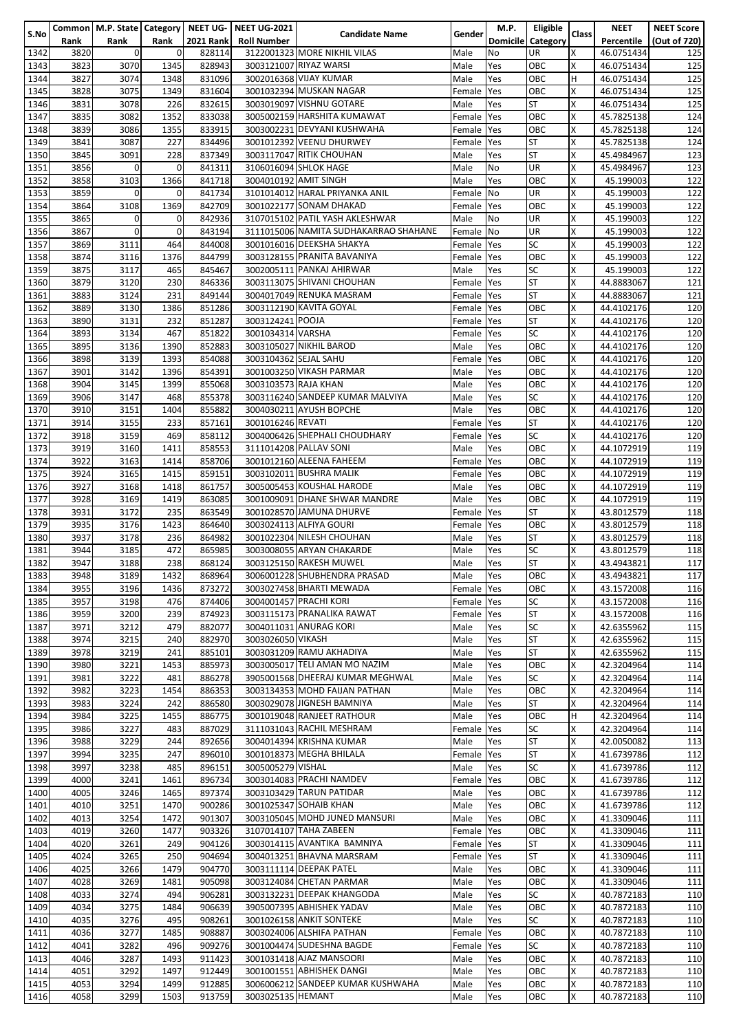| S.No | Common Rank | M.P. State Rank | Category Rank | NEET UG-2021 Rank | NEET UG-2021 Roll Number | Candidate Name | Gender | M.P. Domicile | Eligible Category | Class | NEET Percentile | NEET Score (Out of 720) |
|---|---|---|---|---|---|---|---|---|---|---|---|---|
| 1342 | 3820 | 0 | 0 | 828114 | 3122001323 | MORE NIKHIL VILAS | Male | No | UR | X | 46.0751434 | 125 |
| 1343 | 3823 | 3070 | 1345 | 828943 | 3003121007 | RIYAZ WARSI | Male | Yes | OBC | X | 46.0751434 | 125 |
| 1344 | 3827 | 3074 | 1348 | 831096 | 3002016368 | VIJAY KUMAR | Male | Yes | OBC | H | 46.0751434 | 125 |
| 1345 | 3828 | 3075 | 1349 | 831604 | 3001032394 | MUSKAN NAGAR | Female | Yes | OBC | X | 46.0751434 | 125 |
| 1346 | 3831 | 3078 | 226 | 832615 | 3003019097 | VISHNU GOTARE | Male | Yes | ST | X | 46.0751434 | 125 |
| 1347 | 3835 | 3082 | 1352 | 833038 | 3005002159 | HARSHITA KUMAWAT | Female | Yes | OBC | X | 45.7825138 | 124 |
| 1348 | 3839 | 3086 | 1355 | 833915 | 3003002231 | DEVYANI KUSHWAHA | Female | Yes | OBC | X | 45.7825138 | 124 |
| 1349 | 3841 | 3087 | 227 | 834496 | 3001012392 | VEENU DHURWEY | Female | Yes | ST | X | 45.7825138 | 124 |
| 1350 | 3845 | 3091 | 228 | 837349 | 3003117047 | RITIK CHOUHAN | Male | Yes | ST | X | 45.4984967 | 123 |
| 1351 | 3856 | 0 | 0 | 841311 | 3106016094 | SHLOK HAGE | Male | No | UR | X | 45.4984967 | 123 |
| 1352 | 3858 | 3103 | 1366 | 841718 | 3004010192 | AMIT SINGH | Male | Yes | OBC | X | 45.199003 | 122 |
| 1353 | 3859 | 0 | 0 | 841734 | 3101014012 | HARAL PRIYANKA ANIL | Female | No | UR | X | 45.199003 | 122 |
| 1354 | 3864 | 3108 | 1369 | 842709 | 3001022177 | SONAM DHAKAD | Female | Yes | OBC | X | 45.199003 | 122 |
| 1355 | 3865 | 0 | 0 | 842936 | 3107015102 | PATIL YASH AKLESHWAR | Male | No | UR | X | 45.199003 | 122 |
| 1356 | 3867 | 0 | 0 | 843194 | 3111015006 | NAMITA SUDHAKARRAO SHAHANE | Female | No | UR | X | 45.199003 | 122 |
| 1357 | 3869 | 3111 | 464 | 844008 | 3001016016 | DEEKSHA SHAKYA | Female | Yes | SC | X | 45.199003 | 122 |
| 1358 | 3874 | 3116 | 1376 | 844799 | 3003128155 | PRANITA BAVANIYA | Female | Yes | OBC | X | 45.199003 | 122 |
| 1359 | 3875 | 3117 | 465 | 845467 | 3002005111 | PANKAJ AHIRWAR | Male | Yes | SC | X | 45.199003 | 122 |
| 1360 | 3879 | 3120 | 230 | 846336 | 3003113075 | SHIVANI CHOUHAN | Female | Yes | ST | X | 44.8883067 | 121 |
| 1361 | 3883 | 3124 | 231 | 849144 | 3004017049 | RENUKA MASRAM | Female | Yes | ST | X | 44.8883067 | 121 |
| 1362 | 3889 | 3130 | 1386 | 851286 | 3003112190 | KAVITA GOYAL | Female | Yes | OBC | X | 44.4102176 | 120 |
| 1363 | 3890 | 3131 | 232 | 851287 | 3003124241 | POOJA | Female | Yes | ST | X | 44.4102176 | 120 |
| 1364 | 3893 | 3134 | 467 | 851822 | 3001034314 | VARSHA | Female | Yes | SC | X | 44.4102176 | 120 |
| 1365 | 3895 | 3136 | 1390 | 852883 | 3003105027 | NIKHIL BAROD | Male | Yes | OBC | X | 44.4102176 | 120 |
| 1366 | 3898 | 3139 | 1393 | 854088 | 3003104362 | SEJAL SAHU | Female | Yes | OBC | X | 44.4102176 | 120 |
| 1367 | 3901 | 3142 | 1396 | 854391 | 3001003250 | VIKASH PARMAR | Male | Yes | OBC | X | 44.4102176 | 120 |
| 1368 | 3904 | 3145 | 1399 | 855068 | 3003103573 | RAJA KHAN | Male | Yes | OBC | X | 44.4102176 | 120 |
| 1369 | 3906 | 3147 | 468 | 855378 | 3003116240 | SANDEEP KUMAR MALVIYA | Male | Yes | SC | X | 44.4102176 | 120 |
| 1370 | 3910 | 3151 | 1404 | 855882 | 3004030211 | AYUSH BOPCHE | Male | Yes | OBC | X | 44.4102176 | 120 |
| 1371 | 3914 | 3155 | 233 | 857161 | 3001016246 | REVATI | Female | Yes | ST | X | 44.4102176 | 120 |
| 1372 | 3918 | 3159 | 469 | 858112 | 3004006426 | SHEPHALI CHOUDHARY | Female | Yes | SC | X | 44.4102176 | 120 |
| 1373 | 3919 | 3160 | 1411 | 858553 | 3111014208 | PALLAV SONI | Male | Yes | OBC | X | 44.1072919 | 119 |
| 1374 | 3922 | 3163 | 1414 | 858706 | 3001012160 | ALEENA FAHEEM | Female | Yes | OBC | X | 44.1072919 | 119 |
| 1375 | 3924 | 3165 | 1415 | 859151 | 3003102011 | BUSHRA MALIK | Female | Yes | OBC | X | 44.1072919 | 119 |
| 1376 | 3927 | 3168 | 1418 | 861757 | 3005005453 | KOUSHAL HARODE | Male | Yes | OBC | X | 44.1072919 | 119 |
| 1377 | 3928 | 3169 | 1419 | 863085 | 3001009091 | DHANE SHWAR MANDRE | Male | Yes | OBC | X | 44.1072919 | 119 |
| 1378 | 3931 | 3172 | 235 | 863549 | 3001028570 | JAMUNA DHURVE | Female | Yes | ST | X | 43.8012579 | 118 |
| 1379 | 3935 | 3176 | 1423 | 864640 | 3003024113 | ALFIYA GOURI | Female | Yes | OBC | X | 43.8012579 | 118 |
| 1380 | 3937 | 3178 | 236 | 864982 | 3001022304 | NILESH CHOUHAN | Male | Yes | ST | X | 43.8012579 | 118 |
| 1381 | 3944 | 3185 | 472 | 865985 | 3003008055 | ARYAN CHAKARDE | Male | Yes | SC | X | 43.8012579 | 118 |
| 1382 | 3947 | 3188 | 238 | 868124 | 3003125150 | RAKESH MUWEL | Male | Yes | ST | X | 43.4943821 | 117 |
| 1383 | 3948 | 3189 | 1432 | 868964 | 3006001228 | SHUBHENDRA PRASAD | Male | Yes | OBC | X | 43.4943821 | 117 |
| 1384 | 3955 | 3196 | 1436 | 873272 | 3003027458 | BHARTI MEWADA | Female | Yes | OBC | X | 43.1572008 | 116 |
| 1385 | 3957 | 3198 | 476 | 874406 | 3004001457 | PRACHI KORI | Female | Yes | SC | X | 43.1572008 | 116 |
| 1386 | 3959 | 3200 | 239 | 874923 | 3003115173 | PRANALIKA RAWAT | Female | Yes | ST | X | 43.1572008 | 116 |
| 1387 | 3971 | 3212 | 479 | 882077 | 3004011031 | ANURAG KORI | Male | Yes | SC | X | 42.6355962 | 115 |
| 1388 | 3974 | 3215 | 240 | 882970 | 3003026050 | VIKASH | Male | Yes | ST | X | 42.6355962 | 115 |
| 1389 | 3978 | 3219 | 241 | 885101 | 3003031209 | RAMU AKHADIYA | Male | Yes | ST | X | 42.6355962 | 115 |
| 1390 | 3980 | 3221 | 1453 | 885973 | 3003005017 | TELI AMAN MO NAZIM | Male | Yes | OBC | X | 42.3204964 | 114 |
| 1391 | 3981 | 3222 | 481 | 886278 | 3905001568 | DHEERAJ KUMAR MEGHWAL | Male | Yes | SC | X | 42.3204964 | 114 |
| 1392 | 3982 | 3223 | 1454 | 886353 | 3003134353 | MOHD FAIJAN PATHAN | Male | Yes | OBC | X | 42.3204964 | 114 |
| 1393 | 3983 | 3224 | 242 | 886580 | 3003029078 | JIGNESH BAMNIYA | Male | Yes | ST | X | 42.3204964 | 114 |
| 1394 | 3984 | 3225 | 1455 | 886775 | 3001019048 | RANJEET RATHOUR | Male | Yes | OBC | H | 42.3204964 | 114 |
| 1395 | 3986 | 3227 | 483 | 887029 | 3111031043 | RACHIL MESHRAM | Female | Yes | SC | X | 42.3204964 | 114 |
| 1396 | 3988 | 3229 | 244 | 892656 | 3004014394 | KRISHNA KUMAR | Male | Yes | ST | X | 42.0050082 | 113 |
| 1397 | 3994 | 3235 | 247 | 896010 | 3001018373 | MEGHA BHILALA | Female | Yes | ST | X | 41.6739786 | 112 |
| 1398 | 3997 | 3238 | 485 | 896151 | 3005005279 | VISHAL | Male | Yes | SC | X | 41.6739786 | 112 |
| 1399 | 4000 | 3241 | 1461 | 896734 | 3003014083 | PRACHI NAMDEV | Female | Yes | OBC | X | 41.6739786 | 112 |
| 1400 | 4005 | 3246 | 1465 | 897374 | 3003103429 | TARUN PATIDAR | Male | Yes | OBC | X | 41.6739786 | 112 |
| 1401 | 4010 | 3251 | 1470 | 900286 | 3001025347 | SOHAIB KHAN | Male | Yes | OBC | X | 41.6739786 | 112 |
| 1402 | 4013 | 3254 | 1472 | 901307 | 3003105045 | MOHD JUNED MANSURI | Male | Yes | OBC | X | 41.3309046 | 111 |
| 1403 | 4019 | 3260 | 1477 | 903326 | 3107014107 | TAHA ZABEEN | Female | Yes | OBC | X | 41.3309046 | 111 |
| 1404 | 4020 | 3261 | 249 | 904126 | 3003014115 | AVANTIKA BAMNIYA | Female | Yes | ST | X | 41.3309046 | 111 |
| 1405 | 4024 | 3265 | 250 | 904694 | 3004013251 | BHAVNA MARSRAM | Female | Yes | ST | X | 41.3309046 | 111 |
| 1406 | 4025 | 3266 | 1479 | 904770 | 3003111114 | DEEPAK PATEL | Male | Yes | OBC | X | 41.3309046 | 111 |
| 1407 | 4028 | 3269 | 1481 | 905098 | 3003124084 | CHETAN PARMAR | Male | Yes | OBC | X | 41.3309046 | 111 |
| 1408 | 4033 | 3274 | 494 | 906281 | 3003132231 | DEEPAK KHANGODA | Male | Yes | SC | X | 40.7872183 | 110 |
| 1409 | 4034 | 3275 | 1484 | 906639 | 3905007395 | ABHISHEK YADAV | Male | Yes | OBC | X | 40.7872183 | 110 |
| 1410 | 4035 | 3276 | 495 | 908261 | 3001026158 | ANKIT SONTEKE | Male | Yes | SC | X | 40.7872183 | 110 |
| 1411 | 4036 | 3277 | 1485 | 908887 | 3003024006 | ALSHIFA PATHAN | Female | Yes | OBC | X | 40.7872183 | 110 |
| 1412 | 4041 | 3282 | 496 | 909276 | 3001004474 | SUDESHNA BAGDE | Female | Yes | SC | X | 40.7872183 | 110 |
| 1413 | 4046 | 3287 | 1493 | 911423 | 3001031418 | AJAZ MANSOORI | Male | Yes | OBC | X | 40.7872183 | 110 |
| 1414 | 4051 | 3292 | 1497 | 912449 | 3001001551 | ABHISHEK DANGI | Male | Yes | OBC | X | 40.7872183 | 110 |
| 1415 | 4053 | 3294 | 1499 | 912885 | 3006006212 | SANDEEP KUMAR KUSHWAHA | Male | Yes | OBC | X | 40.7872183 | 110 |
| 1416 | 4058 | 3299 | 1503 | 913759 | 3003025135 | HEMANT | Male | Yes | OBC | X | 40.7872183 | 110 |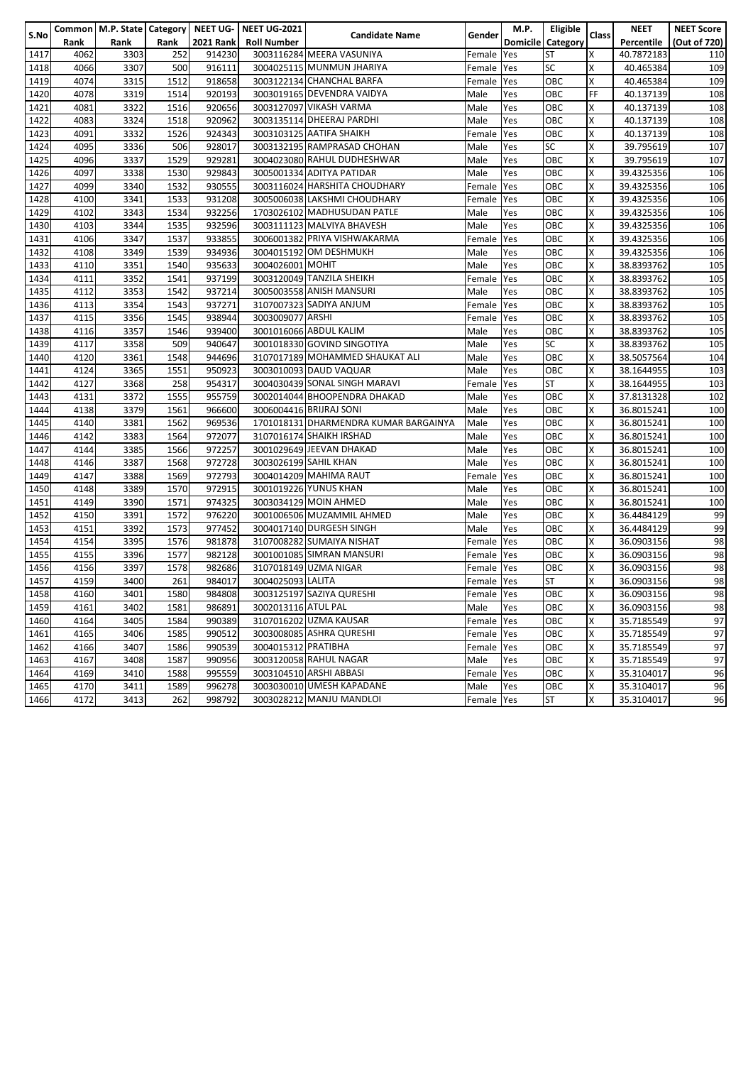| S.No | Common Rank | M.P. State Rank | Category Rank | NEET UG-2021 Rank | NEET UG-2021 Roll Number | Candidate Name | Gender | M.P. Domicile | Eligible Category | Class | NEET Percentile | NEET Score (Out of 720) |
|---|---|---|---|---|---|---|---|---|---|---|---|---|
| 1417 | 4062 | 3303 | 252 | 914230 | 3003116284 | MEERA VASUNIYA | Female | Yes | ST | X | 40.7872183 | 110 |
| 1418 | 4066 | 3307 | 500 | 916111 | 3004025115 | MUNMUN JHARIYA | Female | Yes | SC | X | 40.465384 | 109 |
| 1419 | 4074 | 3315 | 1512 | 918658 | 3003122134 | CHANCHAL BARFA | Female | Yes | OBC | X | 40.465384 | 109 |
| 1420 | 4078 | 3319 | 1514 | 920193 | 3003019165 | DEVENDRA VAIDYA | Male | Yes | OBC | FF | 40.137139 | 108 |
| 1421 | 4081 | 3322 | 1516 | 920656 | 3003127097 | VIKASH VARMA | Male | Yes | OBC | X | 40.137139 | 108 |
| 1422 | 4083 | 3324 | 1518 | 920962 | 3003135114 | DHEERAJ PARDHI | Male | Yes | OBC | X | 40.137139 | 108 |
| 1423 | 4091 | 3332 | 1526 | 924343 | 3003103125 | AATIFA SHAIKH | Female | Yes | OBC | X | 40.137139 | 108 |
| 1424 | 4095 | 3336 | 506 | 928017 | 3003132195 | RAMPRASAD CHOHAN | Male | Yes | SC | X | 39.795619 | 107 |
| 1425 | 4096 | 3337 | 1529 | 929281 | 3004023080 | RAHUL DUDHESHWAR | Male | Yes | OBC | X | 39.795619 | 107 |
| 1426 | 4097 | 3338 | 1530 | 929843 | 3005001334 | ADITYA PATIDAR | Male | Yes | OBC | X | 39.4325356 | 106 |
| 1427 | 4099 | 3340 | 1532 | 930555 | 3003116024 | HARSHITA CHOUDHARY | Female | Yes | OBC | X | 39.4325356 | 106 |
| 1428 | 4100 | 3341 | 1533 | 931208 | 3005006038 | LAKSHMI CHOUDHARY | Female | Yes | OBC | X | 39.4325356 | 106 |
| 1429 | 4102 | 3343 | 1534 | 932256 | 1703026102 | MADHUSUDAN PATLE | Male | Yes | OBC | X | 39.4325356 | 106 |
| 1430 | 4103 | 3344 | 1535 | 932596 | 3003111123 | MALVIYA BHAVESH | Male | Yes | OBC | X | 39.4325356 | 106 |
| 1431 | 4106 | 3347 | 1537 | 933855 | 3006001382 | PRIYA VISHWAKARMA | Female | Yes | OBC | X | 39.4325356 | 106 |
| 1432 | 4108 | 3349 | 1539 | 934936 | 3004015192 | OM DESHMUKH | Male | Yes | OBC | X | 39.4325356 | 106 |
| 1433 | 4110 | 3351 | 1540 | 935633 | 3004026001 | MOHIT | Male | Yes | OBC | X | 38.8393762 | 105 |
| 1434 | 4111 | 3352 | 1541 | 937199 | 3003120049 | TANZILA SHEIKH | Female | Yes | OBC | X | 38.8393762 | 105 |
| 1435 | 4112 | 3353 | 1542 | 937214 | 3005003558 | ANISH MANSURI | Male | Yes | OBC | X | 38.8393762 | 105 |
| 1436 | 4113 | 3354 | 1543 | 937271 | 3107007323 | SADIYA ANJUM | Female | Yes | OBC | X | 38.8393762 | 105 |
| 1437 | 4115 | 3356 | 1545 | 938944 | 3003009077 | ARSHI | Female | Yes | OBC | X | 38.8393762 | 105 |
| 1438 | 4116 | 3357 | 1546 | 939400 | 3001016066 | ABDUL KALIM | Male | Yes | OBC | X | 38.8393762 | 105 |
| 1439 | 4117 | 3358 | 509 | 940647 | 3001018330 | GOVIND SINGOTIYA | Male | Yes | SC | X | 38.8393762 | 105 |
| 1440 | 4120 | 3361 | 1548 | 944696 | 3107017189 | MOHAMMED SHAUKAT ALI | Male | Yes | OBC | X | 38.5057564 | 104 |
| 1441 | 4124 | 3365 | 1551 | 950923 | 3003010093 | DAUD VAQUAR | Male | Yes | OBC | X | 38.1644955 | 103 |
| 1442 | 4127 | 3368 | 258 | 954317 | 3004030439 | SONAL SINGH MARAVI | Female | Yes | ST | X | 38.1644955 | 103 |
| 1443 | 4131 | 3372 | 1555 | 955759 | 3002014044 | BHOOPENDRA DHAKAD | Male | Yes | OBC | X | 37.8131328 | 102 |
| 1444 | 4138 | 3379 | 1561 | 966600 | 3006004416 | BRIJRAJ SONI | Male | Yes | OBC | X | 36.8015241 | 100 |
| 1445 | 4140 | 3381 | 1562 | 969536 | 1701018131 | DHARMENDRA KUMAR BARGAINYA | Male | Yes | OBC | X | 36.8015241 | 100 |
| 1446 | 4142 | 3383 | 1564 | 972077 | 3107016174 | SHAIKH IRSHAD | Male | Yes | OBC | X | 36.8015241 | 100 |
| 1447 | 4144 | 3385 | 1566 | 972257 | 3001029649 | JEEVAN DHAKAD | Male | Yes | OBC | X | 36.8015241 | 100 |
| 1448 | 4146 | 3387 | 1568 | 972728 | 3003026199 | SAHIL KHAN | Male | Yes | OBC | X | 36.8015241 | 100 |
| 1449 | 4147 | 3388 | 1569 | 972793 | 3004014209 | MAHIMA RAUT | Female | Yes | OBC | X | 36.8015241 | 100 |
| 1450 | 4148 | 3389 | 1570 | 972915 | 3001019226 | YUNUS KHAN | Male | Yes | OBC | X | 36.8015241 | 100 |
| 1451 | 4149 | 3390 | 1571 | 974325 | 3003034129 | MOIN AHMED | Male | Yes | OBC | X | 36.8015241 | 100 |
| 1452 | 4150 | 3391 | 1572 | 976220 | 3001006506 | MUZAMMIL AHMED | Male | Yes | OBC | X | 36.4484129 | 99 |
| 1453 | 4151 | 3392 | 1573 | 977452 | 3004017140 | DURGESH SINGH | Male | Yes | OBC | X | 36.4484129 | 99 |
| 1454 | 4154 | 3395 | 1576 | 981878 | 3107008282 | SUMAIYA NISHAT | Female | Yes | OBC | X | 36.0903156 | 98 |
| 1455 | 4155 | 3396 | 1577 | 982128 | 3001001085 | SIMRAN MANSURI | Female | Yes | OBC | X | 36.0903156 | 98 |
| 1456 | 4156 | 3397 | 1578 | 982686 | 3107018149 | UZMA NIGAR | Female | Yes | OBC | X | 36.0903156 | 98 |
| 1457 | 4159 | 3400 | 261 | 984017 | 3004025093 | LALITA | Female | Yes | ST | X | 36.0903156 | 98 |
| 1458 | 4160 | 3401 | 1580 | 984808 | 3003125197 | SAZIYA QURESHI | Female | Yes | OBC | X | 36.0903156 | 98 |
| 1459 | 4161 | 3402 | 1581 | 986891 | 3002013116 | ATUL PAL | Male | Yes | OBC | X | 36.0903156 | 98 |
| 1460 | 4164 | 3405 | 1584 | 990389 | 3107016202 | UZMA KAUSAR | Female | Yes | OBC | X | 35.7185549 | 97 |
| 1461 | 4165 | 3406 | 1585 | 990512 | 3003008085 | ASHRA QURESHI | Female | Yes | OBC | X | 35.7185549 | 97 |
| 1462 | 4166 | 3407 | 1586 | 990539 | 3004015312 | PRATIBHA | Female | Yes | OBC | X | 35.7185549 | 97 |
| 1463 | 4167 | 3408 | 1587 | 990956 | 3003120058 | RAHUL NAGAR | Male | Yes | OBC | X | 35.7185549 | 97 |
| 1464 | 4169 | 3410 | 1588 | 995559 | 3003104510 | ARSHI ABBASI | Female | Yes | OBC | X | 35.3104017 | 96 |
| 1465 | 4170 | 3411 | 1589 | 996278 | 3003030010 | UMESH KAPADANE | Male | Yes | OBC | X | 35.3104017 | 96 |
| 1466 | 4172 | 3413 | 262 | 998792 | 3003028212 | MANJU MANDLOI | Female | Yes | ST | X | 35.3104017 | 96 |